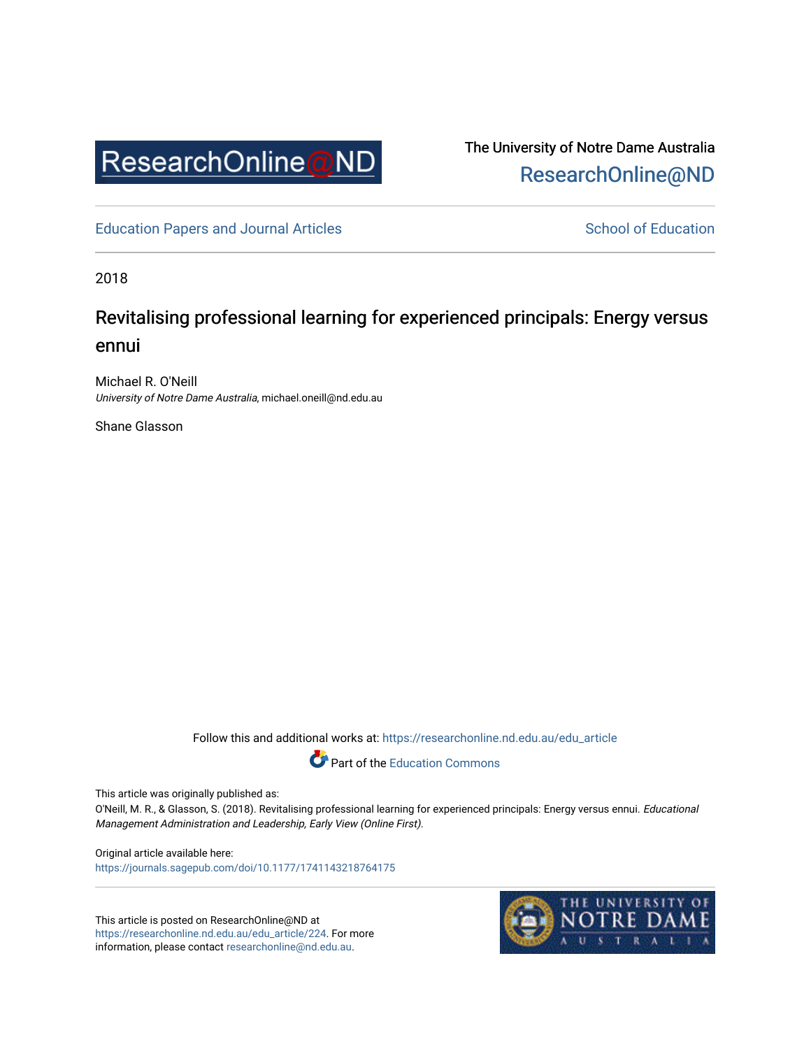ResearchOnline@ND

The University of Notre Dame Australia
ResearchOnline@ND

Education Papers and Journal Articles

School of Education

2018

# Revitalising professional learning for experienced principals: Energy versus ennui

Michael R. O'Neill
*University of Notre Dame Australia*, michael.oneill@nd.edu.au

Shane Glasson

Follow this and additional works at: https://researchonline.nd.edu.au/edu_article

Part of the Education Commons

This article was originally published as:
O'Neill, M. R., & Glasson, S. (2018). Revitalising professional learning for experienced principals: Energy versus ennui. *Educational Management Administration and Leadership, Early View (Online First)*.

Original article available here:
https://journals.sagepub.com/doi/10.1177/1741143218764175

This article is posted on ResearchOnline@ND at https://researchonline.nd.edu.au/edu_article/224. For more information, please contact researchonline@nd.edu.au.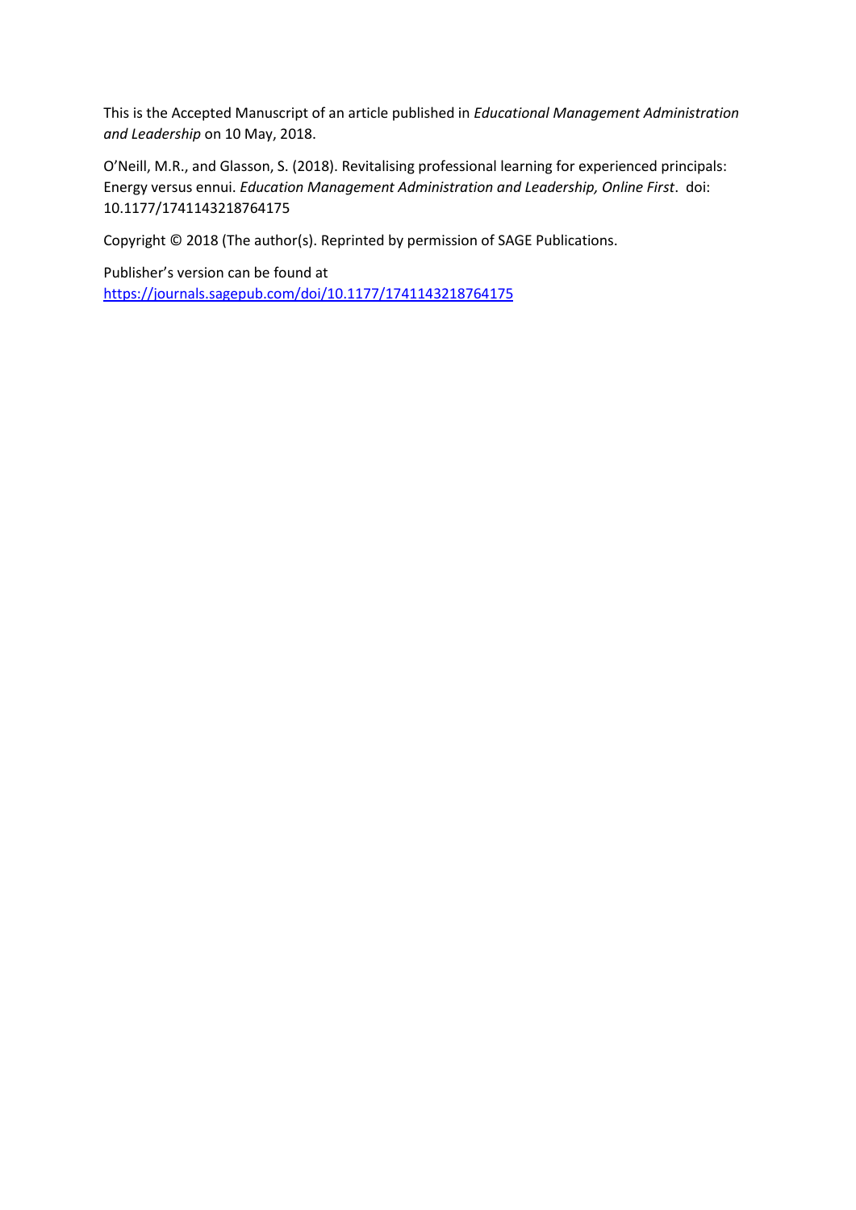This is the Accepted Manuscript of an article published in *Educational Management Administration and Leadership* on 10 May, 2018.

O'Neill, M.R., and Glasson, S. (2018). Revitalising professional learning for experienced principals: Energy versus ennui. *Education Management Administration and Leadership, Online First*. doi: 10.1177/1741143218764175

Copyright © 2018 (The author(s). Reprinted by permission of SAGE Publications.

Publisher's version can be found at
https://journals.sagepub.com/doi/10.1177/1741143218764175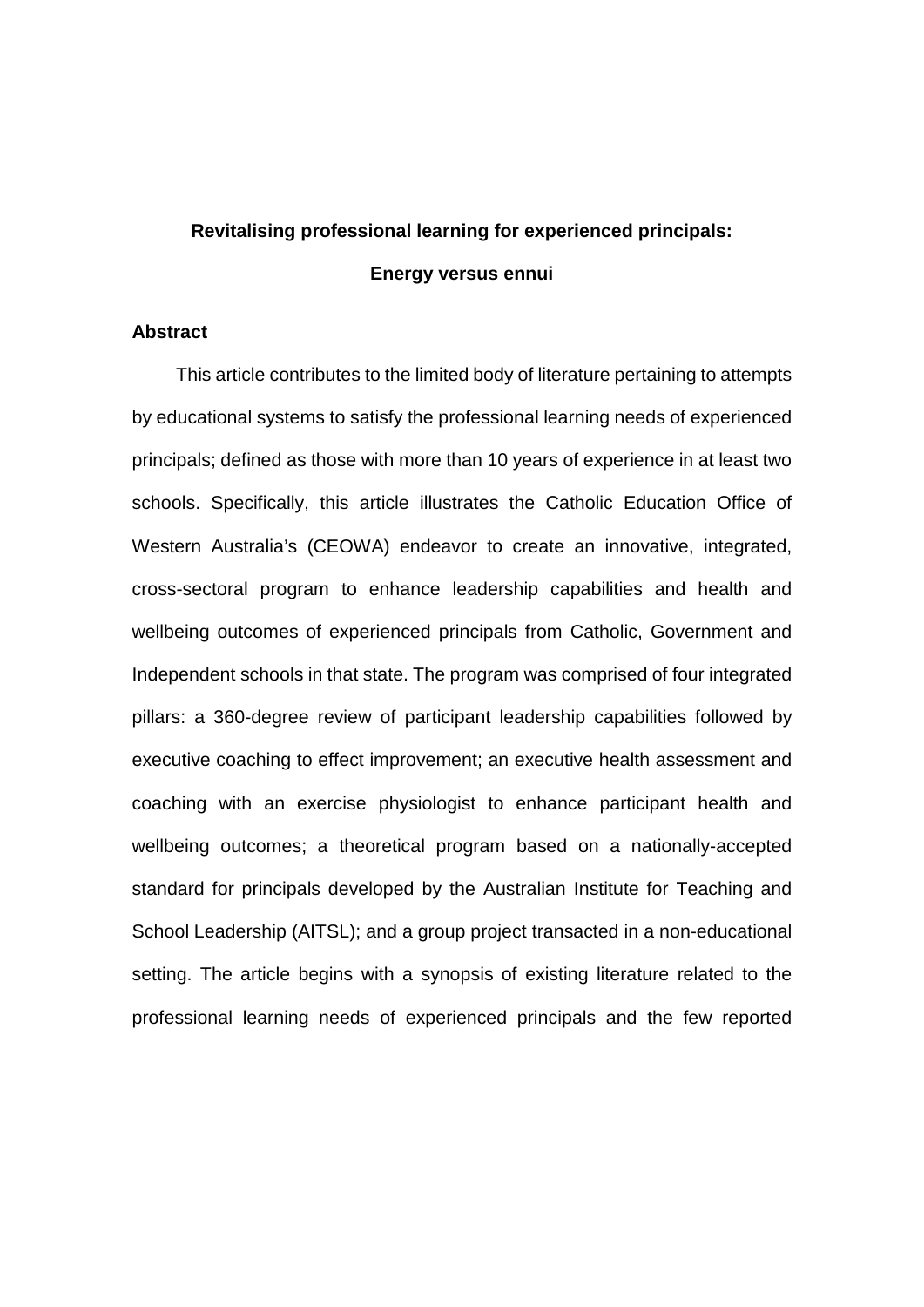# Revitalising professional learning for experienced principals: Energy versus ennui

## Abstract

This article contributes to the limited body of literature pertaining to attempts by educational systems to satisfy the professional learning needs of experienced principals; defined as those with more than 10 years of experience in at least two schools. Specifically, this article illustrates the Catholic Education Office of Western Australia's (CEOWA) endeavor to create an innovative, integrated, cross-sectoral program to enhance leadership capabilities and health and wellbeing outcomes of experienced principals from Catholic, Government and Independent schools in that state. The program was comprised of four integrated pillars: a 360-degree review of participant leadership capabilities followed by executive coaching to effect improvement; an executive health assessment and coaching with an exercise physiologist to enhance participant health and wellbeing outcomes; a theoretical program based on a nationally-accepted standard for principals developed by the Australian Institute for Teaching and School Leadership (AITSL); and a group project transacted in a non-educational setting. The article begins with a synopsis of existing literature related to the professional learning needs of experienced principals and the few reported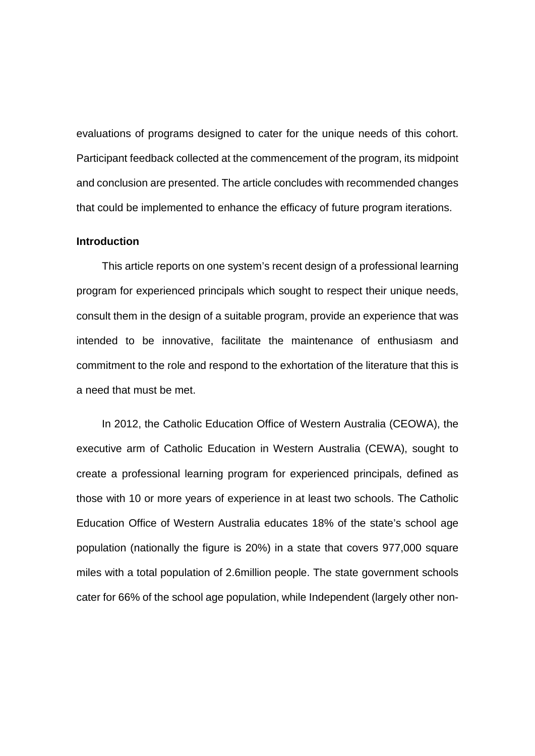evaluations of programs designed to cater for the unique needs of this cohort. Participant feedback collected at the commencement of the program, its midpoint and conclusion are presented. The article concludes with recommended changes that could be implemented to enhance the efficacy of future program iterations.

**Introduction**

This article reports on one system's recent design of a professional learning program for experienced principals which sought to respect their unique needs, consult them in the design of a suitable program, provide an experience that was intended to be innovative, facilitate the maintenance of enthusiasm and commitment to the role and respond to the exhortation of the literature that this is a need that must be met.

In 2012, the Catholic Education Office of Western Australia (CEOWA), the executive arm of Catholic Education in Western Australia (CEWA), sought to create a professional learning program for experienced principals, defined as those with 10 or more years of experience in at least two schools. The Catholic Education Office of Western Australia educates 18% of the state's school age population (nationally the figure is 20%) in a state that covers 977,000 square miles with a total population of 2.6million people. The state government schools cater for 66% of the school age population, while Independent (largely other non-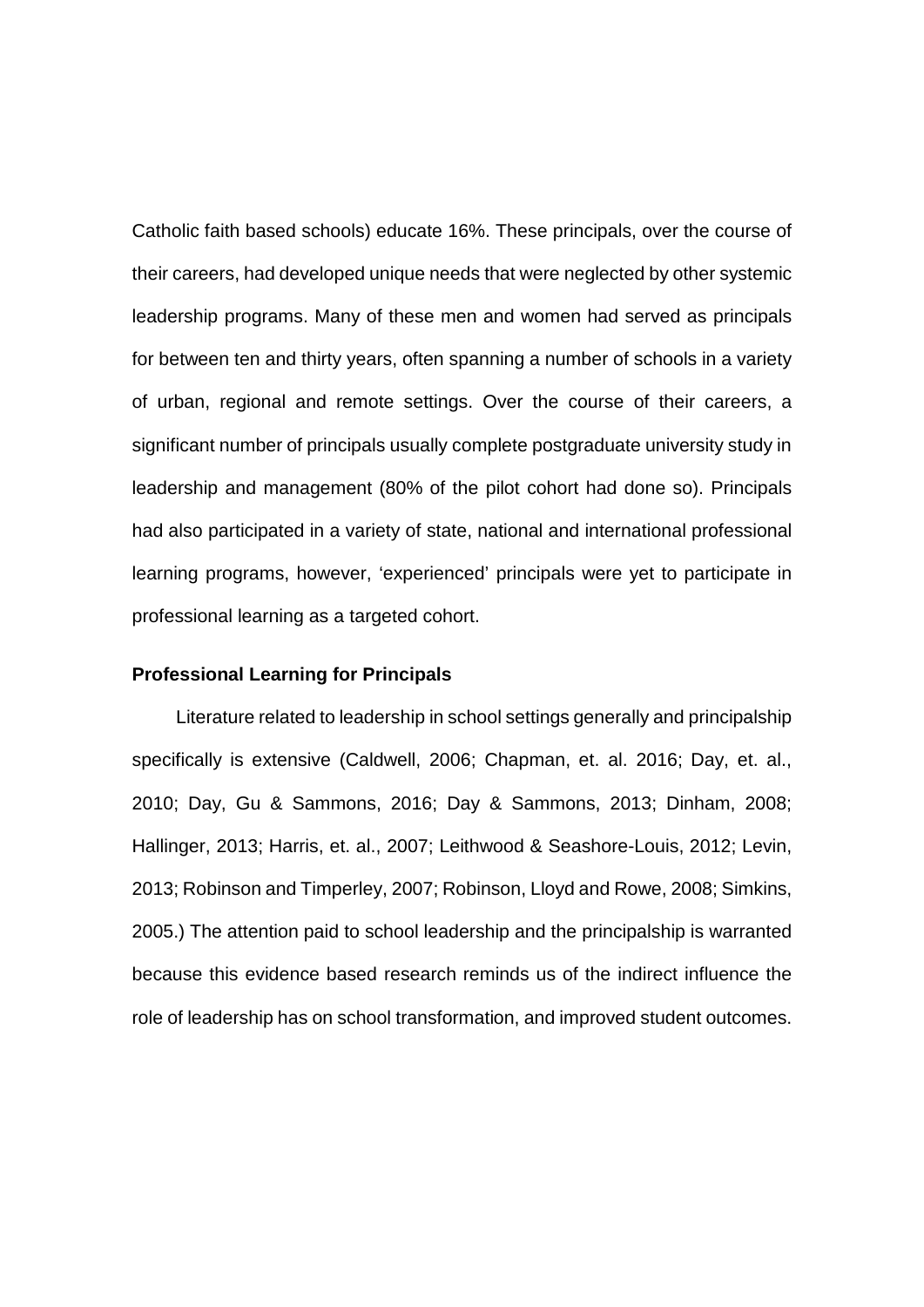Catholic faith based schools) educate 16%. These principals, over the course of their careers, had developed unique needs that were neglected by other systemic leadership programs. Many of these men and women had served as principals for between ten and thirty years, often spanning a number of schools in a variety of urban, regional and remote settings. Over the course of their careers, a significant number of principals usually complete postgraduate university study in leadership and management (80% of the pilot cohort had done so). Principals had also participated in a variety of state, national and international professional learning programs, however, 'experienced' principals were yet to participate in professional learning as a targeted cohort.

### Professional Learning for Principals

Literature related to leadership in school settings generally and principalship specifically is extensive (Caldwell, 2006; Chapman, et. al. 2016; Day, et. al., 2010; Day, Gu & Sammons, 2016; Day & Sammons, 2013; Dinham, 2008; Hallinger, 2013; Harris, et. al., 2007; Leithwood & Seashore-Louis, 2012; Levin, 2013; Robinson and Timperley, 2007; Robinson, Lloyd and Rowe, 2008; Simkins, 2005.) The attention paid to school leadership and the principalship is warranted because this evidence based research reminds us of the indirect influence the role of leadership has on school transformation, and improved student outcomes.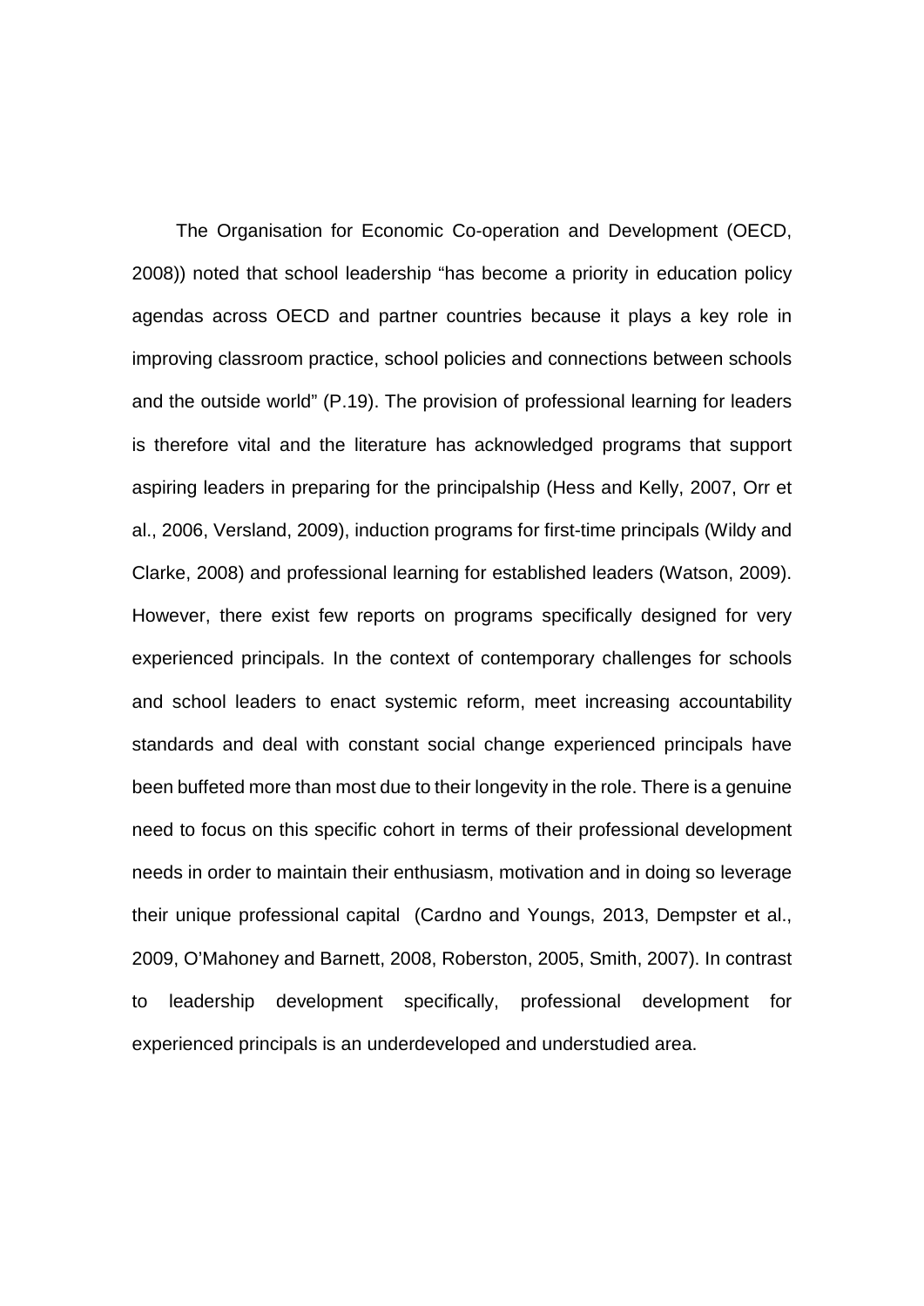The Organisation for Economic Co-operation and Development (OECD, 2008)) noted that school leadership "has become a priority in education policy agendas across OECD and partner countries because it plays a key role in improving classroom practice, school policies and connections between schools and the outside world" (P.19). The provision of professional learning for leaders is therefore vital and the literature has acknowledged programs that support aspiring leaders in preparing for the principalship (Hess and Kelly, 2007, Orr et al., 2006, Versland, 2009), induction programs for first-time principals (Wildy and Clarke, 2008) and professional learning for established leaders (Watson, 2009). However, there exist few reports on programs specifically designed for very experienced principals. In the context of contemporary challenges for schools and school leaders to enact systemic reform, meet increasing accountability standards and deal with constant social change experienced principals have been buffeted more than most due to their longevity in the role. There is a genuine need to focus on this specific cohort in terms of their professional development needs in order to maintain their enthusiasm, motivation and in doing so leverage their unique professional capital (Cardno and Youngs, 2013, Dempster et al., 2009, O'Mahoney and Barnett, 2008, Roberston, 2005, Smith, 2007). In contrast to leadership development specifically, professional development for experienced principals is an underdeveloped and understudied area.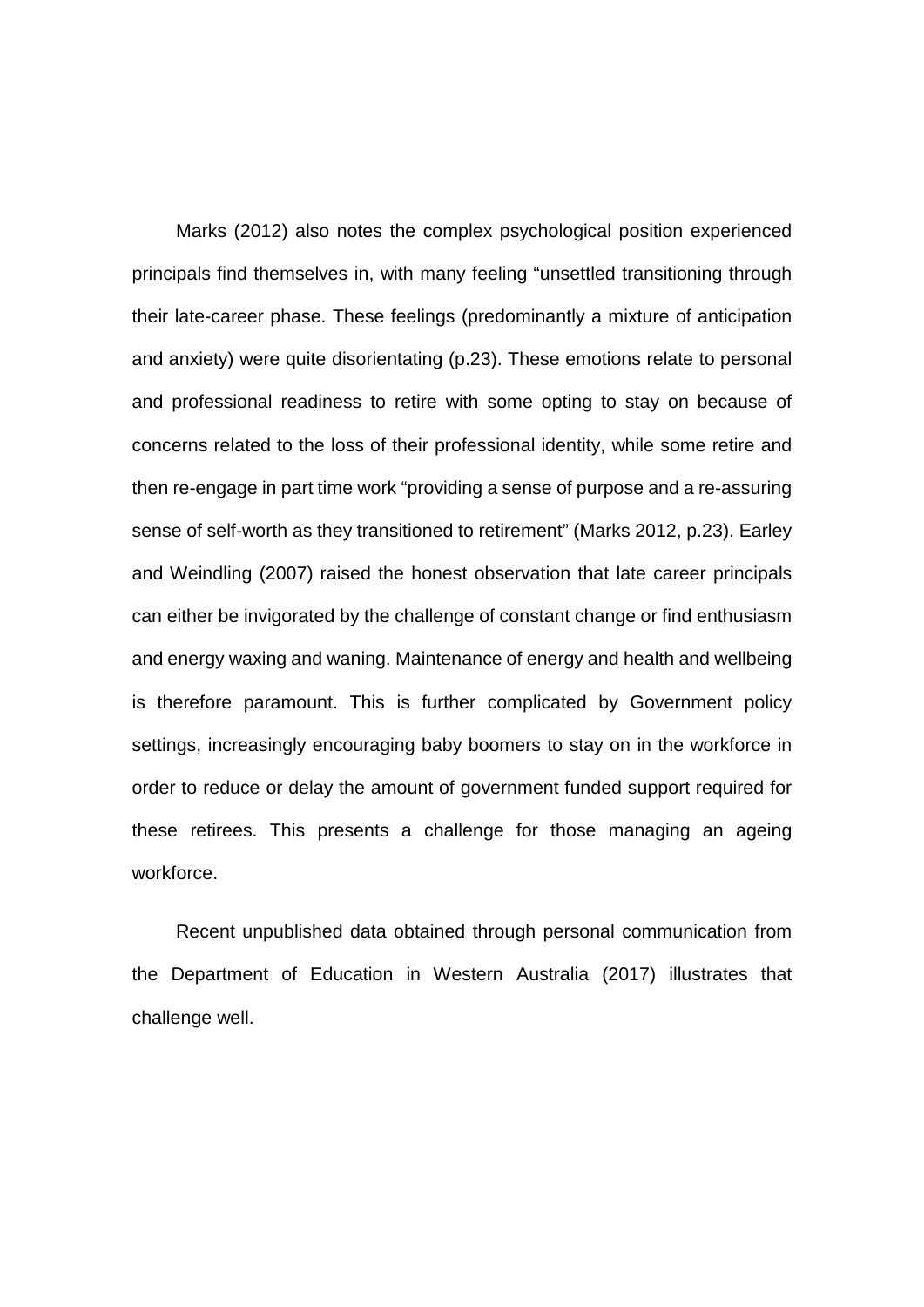Marks (2012) also notes the complex psychological position experienced principals find themselves in, with many feeling "unsettled transitioning through their late-career phase. These feelings (predominantly a mixture of anticipation and anxiety) were quite disorientating (p.23). These emotions relate to personal and professional readiness to retire with some opting to stay on because of concerns related to the loss of their professional identity, while some retire and then re-engage in part time work "providing a sense of purpose and a re-assuring sense of self-worth as they transitioned to retirement" (Marks 2012, p.23). Earley and Weindling (2007) raised the honest observation that late career principals can either be invigorated by the challenge of constant change or find enthusiasm and energy waxing and waning. Maintenance of energy and health and wellbeing is therefore paramount. This is further complicated by Government policy settings, increasingly encouraging baby boomers to stay on in the workforce in order to reduce or delay the amount of government funded support required for these retirees. This presents a challenge for those managing an ageing workforce.

Recent unpublished data obtained through personal communication from the Department of Education in Western Australia (2017) illustrates that challenge well.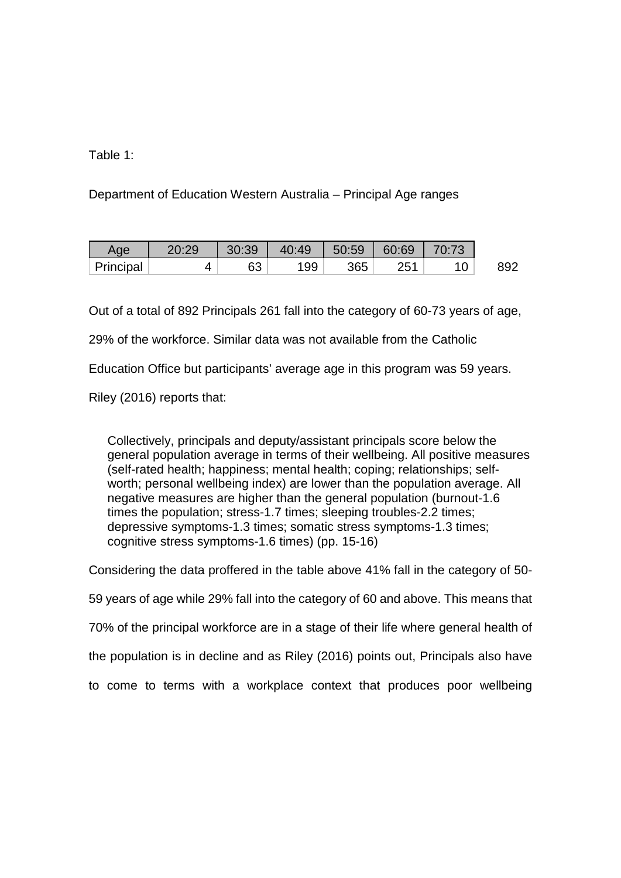Table 1:

Department of Education Western Australia – Principal Age ranges

| Age | 20:29 | 30:39 | 40:49 | 50:59 | 60:69 | 70:73 | |
|---|---|---|---|---|---|---|---|
| Principal | 4 | 63 | 199 | 365 | 251 | 10 | 892 |

Out of a total of 892 Principals 261 fall into the category of 60-73 years of age, 29% of the workforce. Similar data was not available from the Catholic Education Office but participants' average age in this program was 59 years. Riley (2016) reports that:

> Collectively, principals and deputy/assistant principals score below the general population average in terms of their wellbeing. All positive measures (self-rated health; happiness; mental health; coping; relationships; self-worth; personal wellbeing index) are lower than the population average. All negative measures are higher than the general population (burnout-1.6 times the population; stress-1.7 times; sleeping troubles-2.2 times; depressive symptoms-1.3 times; somatic stress symptoms-1.3 times; cognitive stress symptoms-1.6 times) (pp. 15-16)

Considering the data proffered in the table above 41% fall in the category of 50-59 years of age while 29% fall into the category of 60 and above. This means that 70% of the principal workforce are in a stage of their life where general health of the population is in decline and as Riley (2016) points out, Principals also have to come to terms with a workplace context that produces poor wellbeing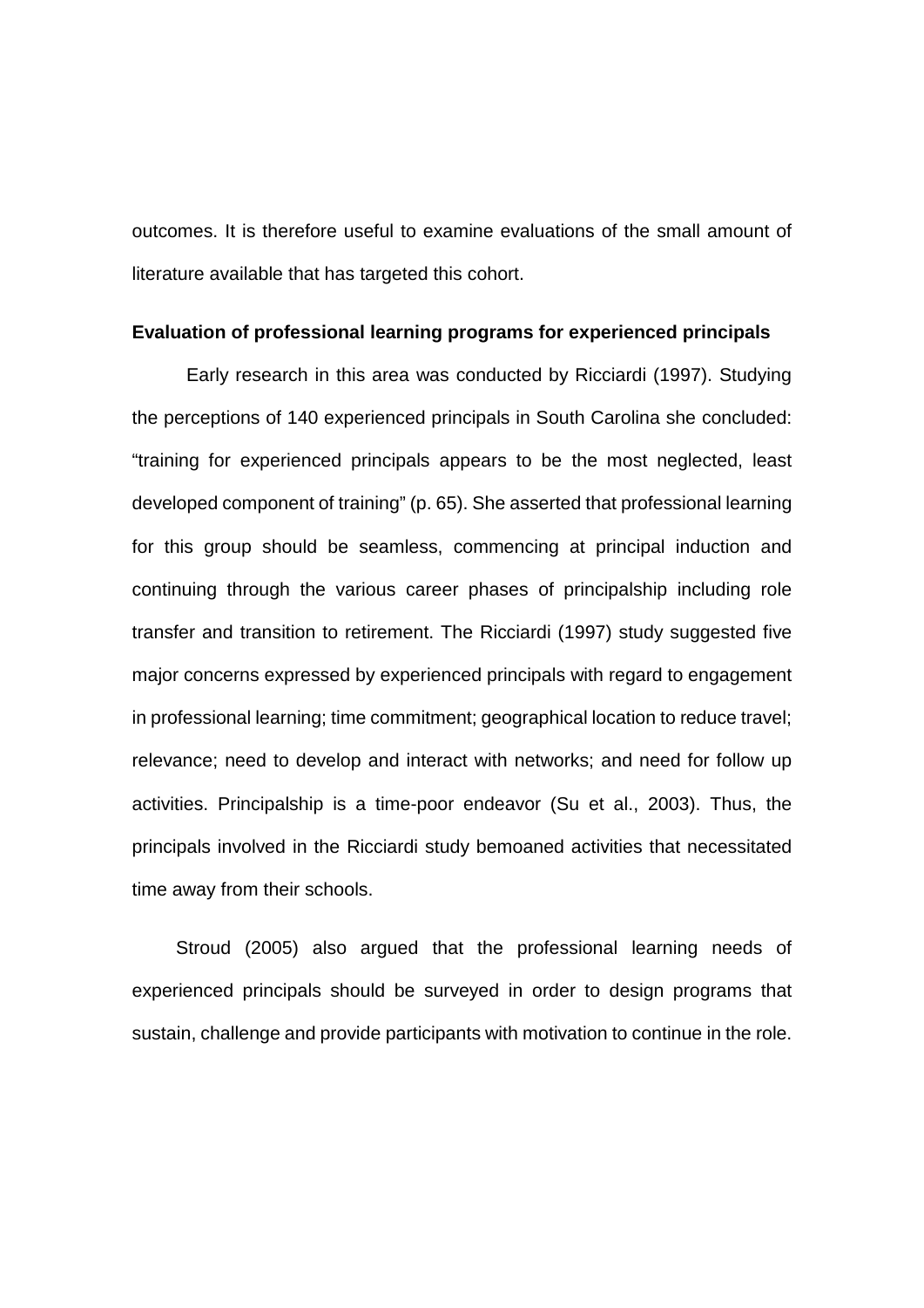outcomes. It is therefore useful to examine evaluations of the small amount of literature available that has targeted this cohort.

**Evaluation of professional learning programs for experienced principals**

Early research in this area was conducted by Ricciardi (1997). Studying the perceptions of 140 experienced principals in South Carolina she concluded: “training for experienced principals appears to be the most neglected, least developed component of training” (p. 65). She asserted that professional learning for this group should be seamless, commencing at principal induction and continuing through the various career phases of principalship including role transfer and transition to retirement. The Ricciardi (1997) study suggested five major concerns expressed by experienced principals with regard to engagement in professional learning; time commitment; geographical location to reduce travel; relevance; need to develop and interact with networks; and need for follow up activities. Principalship is a time-poor endeavor (Su et al., 2003). Thus, the principals involved in the Ricciardi study bemoaned activities that necessitated time away from their schools.

Stroud (2005) also argued that the professional learning needs of experienced principals should be surveyed in order to design programs that sustain, challenge and provide participants with motivation to continue in the role.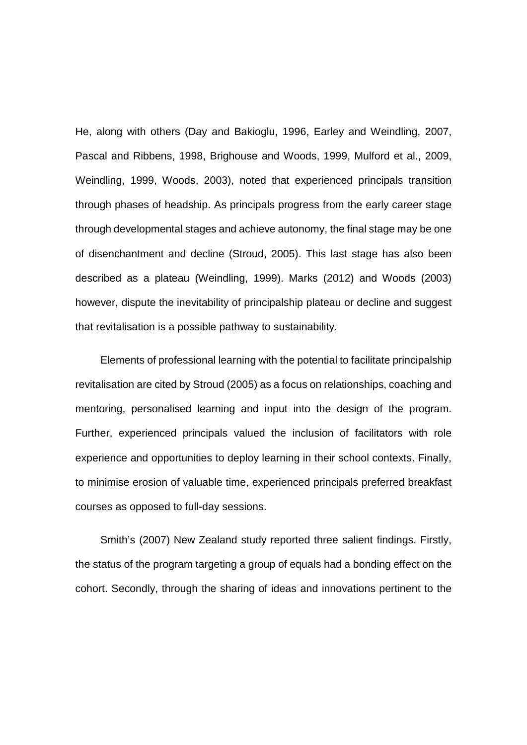He, along with others (Day and Bakioglu, 1996, Earley and Weindling, 2007, Pascal and Ribbens, 1998, Brighouse and Woods, 1999, Mulford et al., 2009, Weindling, 1999, Woods, 2003), noted that experienced principals transition through phases of headship. As principals progress from the early career stage through developmental stages and achieve autonomy, the final stage may be one of disenchantment and decline (Stroud, 2005). This last stage has also been described as a plateau (Weindling, 1999). Marks (2012) and Woods (2003) however, dispute the inevitability of principalship plateau or decline and suggest that revitalisation is a possible pathway to sustainability.

Elements of professional learning with the potential to facilitate principalship revitalisation are cited by Stroud (2005) as a focus on relationships, coaching and mentoring, personalised learning and input into the design of the program. Further, experienced principals valued the inclusion of facilitators with role experience and opportunities to deploy learning in their school contexts. Finally, to minimise erosion of valuable time, experienced principals preferred breakfast courses as opposed to full-day sessions.

Smith's (2007) New Zealand study reported three salient findings. Firstly, the status of the program targeting a group of equals had a bonding effect on the cohort. Secondly, through the sharing of ideas and innovations pertinent to the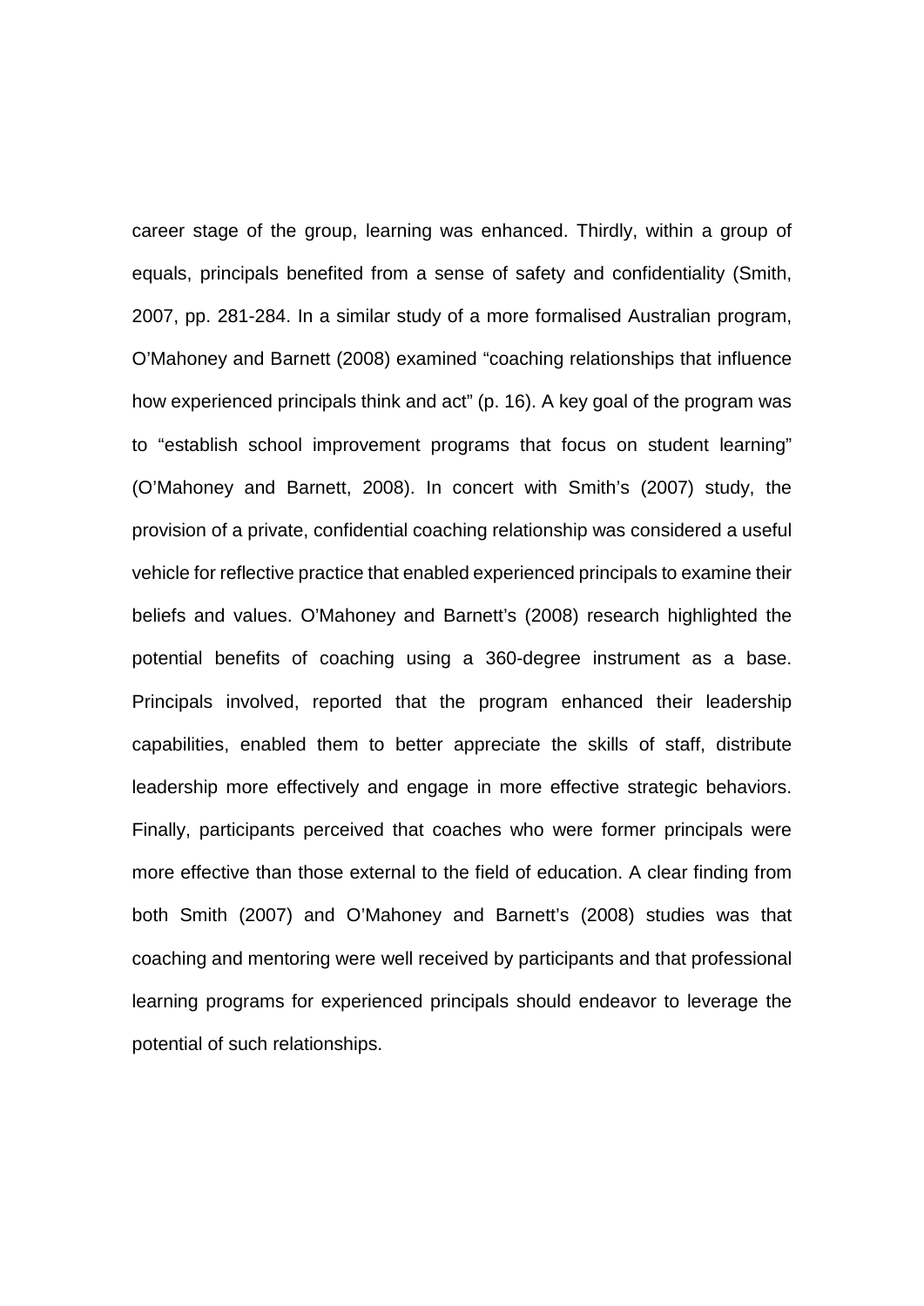career stage of the group, learning was enhanced. Thirdly, within a group of equals, principals benefited from a sense of safety and confidentiality (Smith, 2007, pp. 281-284. In a similar study of a more formalised Australian program, O'Mahoney and Barnett (2008) examined "coaching relationships that influence how experienced principals think and act" (p. 16). A key goal of the program was to "establish school improvement programs that focus on student learning" (O'Mahoney and Barnett, 2008). In concert with Smith's (2007) study, the provision of a private, confidential coaching relationship was considered a useful vehicle for reflective practice that enabled experienced principals to examine their beliefs and values. O'Mahoney and Barnett's (2008) research highlighted the potential benefits of coaching using a 360-degree instrument as a base. Principals involved, reported that the program enhanced their leadership capabilities, enabled them to better appreciate the skills of staff, distribute leadership more effectively and engage in more effective strategic behaviors. Finally, participants perceived that coaches who were former principals were more effective than those external to the field of education. A clear finding from both Smith (2007) and O'Mahoney and Barnett's (2008) studies was that coaching and mentoring were well received by participants and that professional learning programs for experienced principals should endeavor to leverage the potential of such relationships.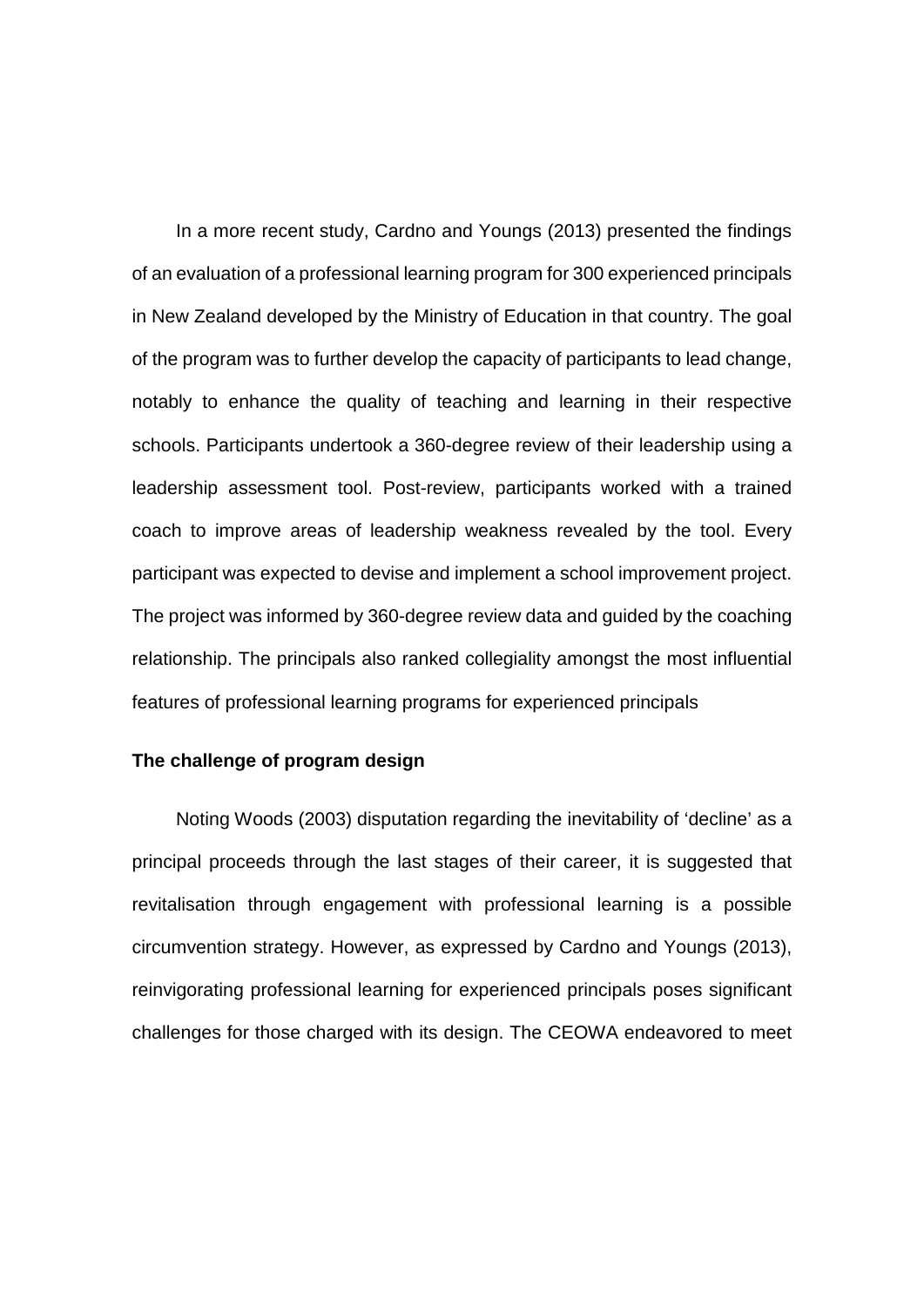In a more recent study, Cardno and Youngs (2013) presented the findings of an evaluation of a professional learning program for 300 experienced principals in New Zealand developed by the Ministry of Education in that country. The goal of the program was to further develop the capacity of participants to lead change, notably to enhance the quality of teaching and learning in their respective schools. Participants undertook a 360-degree review of their leadership using a leadership assessment tool. Post-review, participants worked with a trained coach to improve areas of leadership weakness revealed by the tool. Every participant was expected to devise and implement a school improvement project. The project was informed by 360-degree review data and guided by the coaching relationship. The principals also ranked collegiality amongst the most influential features of professional learning programs for experienced principals

**The challenge of program design**

Noting Woods (2003) disputation regarding the inevitability of 'decline' as a principal proceeds through the last stages of their career, it is suggested that revitalisation through engagement with professional learning is a possible circumvention strategy. However, as expressed by Cardno and Youngs (2013), reinvigorating professional learning for experienced principals poses significant challenges for those charged with its design. The CEOWA endeavored to meet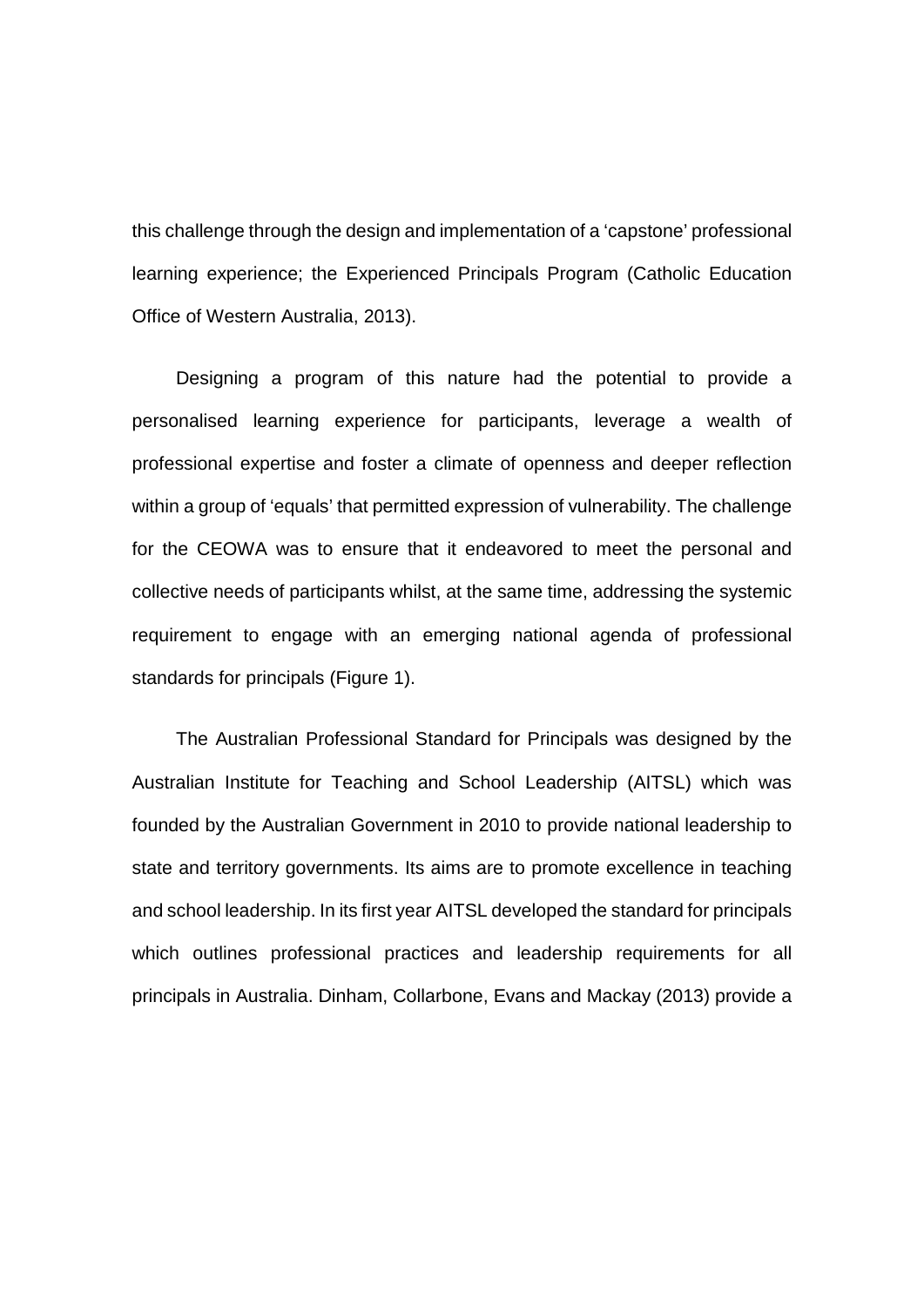this challenge through the design and implementation of a 'capstone' professional learning experience; the Experienced Principals Program (Catholic Education Office of Western Australia, 2013).

Designing a program of this nature had the potential to provide a personalised learning experience for participants, leverage a wealth of professional expertise and foster a climate of openness and deeper reflection within a group of 'equals' that permitted expression of vulnerability. The challenge for the CEOWA was to ensure that it endeavored to meet the personal and collective needs of participants whilst, at the same time, addressing the systemic requirement to engage with an emerging national agenda of professional standards for principals (Figure 1).

The Australian Professional Standard for Principals was designed by the Australian Institute for Teaching and School Leadership (AITSL) which was founded by the Australian Government in 2010 to provide national leadership to state and territory governments. Its aims are to promote excellence in teaching and school leadership. In its first year AITSL developed the standard for principals which outlines professional practices and leadership requirements for all principals in Australia. Dinham, Collarbone, Evans and Mackay (2013) provide a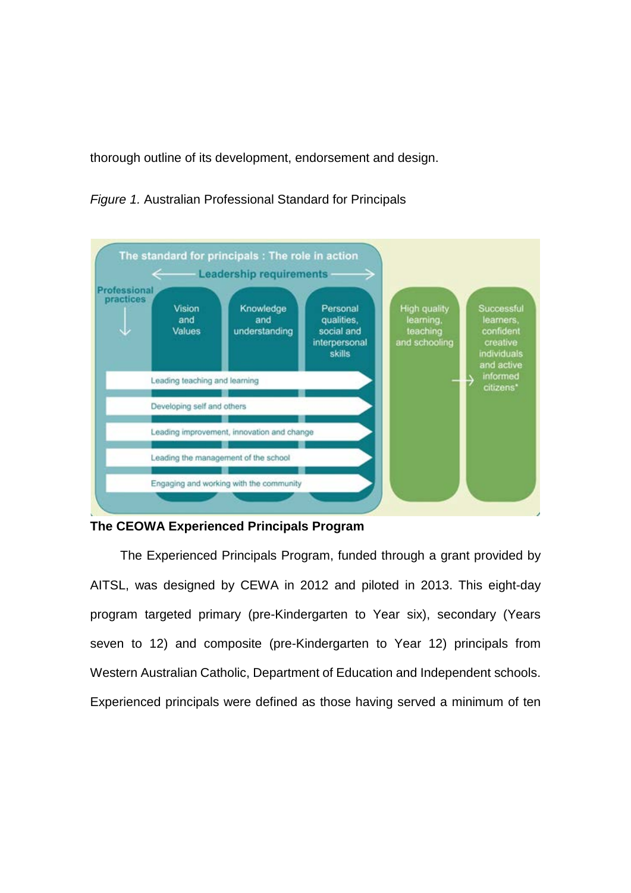thorough outline of its development, endorsement and design.

*Figure 1.* Australian Professional Standard for Principals

**The CEOWA Experienced Principals Program**

The Experienced Principals Program, funded through a grant provided by AITSL, was designed by CEWA in 2012 and piloted in 2013. This eight-day program targeted primary (pre-Kindergarten to Year six), secondary (Years seven to 12) and composite (pre-Kindergarten to Year 12) principals from Western Australian Catholic, Department of Education and Independent schools. Experienced principals were defined as those having served a minimum of ten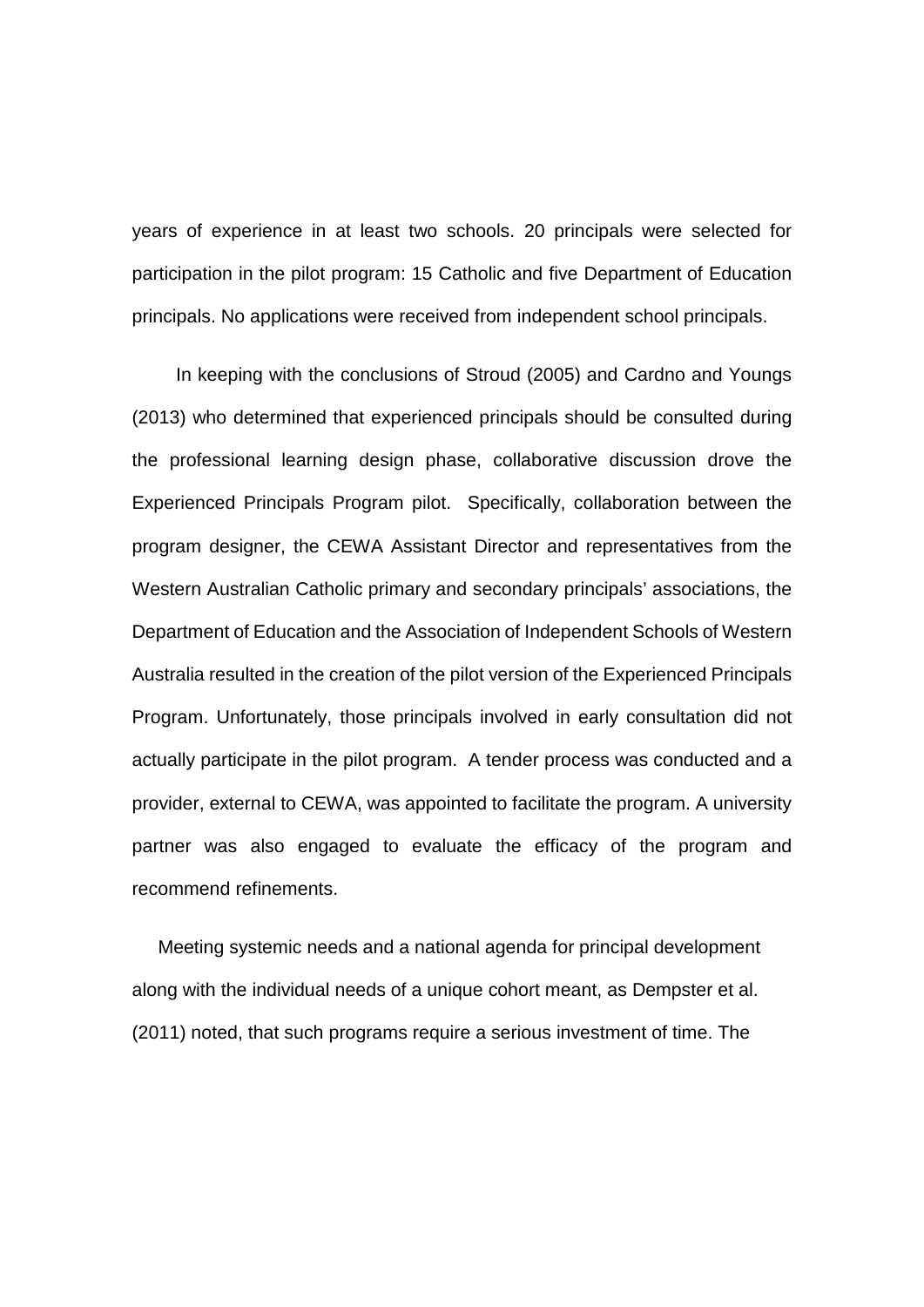years of experience in at least two schools. 20 principals were selected for participation in the pilot program: 15 Catholic and five Department of Education principals. No applications were received from independent school principals.

In keeping with the conclusions of Stroud (2005) and Cardno and Youngs (2013) who determined that experienced principals should be consulted during the professional learning design phase, collaborative discussion drove the Experienced Principals Program pilot. Specifically, collaboration between the program designer, the CEWA Assistant Director and representatives from the Western Australian Catholic primary and secondary principals' associations, the Department of Education and the Association of Independent Schools of Western Australia resulted in the creation of the pilot version of the Experienced Principals Program. Unfortunately, those principals involved in early consultation did not actually participate in the pilot program. A tender process was conducted and a provider, external to CEWA, was appointed to facilitate the program. A university partner was also engaged to evaluate the efficacy of the program and recommend refinements.

Meeting systemic needs and a national agenda for principal development along with the individual needs of a unique cohort meant, as Dempster et al. (2011) noted, that such programs require a serious investment of time. The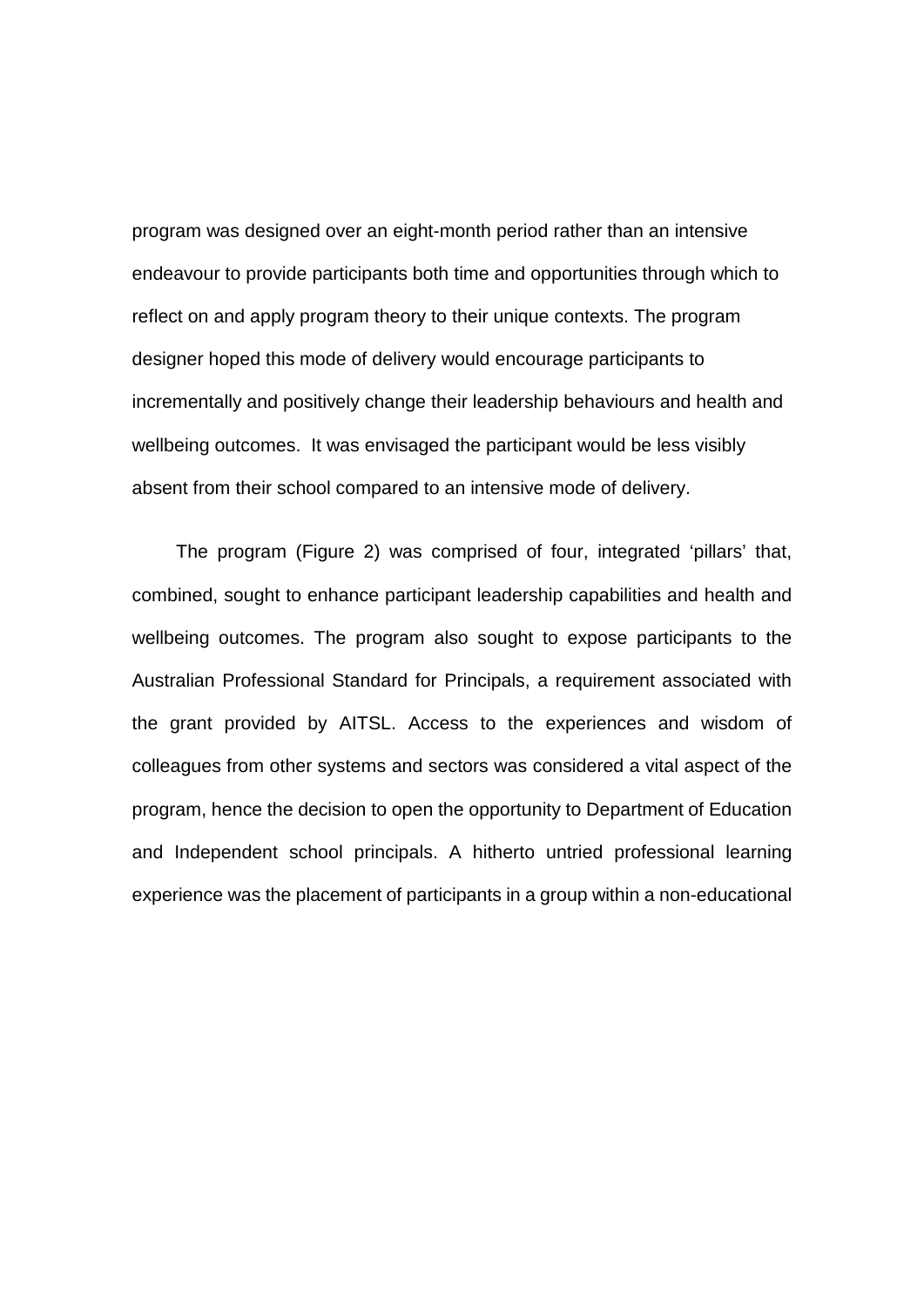program was designed over an eight-month period rather than an intensive endeavour to provide participants both time and opportunities through which to reflect on and apply program theory to their unique contexts. The program designer hoped this mode of delivery would encourage participants to incrementally and positively change their leadership behaviours and health and wellbeing outcomes. It was envisaged the participant would be less visibly absent from their school compared to an intensive mode of delivery.

The program (Figure 2) was comprised of four, integrated 'pillars' that, combined, sought to enhance participant leadership capabilities and health and wellbeing outcomes. The program also sought to expose participants to the Australian Professional Standard for Principals, a requirement associated with the grant provided by AITSL. Access to the experiences and wisdom of colleagues from other systems and sectors was considered a vital aspect of the program, hence the decision to open the opportunity to Department of Education and Independent school principals. A hitherto untried professional learning experience was the placement of participants in a group within a non-educational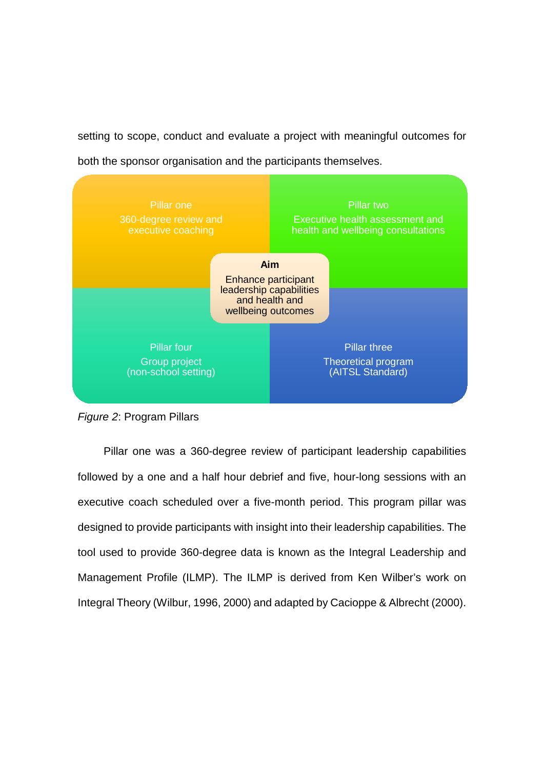setting to scope, conduct and evaluate a project with meaningful outcomes for both the sponsor organisation and the participants themselves.

Pillar one
360-degree review and executive coaching

Pillar two
Executive health assessment and health and wellbeing consultations

**Aim**
Enhance participant leadership capabilities and health and wellbeing outcomes

Pillar four
Group project (non-school setting)

Pillar three
Theoretical program (AITSL Standard)

*Figure 2*: Program Pillars

Pillar one was a 360-degree review of participant leadership capabilities followed by a one and a half hour debrief and five, hour-long sessions with an executive coach scheduled over a five-month period. This program pillar was designed to provide participants with insight into their leadership capabilities. The tool used to provide 360-degree data is known as the Integral Leadership and Management Profile (ILMP). The ILMP is derived from Ken Wilber's work on Integral Theory (Wilbur, 1996, 2000) and adapted by Cacioppe & Albrecht (2000).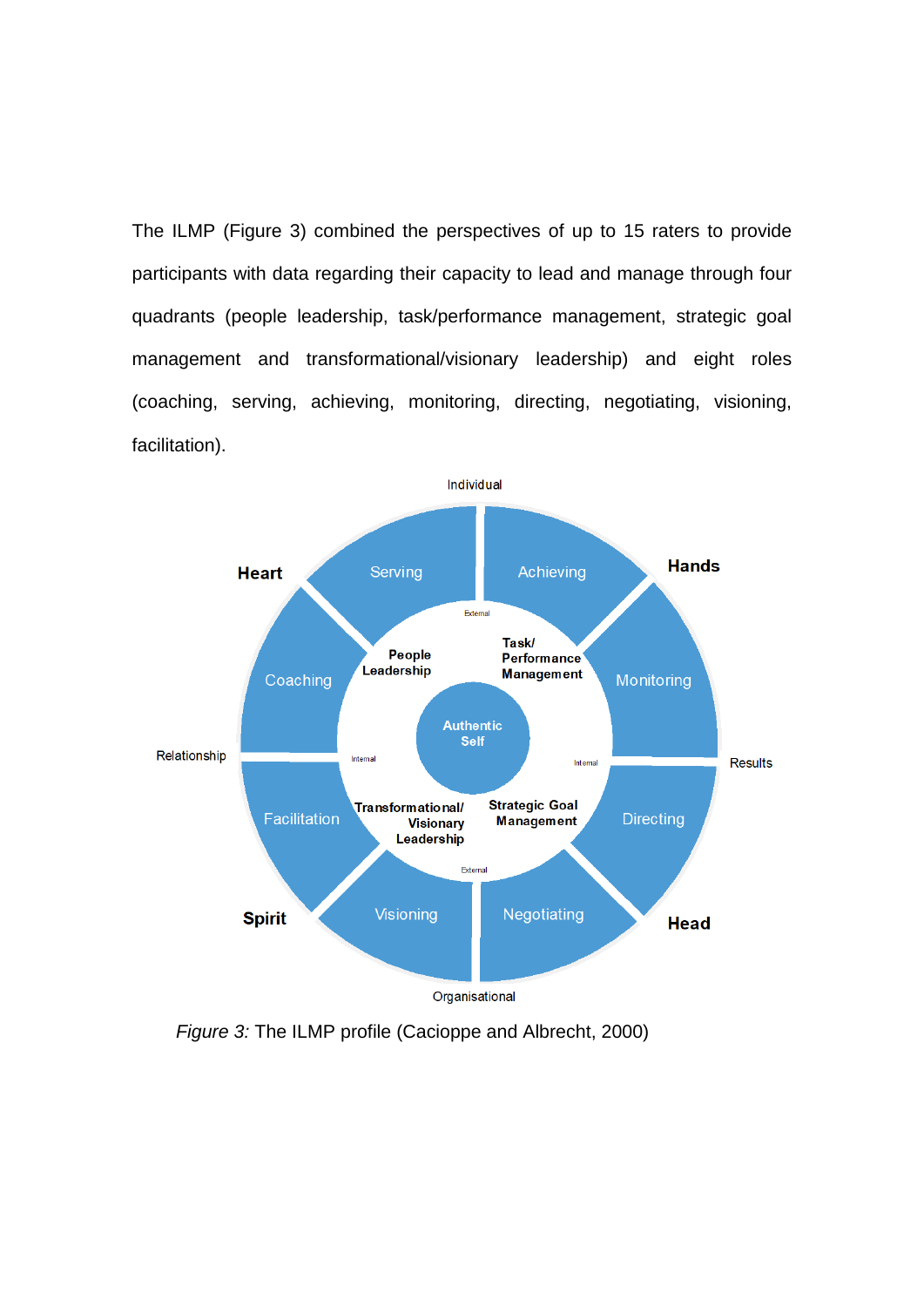The ILMP (Figure 3) combined the perspectives of up to 15 raters to provide participants with data regarding their capacity to lead and manage through four quadrants (people leadership, task/performance management, strategic goal management and transformational/visionary leadership) and eight roles (coaching, serving, achieving, monitoring, directing, negotiating, visioning, facilitation).

*Figure 3:* The ILMP profile (Cacioppe and Albrecht, 2000)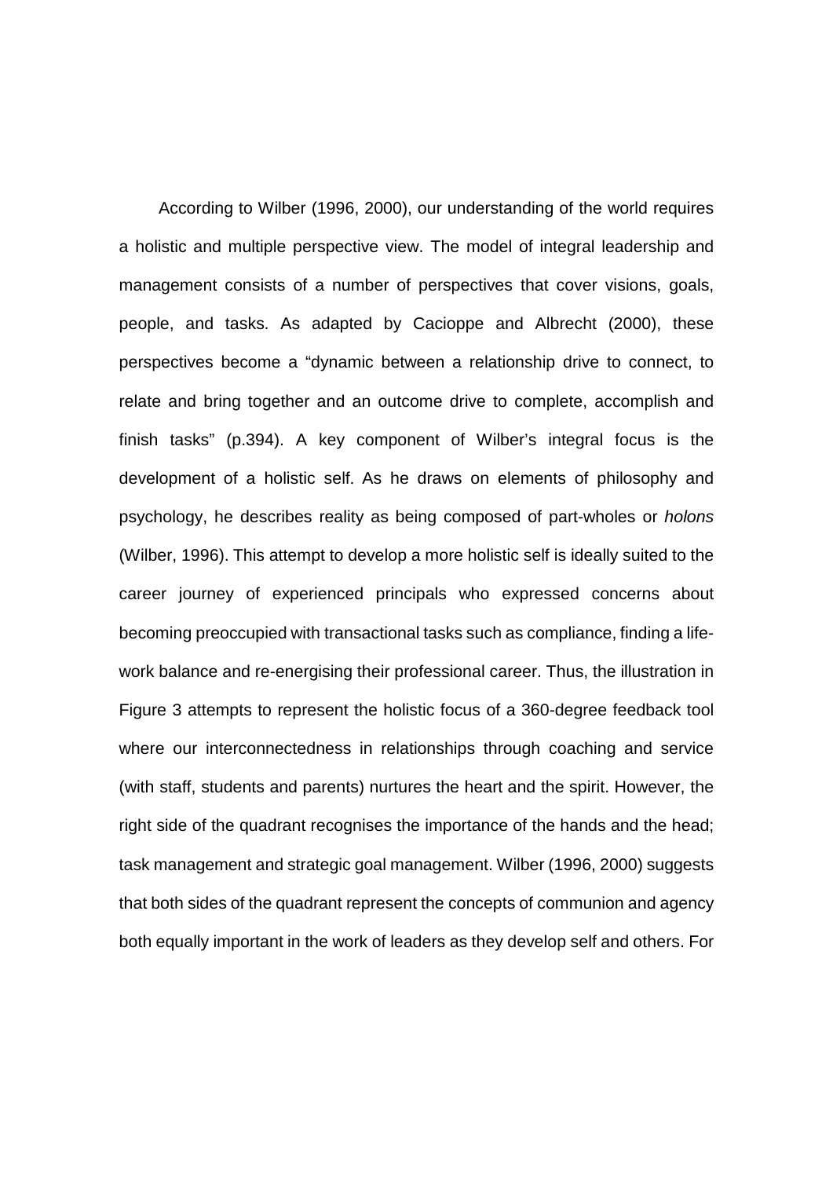According to Wilber (1996, 2000), our understanding of the world requires a holistic and multiple perspective view. The model of integral leadership and management consists of a number of perspectives that cover visions, goals, people, and tasks. As adapted by Cacioppe and Albrecht (2000), these perspectives become a "dynamic between a relationship drive to connect, to relate and bring together and an outcome drive to complete, accomplish and finish tasks" (p.394). A key component of Wilber's integral focus is the development of a holistic self. As he draws on elements of philosophy and psychology, he describes reality as being composed of part-wholes or *holons* (Wilber, 1996). This attempt to develop a more holistic self is ideally suited to the career journey of experienced principals who expressed concerns about becoming preoccupied with transactional tasks such as compliance, finding a life-work balance and re-energising their professional career. Thus, the illustration in Figure 3 attempts to represent the holistic focus of a 360-degree feedback tool where our interconnectedness in relationships through coaching and service (with staff, students and parents) nurtures the heart and the spirit. However, the right side of the quadrant recognises the importance of the hands and the head; task management and strategic goal management. Wilber (1996, 2000) suggests that both sides of the quadrant represent the concepts of communion and agency both equally important in the work of leaders as they develop self and others. For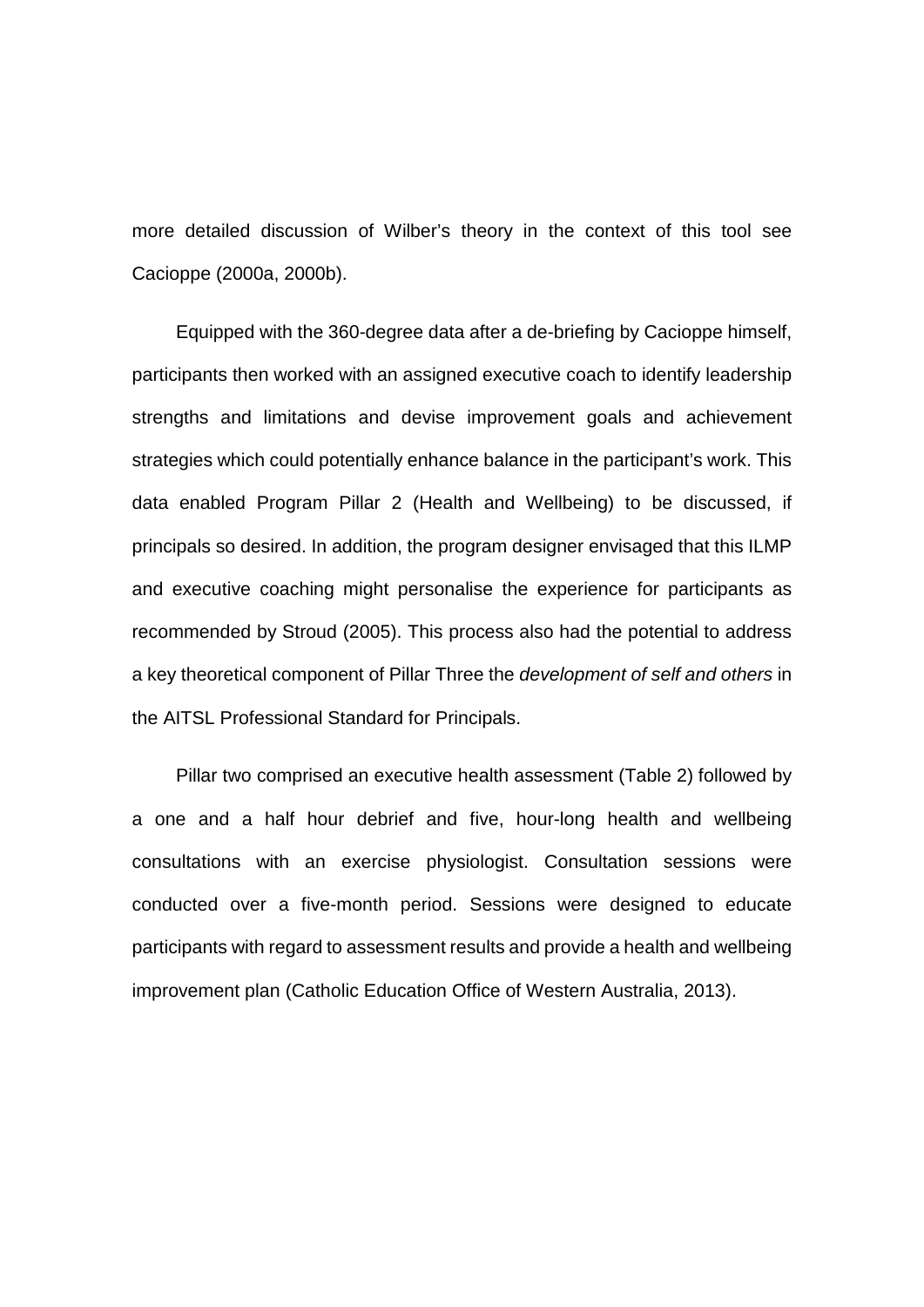more detailed discussion of Wilber's theory in the context of this tool see Cacioppe (2000a, 2000b).

Equipped with the 360-degree data after a de-briefing by Cacioppe himself, participants then worked with an assigned executive coach to identify leadership strengths and limitations and devise improvement goals and achievement strategies which could potentially enhance balance in the participant's work. This data enabled Program Pillar 2 (Health and Wellbeing) to be discussed, if principals so desired. In addition, the program designer envisaged that this ILMP and executive coaching might personalise the experience for participants as recommended by Stroud (2005). This process also had the potential to address a key theoretical component of Pillar Three the *development of self and others* in the AITSL Professional Standard for Principals.

Pillar two comprised an executive health assessment (Table 2) followed by a one and a half hour debrief and five, hour-long health and wellbeing consultations with an exercise physiologist. Consultation sessions were conducted over a five-month period. Sessions were designed to educate participants with regard to assessment results and provide a health and wellbeing improvement plan (Catholic Education Office of Western Australia, 2013).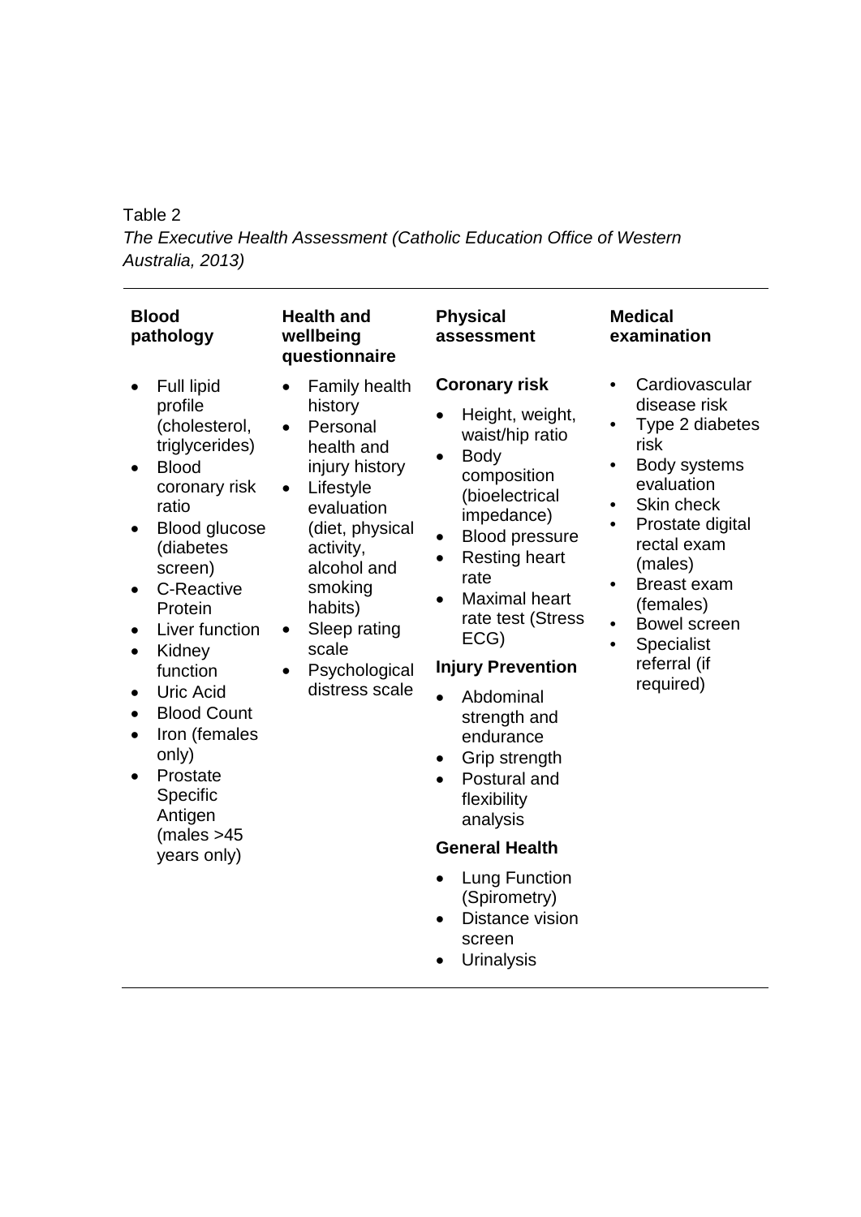Table 2

*The Executive Health Assessment (Catholic Education Office of Western Australia, 2013)*

| Blood pathology | Health and wellbeing questionnaire | Physical assessment | Medical examination |
|---|---|---|---|
| • Full lipid profile (cholesterol, triglycerides)<br>• Blood coronary risk ratio<br>• Blood glucose (diabetes screen)<br>• C-Reactive Protein<br>• Liver function<br>• Kidney function<br>• Uric Acid<br>• Blood Count<br>• Iron (females only)<br>• Prostate Specific Antigen (males >45 years only) | • Family health history<br>• Personal health and injury history<br>• Lifestyle evaluation (diet, physical activity, alcohol and smoking habits)<br>• Sleep rating scale<br>• Psychological distress scale | **Coronary risk**<br>• Height, weight, waist/hip ratio<br>• Body composition (bioelectrical impedance)<br>• Blood pressure<br>• Resting heart rate<br>• Maximal heart rate test (Stress ECG)<br>**Injury Prevention**<br>• Abdominal strength and endurance<br>• Grip strength<br>• Postural and flexibility analysis<br>**General Health**<br>• Lung Function (Spirometry)<br>• Distance vision screen<br>• Urinalysis | • Cardiovascular disease risk<br>• Type 2 diabetes risk<br>• Body systems evaluation<br>• Skin check<br>• Prostate digital rectal exam (males)<br>• Breast exam (females)<br>• Bowel screen<br>• Specialist referral (if required) |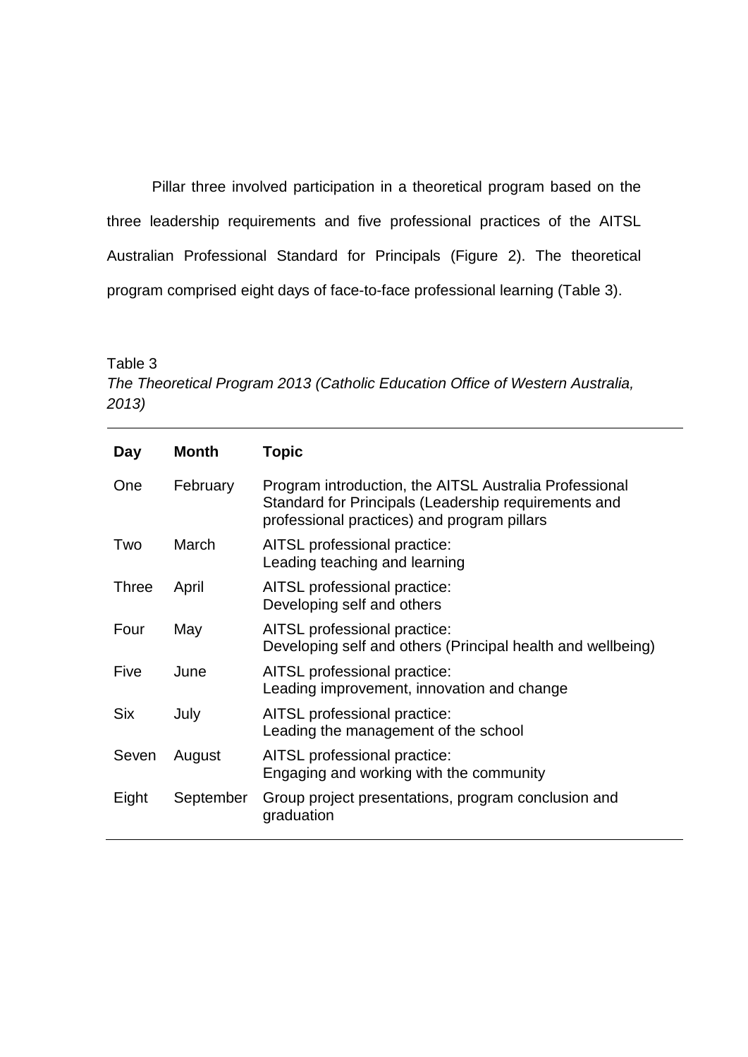Pillar three involved participation in a theoretical program based on the three leadership requirements and five professional practices of the AITSL Australian Professional Standard for Principals (Figure 2). The theoretical program comprised eight days of face-to-face professional learning (Table 3).

Table 3

*The Theoretical Program 2013 (Catholic Education Office of Western Australia, 2013)*

| **Day** | **Month** | **Topic** |
|---|---|---|
| One | February | Program introduction, the AITSL Australia Professional Standard for Principals (Leadership requirements and professional practices) and program pillars |
| Two | March | AITSL professional practice: Leading teaching and learning |
| Three | April | AITSL professional practice: Developing self and others |
| Four | May | AITSL professional practice: Developing self and others (Principal health and wellbeing) |
| Five | June | AITSL professional practice: Leading improvement, innovation and change |
| Six | July | AITSL professional practice: Leading the management of the school |
| Seven | August | AITSL professional practice: Engaging and working with the community |
| Eight | September | Group project presentations, program conclusion and graduation |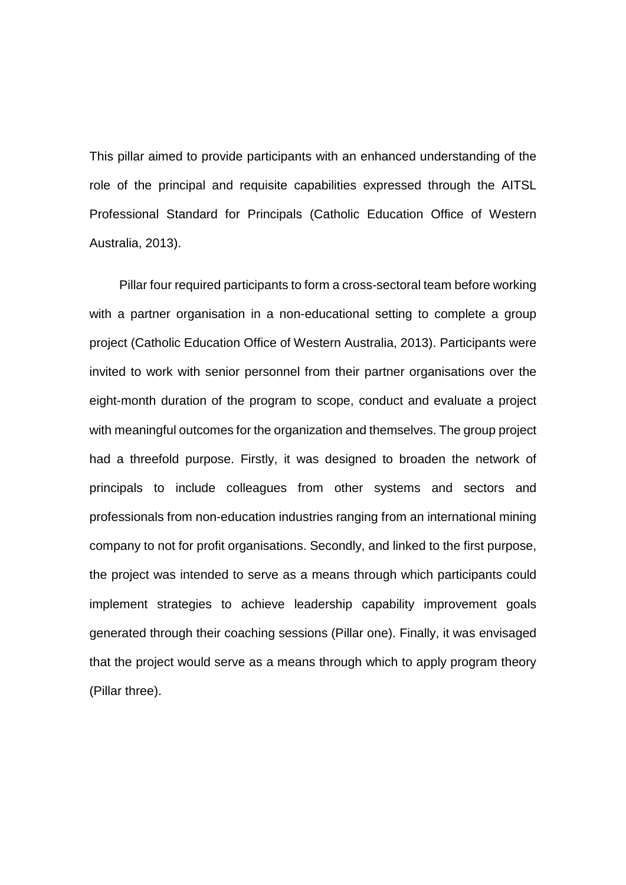This pillar aimed to provide participants with an enhanced understanding of the role of the principal and requisite capabilities expressed through the AITSL Professional Standard for Principals (Catholic Education Office of Western Australia, 2013).

Pillar four required participants to form a cross-sectoral team before working with a partner organisation in a non-educational setting to complete a group project (Catholic Education Office of Western Australia, 2013). Participants were invited to work with senior personnel from their partner organisations over the eight-month duration of the program to scope, conduct and evaluate a project with meaningful outcomes for the organization and themselves. The group project had a threefold purpose. Firstly, it was designed to broaden the network of principals to include colleagues from other systems and sectors and professionals from non-education industries ranging from an international mining company to not for profit organisations. Secondly, and linked to the first purpose, the project was intended to serve as a means through which participants could implement strategies to achieve leadership capability improvement goals generated through their coaching sessions (Pillar one). Finally, it was envisaged that the project would serve as a means through which to apply program theory (Pillar three).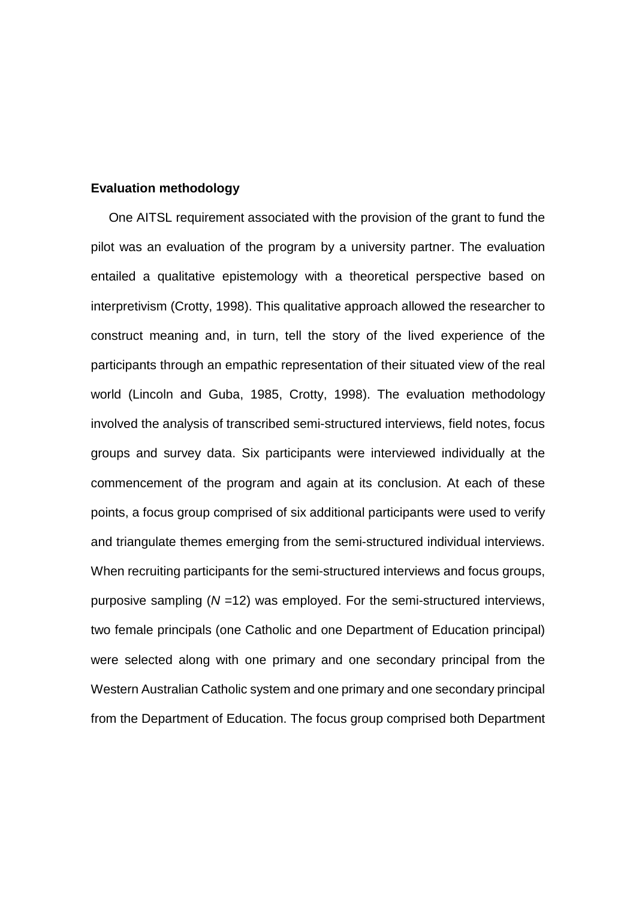**Evaluation methodology**

One AITSL requirement associated with the provision of the grant to fund the pilot was an evaluation of the program by a university partner. The evaluation entailed a qualitative epistemology with a theoretical perspective based on interpretivism (Crotty, 1998). This qualitative approach allowed the researcher to construct meaning and, in turn, tell the story of the lived experience of the participants through an empathic representation of their situated view of the real world (Lincoln and Guba, 1985, Crotty, 1998). The evaluation methodology involved the analysis of transcribed semi-structured interviews, field notes, focus groups and survey data. Six participants were interviewed individually at the commencement of the program and again at its conclusion. At each of these points, a focus group comprised of six additional participants were used to verify and triangulate themes emerging from the semi-structured individual interviews. When recruiting participants for the semi-structured interviews and focus groups, purposive sampling ($N$ =12) was employed. For the semi-structured interviews, two female principals (one Catholic and one Department of Education principal) were selected along with one primary and one secondary principal from the Western Australian Catholic system and one primary and one secondary principal from the Department of Education. The focus group comprised both Department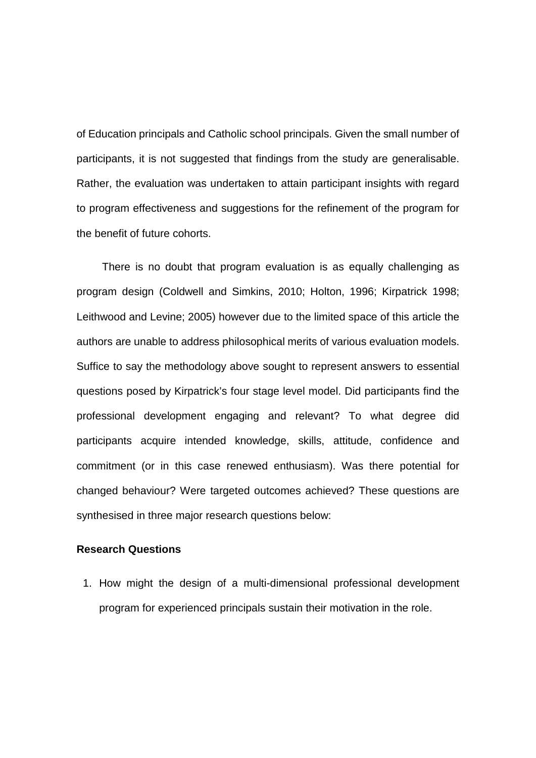of Education principals and Catholic school principals. Given the small number of participants, it is not suggested that findings from the study are generalisable. Rather, the evaluation was undertaken to attain participant insights with regard to program effectiveness and suggestions for the refinement of the program for the benefit of future cohorts.

There is no doubt that program evaluation is as equally challenging as program design (Coldwell and Simkins, 2010; Holton, 1996; Kirpatrick 1998; Leithwood and Levine; 2005) however due to the limited space of this article the authors are unable to address philosophical merits of various evaluation models. Suffice to say the methodology above sought to represent answers to essential questions posed by Kirpatrick's four stage level model. Did participants find the professional development engaging and relevant? To what degree did participants acquire intended knowledge, skills, attitude, confidence and commitment (or in this case renewed enthusiasm). Was there potential for changed behaviour? Were targeted outcomes achieved? These questions are synthesised in three major research questions below:

**Research Questions**

1. How might the design of a multi-dimensional professional development program for experienced principals sustain their motivation in the role.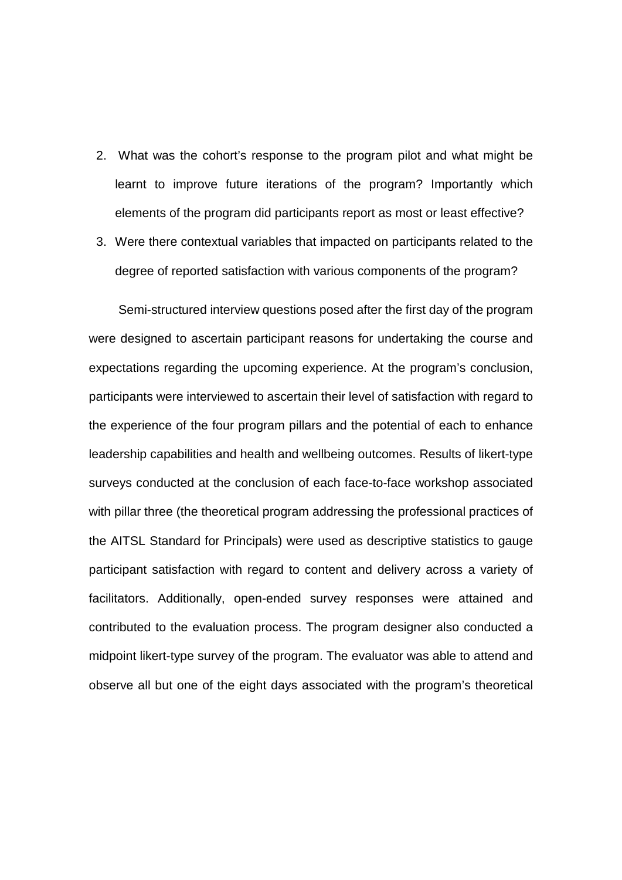2. What was the cohort's response to the program pilot and what might be learnt to improve future iterations of the program? Importantly which elements of the program did participants report as most or least effective?
3. Were there contextual variables that impacted on participants related to the degree of reported satisfaction with various components of the program?

Semi-structured interview questions posed after the first day of the program were designed to ascertain participant reasons for undertaking the course and expectations regarding the upcoming experience. At the program's conclusion, participants were interviewed to ascertain their level of satisfaction with regard to the experience of the four program pillars and the potential of each to enhance leadership capabilities and health and wellbeing outcomes. Results of likert-type surveys conducted at the conclusion of each face-to-face workshop associated with pillar three (the theoretical program addressing the professional practices of the AITSL Standard for Principals) were used as descriptive statistics to gauge participant satisfaction with regard to content and delivery across a variety of facilitators. Additionally, open-ended survey responses were attained and contributed to the evaluation process. The program designer also conducted a midpoint likert-type survey of the program. The evaluator was able to attend and observe all but one of the eight days associated with the program's theoretical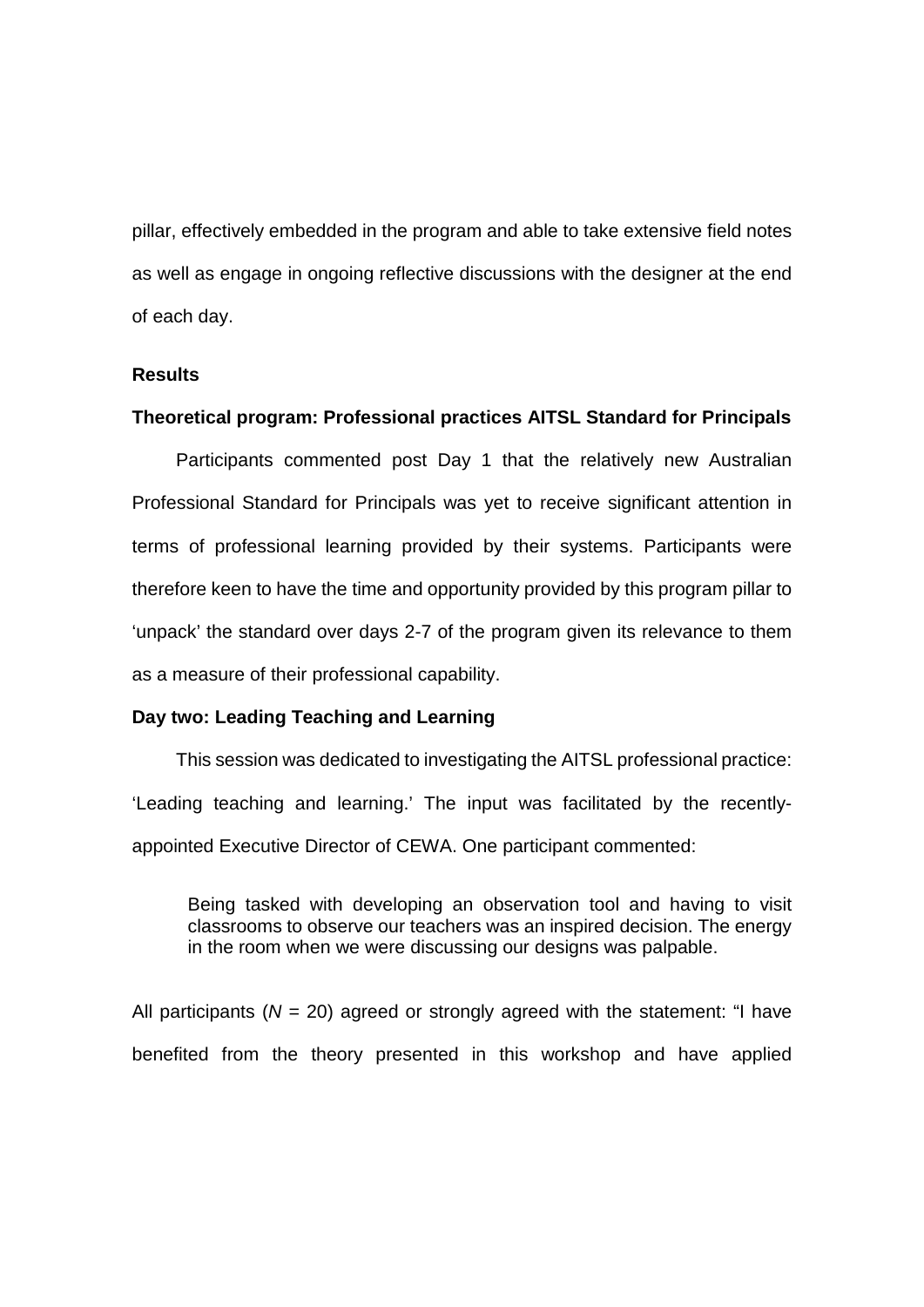pillar, effectively embedded in the program and able to take extensive field notes as well as engage in ongoing reflective discussions with the designer at the end of each day.

## Results

### Theoretical program: Professional practices AITSL Standard for Principals

Participants commented post Day 1 that the relatively new Australian Professional Standard for Principals was yet to receive significant attention in terms of professional learning provided by their systems. Participants were therefore keen to have the time and opportunity provided by this program pillar to 'unpack' the standard over days 2-7 of the program given its relevance to them as a measure of their professional capability.

### Day two: Leading Teaching and Learning

This session was dedicated to investigating the AITSL professional practice: 'Leading teaching and learning.' The input was facilitated by the recently-appointed Executive Director of CEWA. One participant commented:

> Being tasked with developing an observation tool and having to visit classrooms to observe our teachers was an inspired decision. The energy in the room when we were discussing our designs was palpable.

All participants ($N$ = 20) agreed or strongly agreed with the statement: "I have benefited from the theory presented in this workshop and have applied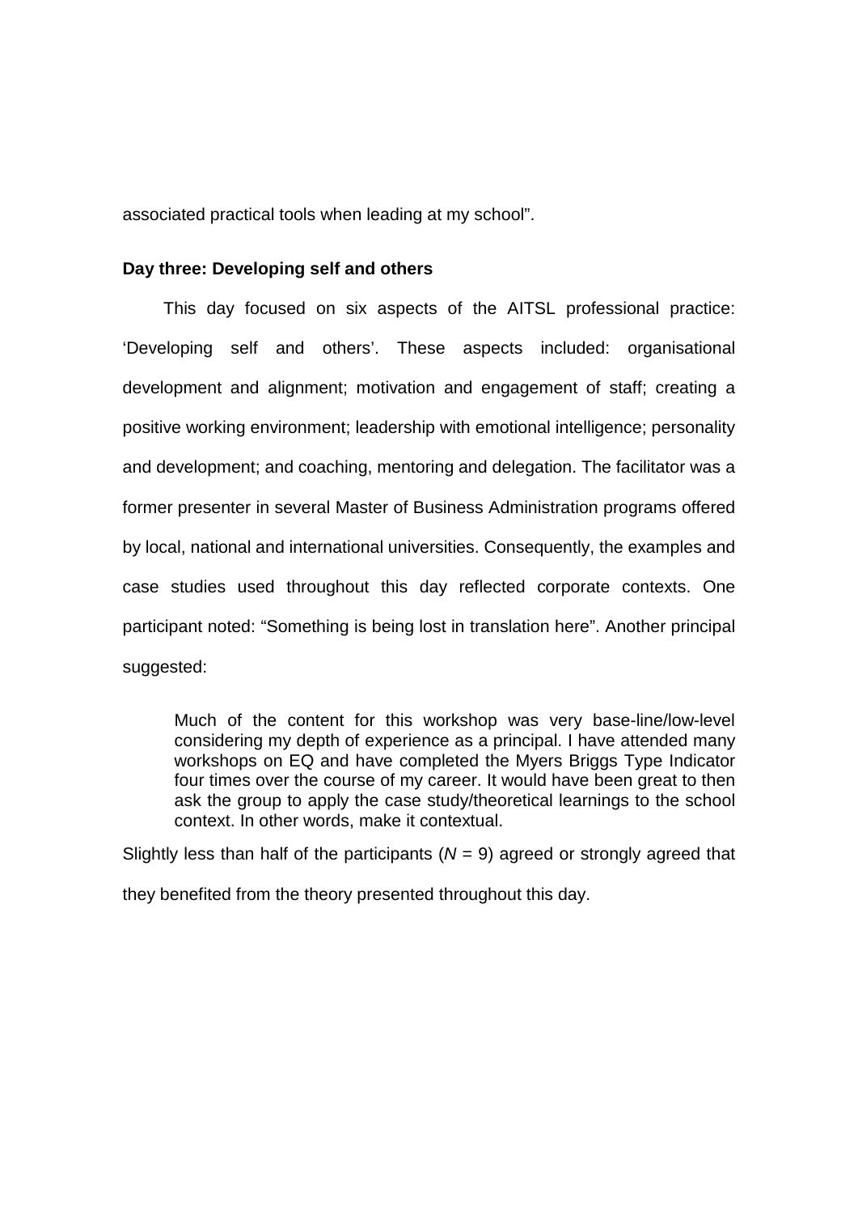associated practical tools when leading at my school".

**Day three: Developing self and others**

This day focused on six aspects of the AITSL professional practice: 'Developing self and others'. These aspects included: organisational development and alignment; motivation and engagement of staff; creating a positive working environment; leadership with emotional intelligence; personality and development; and coaching, mentoring and delegation. The facilitator was a former presenter in several Master of Business Administration programs offered by local, national and international universities. Consequently, the examples and case studies used throughout this day reflected corporate contexts. One participant noted: "Something is being lost in translation here". Another principal suggested:

> Much of the content for this workshop was very base-line/low-level considering my depth of experience as a principal. I have attended many workshops on EQ and have completed the Myers Briggs Type Indicator four times over the course of my career. It would have been great to then ask the group to apply the case study/theoretical learnings to the school context. In other words, make it contextual.

Slightly less than half of the participants ($N = 9$) agreed or strongly agreed that they benefited from the theory presented throughout this day.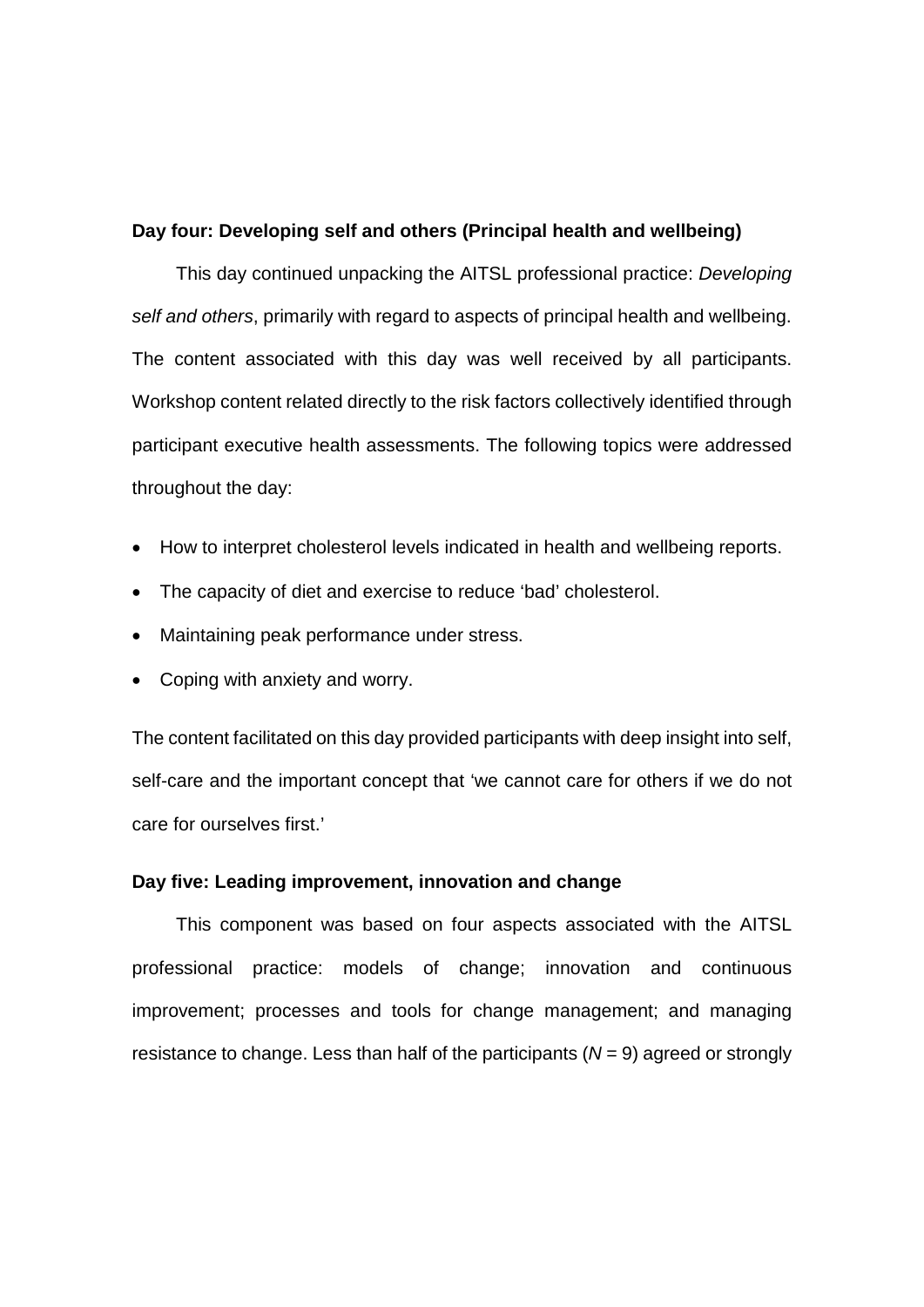**Day four: Developing self and others (Principal health and wellbeing)**

This day continued unpacking the AITSL professional practice: *Developing self and others*, primarily with regard to aspects of principal health and wellbeing. The content associated with this day was well received by all participants. Workshop content related directly to the risk factors collectively identified through participant executive health assessments. The following topics were addressed throughout the day:

- How to interpret cholesterol levels indicated in health and wellbeing reports.
- The capacity of diet and exercise to reduce 'bad' cholesterol.
- Maintaining peak performance under stress.
- Coping with anxiety and worry.

The content facilitated on this day provided participants with deep insight into self, self-care and the important concept that 'we cannot care for others if we do not care for ourselves first.'

**Day five: Leading improvement, innovation and change**

This component was based on four aspects associated with the AITSL professional practice: models of change; innovation and continuous improvement; processes and tools for change management; and managing resistance to change. Less than half of the participants ($N = 9$) agreed or strongly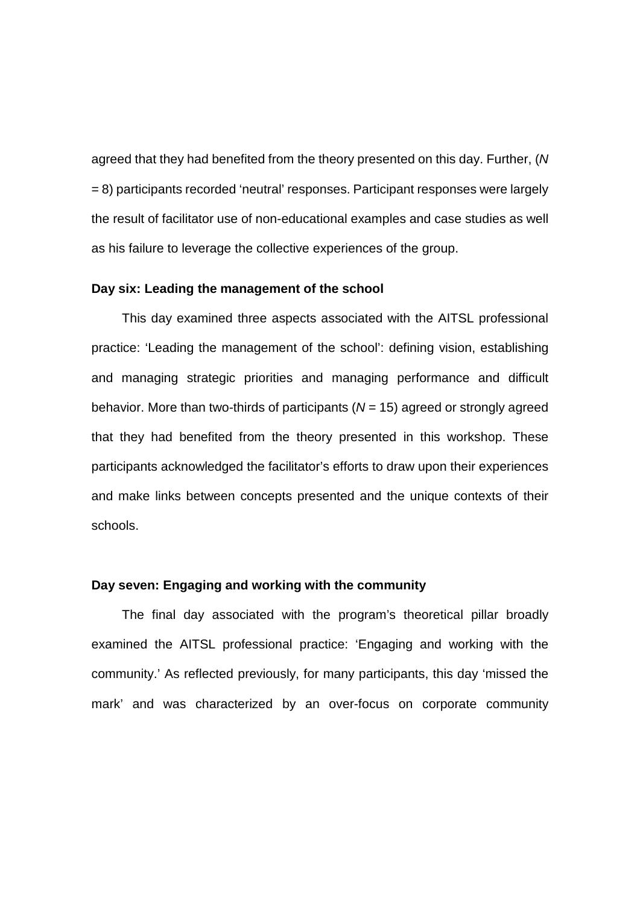agreed that they had benefited from the theory presented on this day. Further, (*N* = 8) participants recorded 'neutral' responses. Participant responses were largely the result of facilitator use of non-educational examples and case studies as well as his failure to leverage the collective experiences of the group.

**Day six: Leading the management of the school**

This day examined three aspects associated with the AITSL professional practice: 'Leading the management of the school': defining vision, establishing and managing strategic priorities and managing performance and difficult behavior. More than two-thirds of participants (*N* = 15) agreed or strongly agreed that they had benefited from the theory presented in this workshop. These participants acknowledged the facilitator's efforts to draw upon their experiences and make links between concepts presented and the unique contexts of their schools.

**Day seven: Engaging and working with the community**

The final day associated with the program's theoretical pillar broadly examined the AITSL professional practice: 'Engaging and working with the community.' As reflected previously, for many participants, this day 'missed the mark' and was characterized by an over-focus on corporate community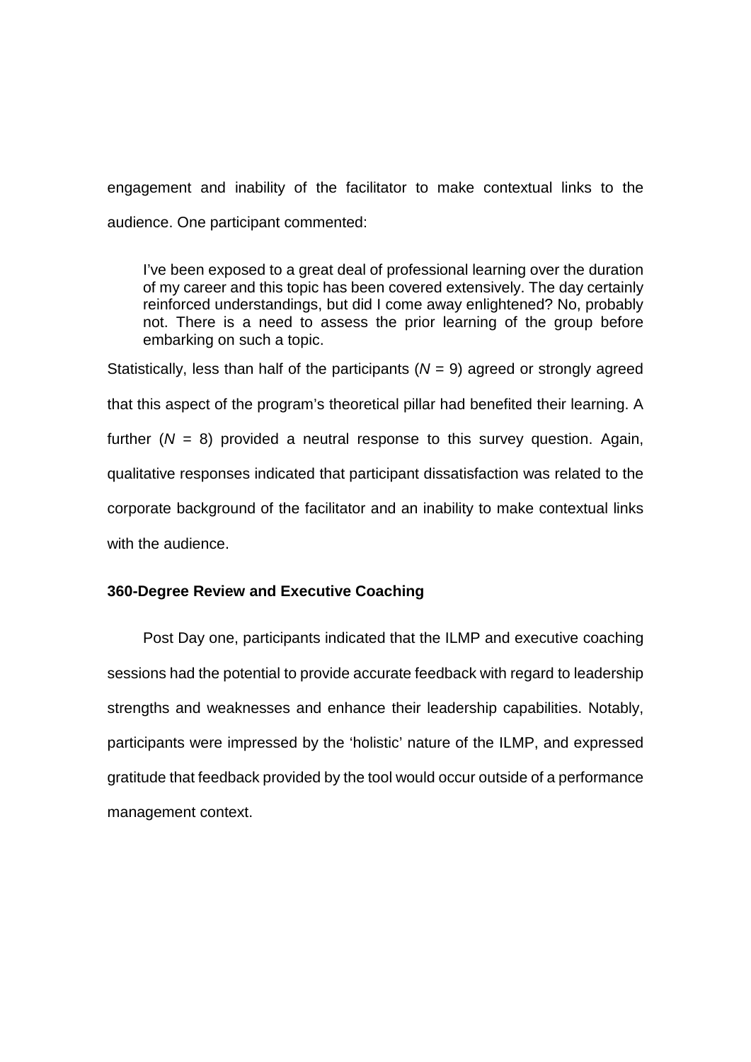engagement and inability of the facilitator to make contextual links to the audience. One participant commented:

> I've been exposed to a great deal of professional learning over the duration of my career and this topic has been covered extensively. The day certainly reinforced understandings, but did I come away enlightened? No, probably not. There is a need to assess the prior learning of the group before embarking on such a topic.

Statistically, less than half of the participants ($N = 9$) agreed or strongly agreed that this aspect of the program's theoretical pillar had benefited their learning. A further ($N = 8$) provided a neutral response to this survey question. Again, qualitative responses indicated that participant dissatisfaction was related to the corporate background of the facilitator and an inability to make contextual links with the audience.

### 360-Degree Review and Executive Coaching

Post Day one, participants indicated that the ILMP and executive coaching sessions had the potential to provide accurate feedback with regard to leadership strengths and weaknesses and enhance their leadership capabilities. Notably, participants were impressed by the 'holistic' nature of the ILMP, and expressed gratitude that feedback provided by the tool would occur outside of a performance management context.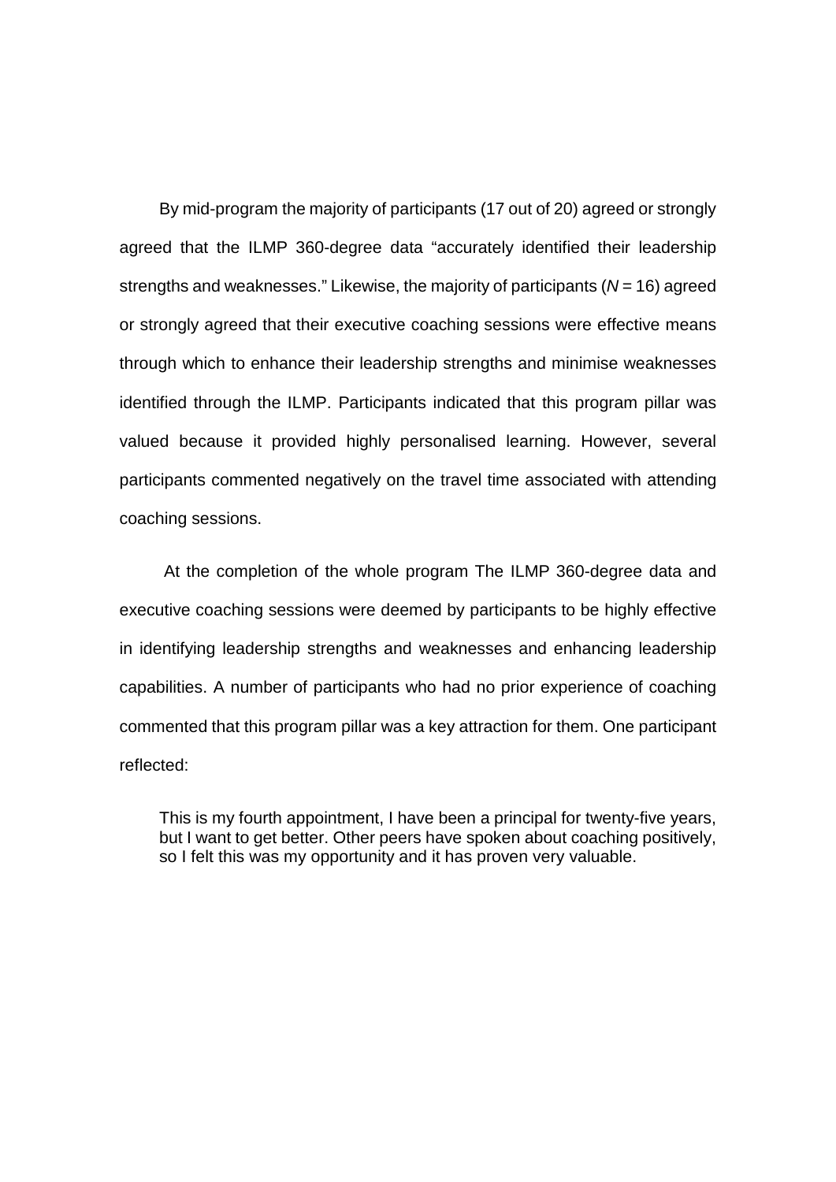By mid-program the majority of participants (17 out of 20) agreed or strongly agreed that the ILMP 360-degree data "accurately identified their leadership strengths and weaknesses." Likewise, the majority of participants ($N = 16$) agreed or strongly agreed that their executive coaching sessions were effective means through which to enhance their leadership strengths and minimise weaknesses identified through the ILMP. Participants indicated that this program pillar was valued because it provided highly personalised learning. However, several participants commented negatively on the travel time associated with attending coaching sessions.

At the completion of the whole program The ILMP 360-degree data and executive coaching sessions were deemed by participants to be highly effective in identifying leadership strengths and weaknesses and enhancing leadership capabilities. A number of participants who had no prior experience of coaching commented that this program pillar was a key attraction for them. One participant reflected:

> This is my fourth appointment, I have been a principal for twenty-five years, but I want to get better. Other peers have spoken about coaching positively, so I felt this was my opportunity and it has proven very valuable.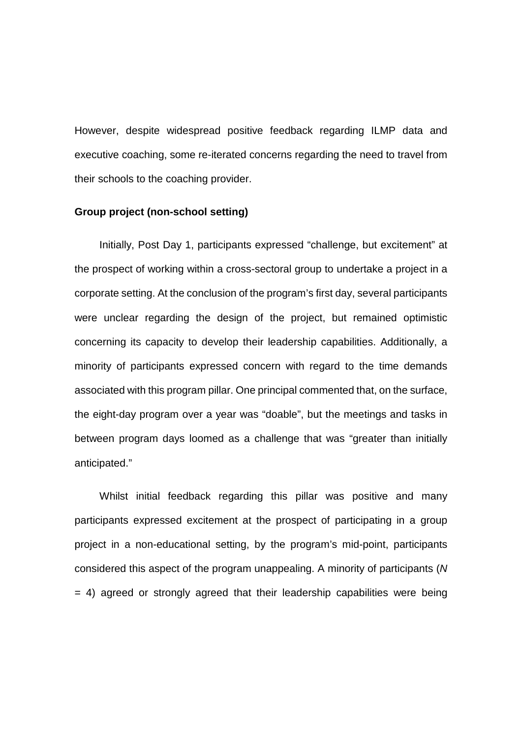However, despite widespread positive feedback regarding ILMP data and executive coaching, some re-iterated concerns regarding the need to travel from their schools to the coaching provider.

**Group project (non-school setting)**

Initially, Post Day 1, participants expressed "challenge, but excitement" at the prospect of working within a cross-sectoral group to undertake a project in a corporate setting. At the conclusion of the program's first day, several participants were unclear regarding the design of the project, but remained optimistic concerning its capacity to develop their leadership capabilities. Additionally, a minority of participants expressed concern with regard to the time demands associated with this program pillar. One principal commented that, on the surface, the eight-day program over a year was "doable", but the meetings and tasks in between program days loomed as a challenge that was "greater than initially anticipated."

Whilst initial feedback regarding this pillar was positive and many participants expressed excitement at the prospect of participating in a group project in a non-educational setting, by the program's mid-point, participants considered this aspect of the program unappealing. A minority of participants ($N = 4$) agreed or strongly agreed that their leadership capabilities were being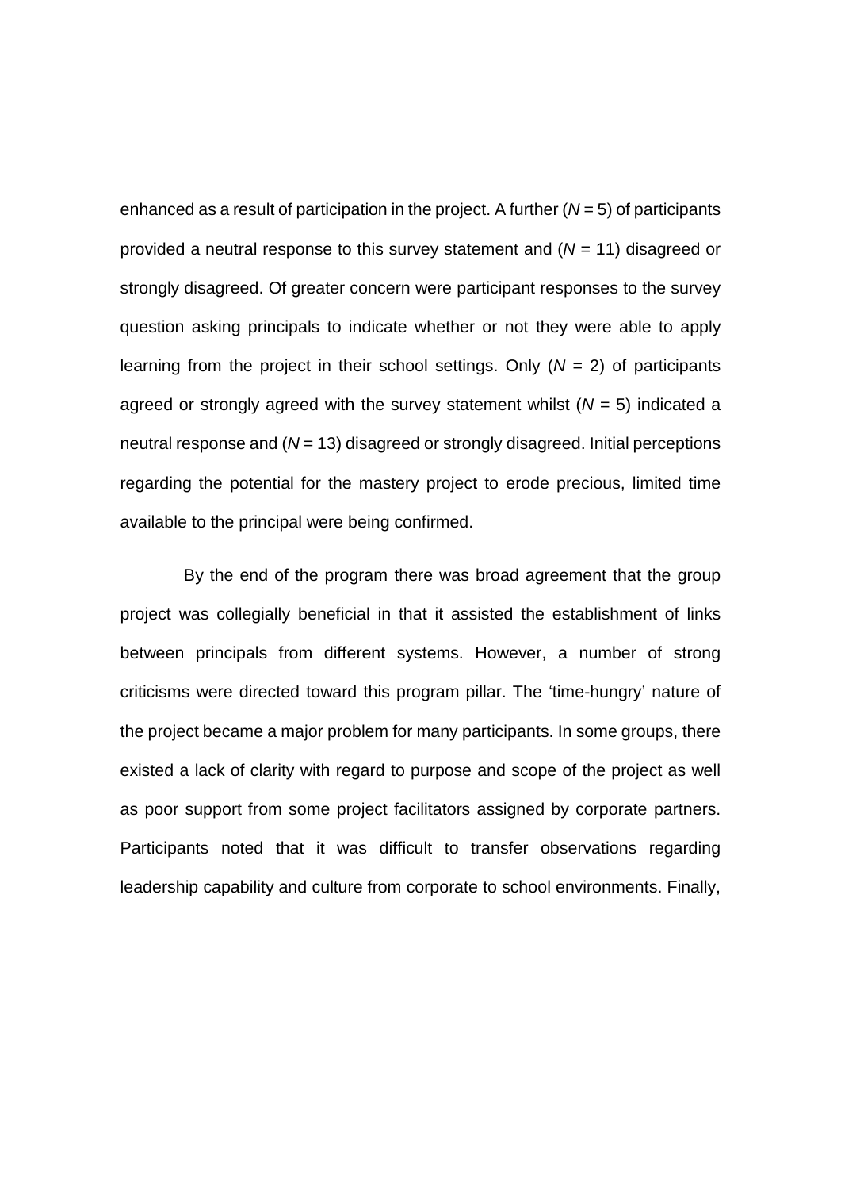enhanced as a result of participation in the project. A further ($N = 5$) of participants provided a neutral response to this survey statement and ($N = 11$) disagreed or strongly disagreed. Of greater concern were participant responses to the survey question asking principals to indicate whether or not they were able to apply learning from the project in their school settings. Only ($N = 2$) of participants agreed or strongly agreed with the survey statement whilst ($N = 5$) indicated a neutral response and ($N = 13$) disagreed or strongly disagreed. Initial perceptions regarding the potential for the mastery project to erode precious, limited time available to the principal were being confirmed.

By the end of the program there was broad agreement that the group project was collegially beneficial in that it assisted the establishment of links between principals from different systems. However, a number of strong criticisms were directed toward this program pillar. The 'time-hungry' nature of the project became a major problem for many participants. In some groups, there existed a lack of clarity with regard to purpose and scope of the project as well as poor support from some project facilitators assigned by corporate partners. Participants noted that it was difficult to transfer observations regarding leadership capability and culture from corporate to school environments. Finally,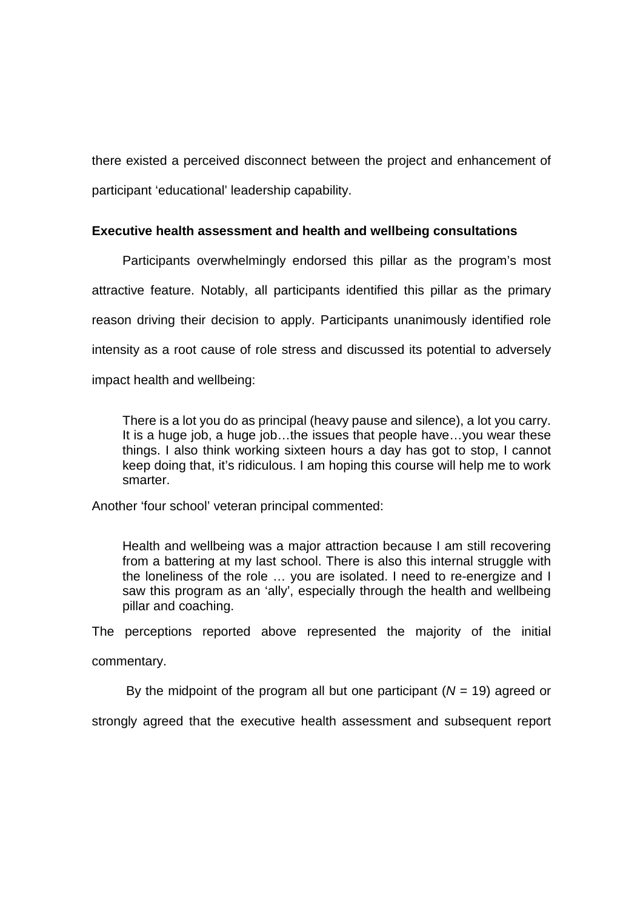there existed a perceived disconnect between the project and enhancement of participant 'educational' leadership capability.

### Executive health assessment and health and wellbeing consultations

Participants overwhelmingly endorsed this pillar as the program's most attractive feature. Notably, all participants identified this pillar as the primary reason driving their decision to apply. Participants unanimously identified role intensity as a root cause of role stress and discussed its potential to adversely impact health and wellbeing:

> There is a lot you do as principal (heavy pause and silence), a lot you carry. It is a huge job, a huge job…the issues that people have…you wear these things. I also think working sixteen hours a day has got to stop, I cannot keep doing that, it's ridiculous. I am hoping this course will help me to work smarter.

Another 'four school' veteran principal commented:

> Health and wellbeing was a major attraction because I am still recovering from a battering at my last school. There is also this internal struggle with the loneliness of the role … you are isolated. I need to re-energize and I saw this program as an 'ally', especially through the health and wellbeing pillar and coaching.

The perceptions reported above represented the majority of the initial commentary.

By the midpoint of the program all but one participant ($N$ = 19) agreed or strongly agreed that the executive health assessment and subsequent report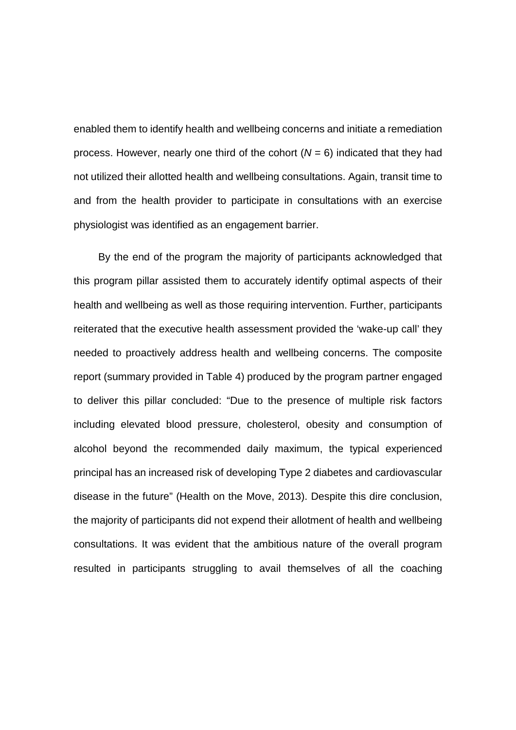enabled them to identify health and wellbeing concerns and initiate a remediation process. However, nearly one third of the cohort (*N* = 6) indicated that they had not utilized their allotted health and wellbeing consultations. Again, transit time to and from the health provider to participate in consultations with an exercise physiologist was identified as an engagement barrier.

By the end of the program the majority of participants acknowledged that this program pillar assisted them to accurately identify optimal aspects of their health and wellbeing as well as those requiring intervention. Further, participants reiterated that the executive health assessment provided the 'wake-up call' they needed to proactively address health and wellbeing concerns. The composite report (summary provided in Table 4) produced by the program partner engaged to deliver this pillar concluded: "Due to the presence of multiple risk factors including elevated blood pressure, cholesterol, obesity and consumption of alcohol beyond the recommended daily maximum, the typical experienced principal has an increased risk of developing Type 2 diabetes and cardiovascular disease in the future" (Health on the Move, 2013). Despite this dire conclusion, the majority of participants did not expend their allotment of health and wellbeing consultations. It was evident that the ambitious nature of the overall program resulted in participants struggling to avail themselves of all the coaching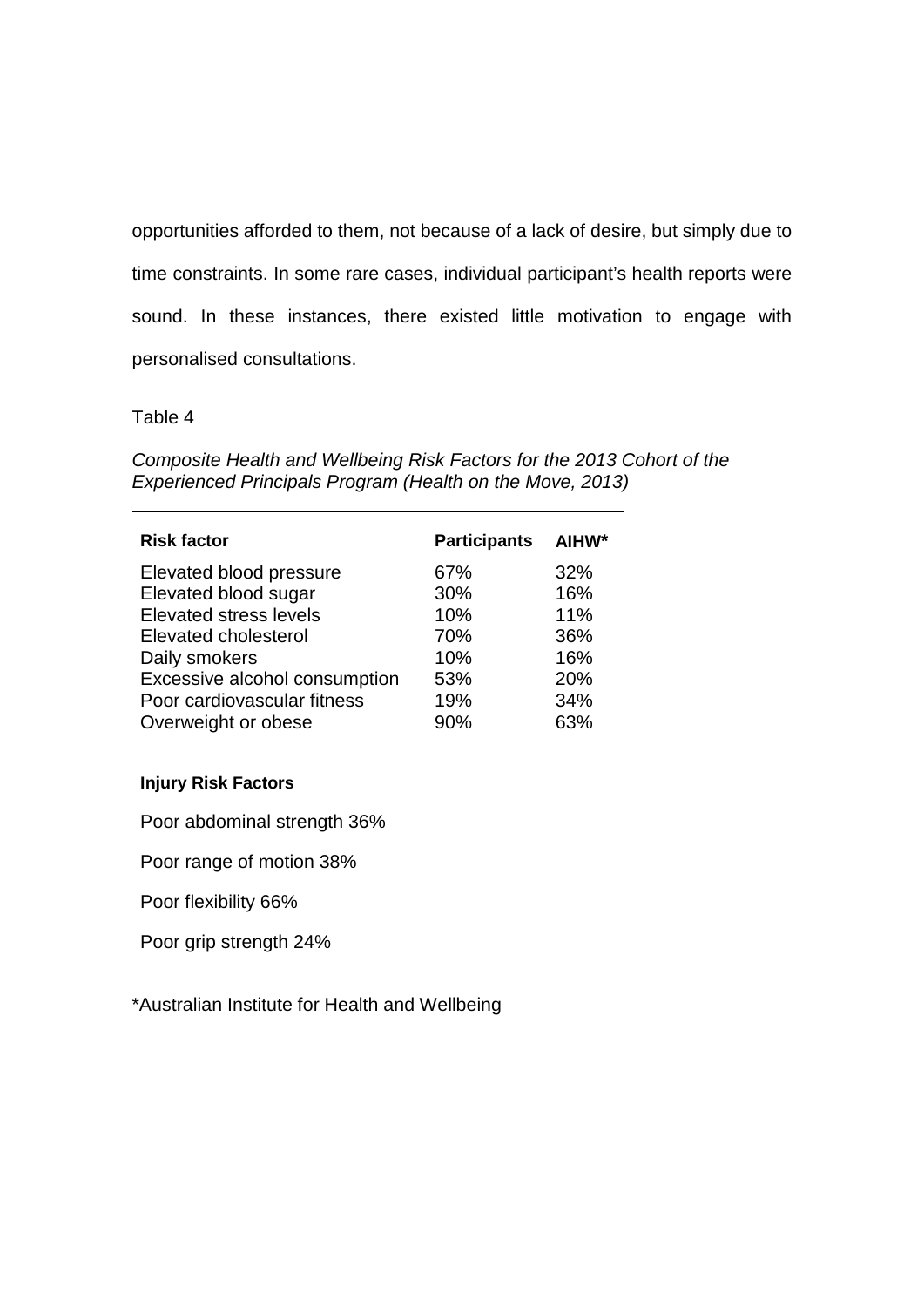opportunities afforded to them, not because of a lack of desire, but simply due to time constraints. In some rare cases, individual participant's health reports were sound. In these instances, there existed little motivation to engage with personalised consultations.

Table 4

*Composite Health and Wellbeing Risk Factors for the 2013 Cohort of the Experienced Principals Program (Health on the Move, 2013)*

| **Risk factor** | **Participants** | **AIHW*** |
|---|---|---|
| Elevated blood pressure | 67% | 32% |
| Elevated blood sugar | 30% | 16% |
| Elevated stress levels | 10% | 11% |
| Elevated cholesterol | 70% | 36% |
| Daily smokers | 10% | 16% |
| Excessive alcohol consumption | 53% | 20% |
| Poor cardiovascular fitness | 19% | 34% |
| Overweight or obese | 90% | 63% |
| **Injury Risk Factors** | | |
| Poor abdominal strength 36% | | |
| Poor range of motion 38% | | |
| Poor flexibility 66% | | |
| Poor grip strength 24% | | |

*Australian Institute for Health and Wellbeing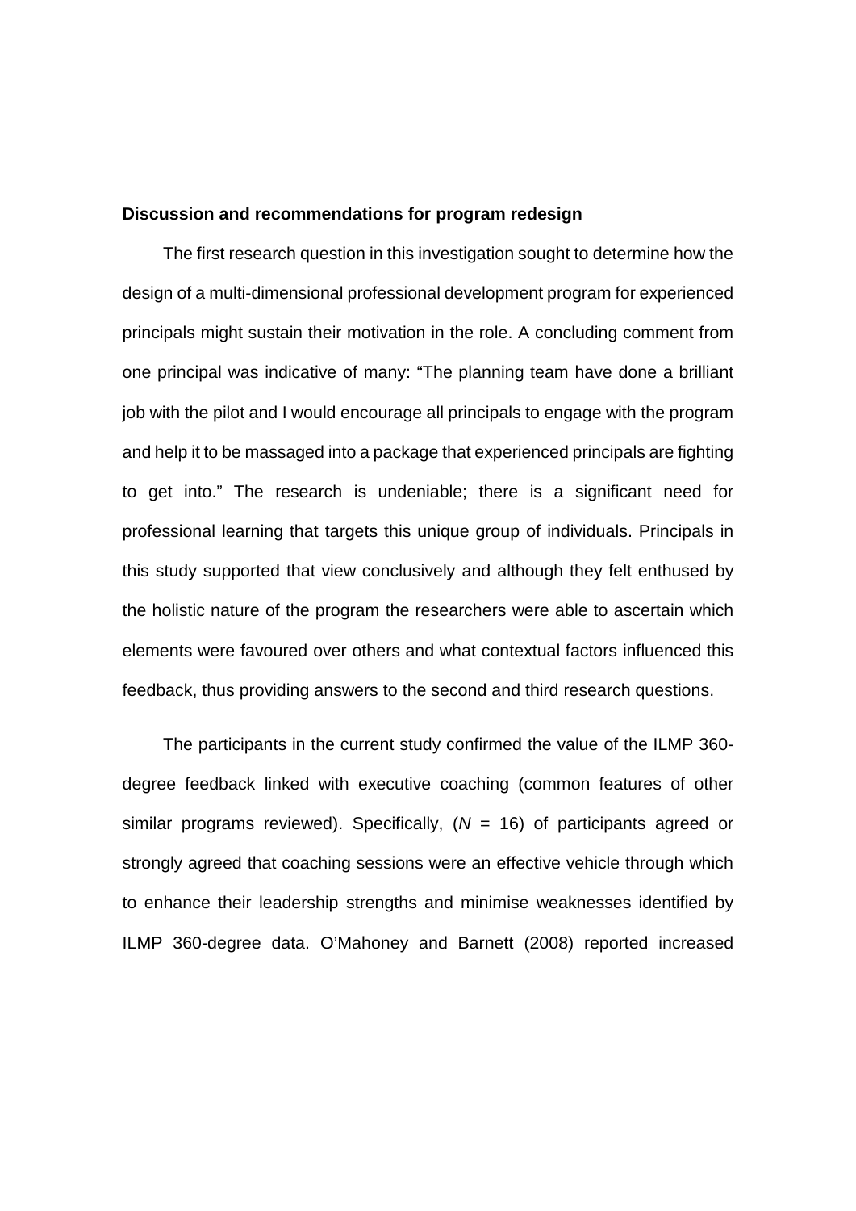**Discussion and recommendations for program redesign**

The first research question in this investigation sought to determine how the design of a multi-dimensional professional development program for experienced principals might sustain their motivation in the role. A concluding comment from one principal was indicative of many: "The planning team have done a brilliant job with the pilot and I would encourage all principals to engage with the program and help it to be massaged into a package that experienced principals are fighting to get into." The research is undeniable; there is a significant need for professional learning that targets this unique group of individuals. Principals in this study supported that view conclusively and although they felt enthused by the holistic nature of the program the researchers were able to ascertain which elements were favoured over others and what contextual factors influenced this feedback, thus providing answers to the second and third research questions.

The participants in the current study confirmed the value of the ILMP 360-degree feedback linked with executive coaching (common features of other similar programs reviewed). Specifically, ($N$ = 16) of participants agreed or strongly agreed that coaching sessions were an effective vehicle through which to enhance their leadership strengths and minimise weaknesses identified by ILMP 360-degree data. O'Mahoney and Barnett (2008) reported increased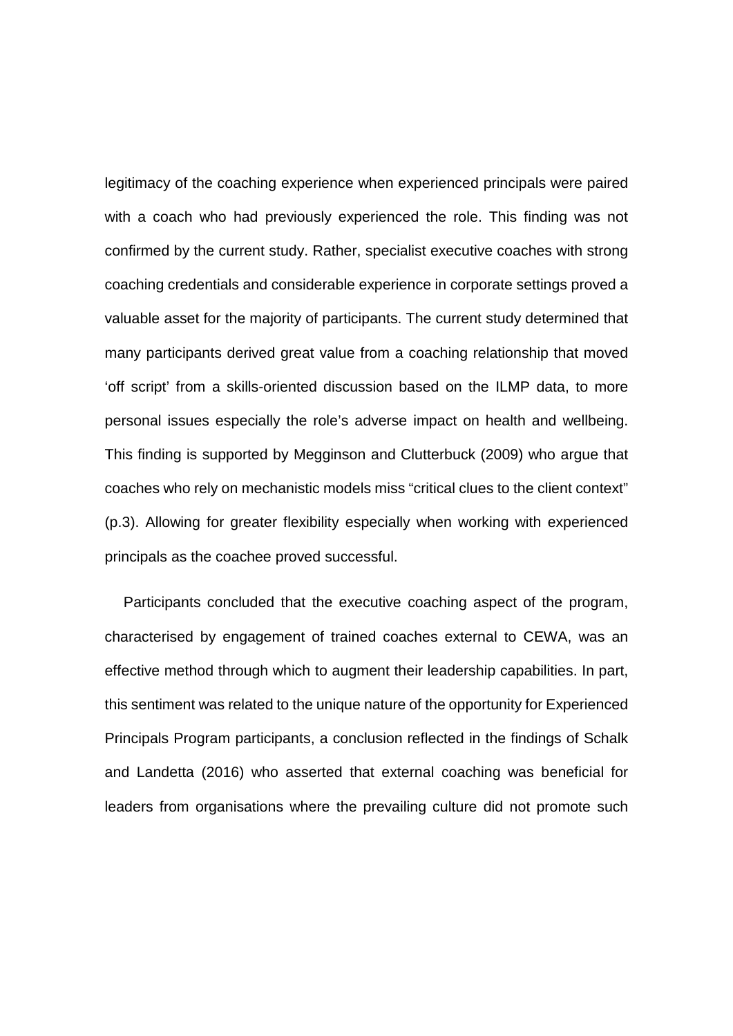legitimacy of the coaching experience when experienced principals were paired with a coach who had previously experienced the role. This finding was not confirmed by the current study. Rather, specialist executive coaches with strong coaching credentials and considerable experience in corporate settings proved a valuable asset for the majority of participants. The current study determined that many participants derived great value from a coaching relationship that moved 'off script' from a skills-oriented discussion based on the ILMP data, to more personal issues especially the role's adverse impact on health and wellbeing. This finding is supported by Megginson and Clutterbuck (2009) who argue that coaches who rely on mechanistic models miss "critical clues to the client context" (p.3). Allowing for greater flexibility especially when working with experienced principals as the coachee proved successful.

Participants concluded that the executive coaching aspect of the program, characterised by engagement of trained coaches external to CEWA, was an effective method through which to augment their leadership capabilities. In part, this sentiment was related to the unique nature of the opportunity for Experienced Principals Program participants, a conclusion reflected in the findings of Schalk and Landetta (2016) who asserted that external coaching was beneficial for leaders from organisations where the prevailing culture did not promote such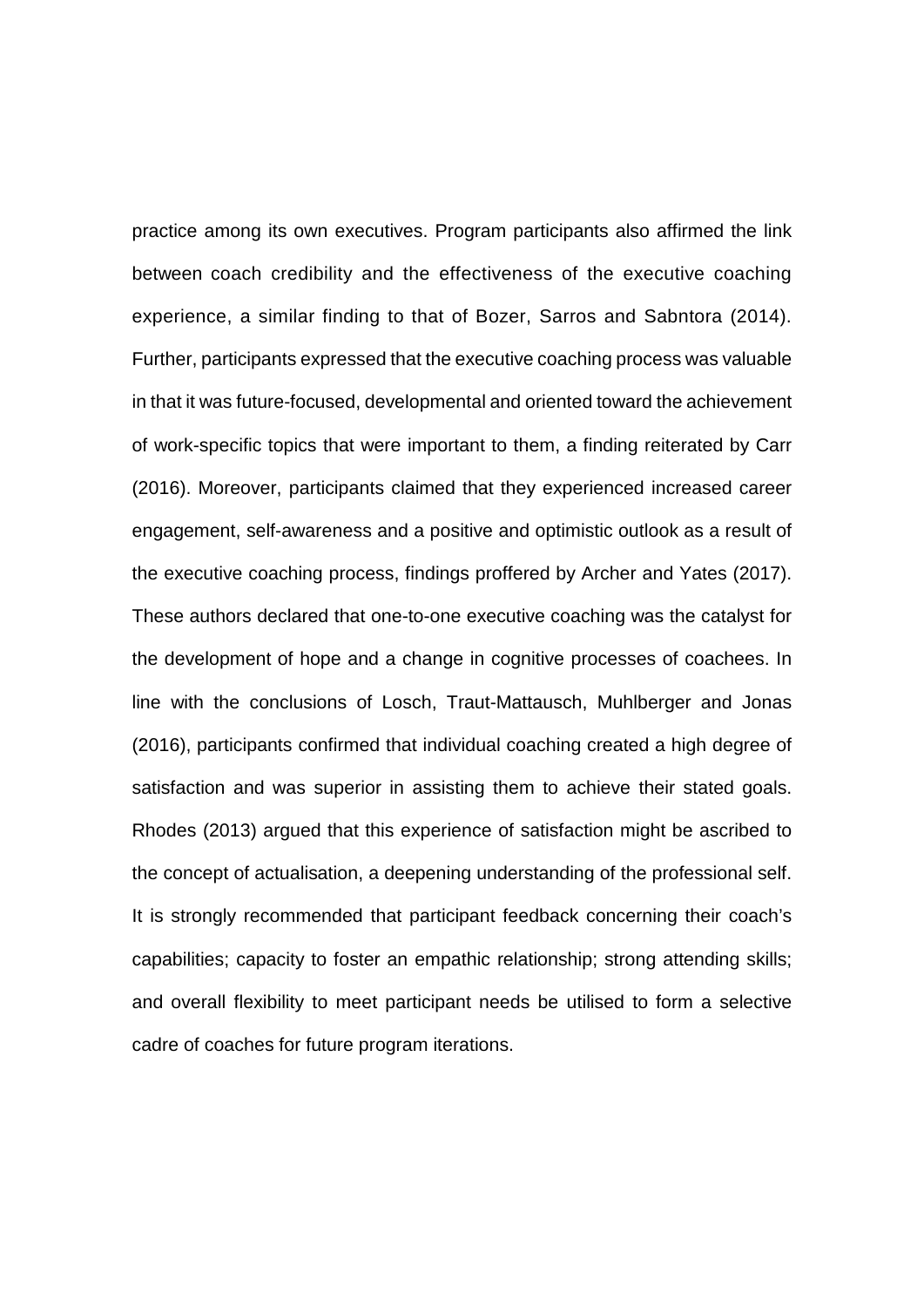practice among its own executives. Program participants also affirmed the link between coach credibility and the effectiveness of the executive coaching experience, a similar finding to that of Bozer, Sarros and Sabntora (2014). Further, participants expressed that the executive coaching process was valuable in that it was future-focused, developmental and oriented toward the achievement of work-specific topics that were important to them, a finding reiterated by Carr (2016). Moreover, participants claimed that they experienced increased career engagement, self-awareness and a positive and optimistic outlook as a result of the executive coaching process, findings proffered by Archer and Yates (2017). These authors declared that one-to-one executive coaching was the catalyst for the development of hope and a change in cognitive processes of coachees. In line with the conclusions of Losch, Traut-Mattausch, Muhlberger and Jonas (2016), participants confirmed that individual coaching created a high degree of satisfaction and was superior in assisting them to achieve their stated goals. Rhodes (2013) argued that this experience of satisfaction might be ascribed to the concept of actualisation, a deepening understanding of the professional self. It is strongly recommended that participant feedback concerning their coach's capabilities; capacity to foster an empathic relationship; strong attending skills; and overall flexibility to meet participant needs be utilised to form a selective cadre of coaches for future program iterations.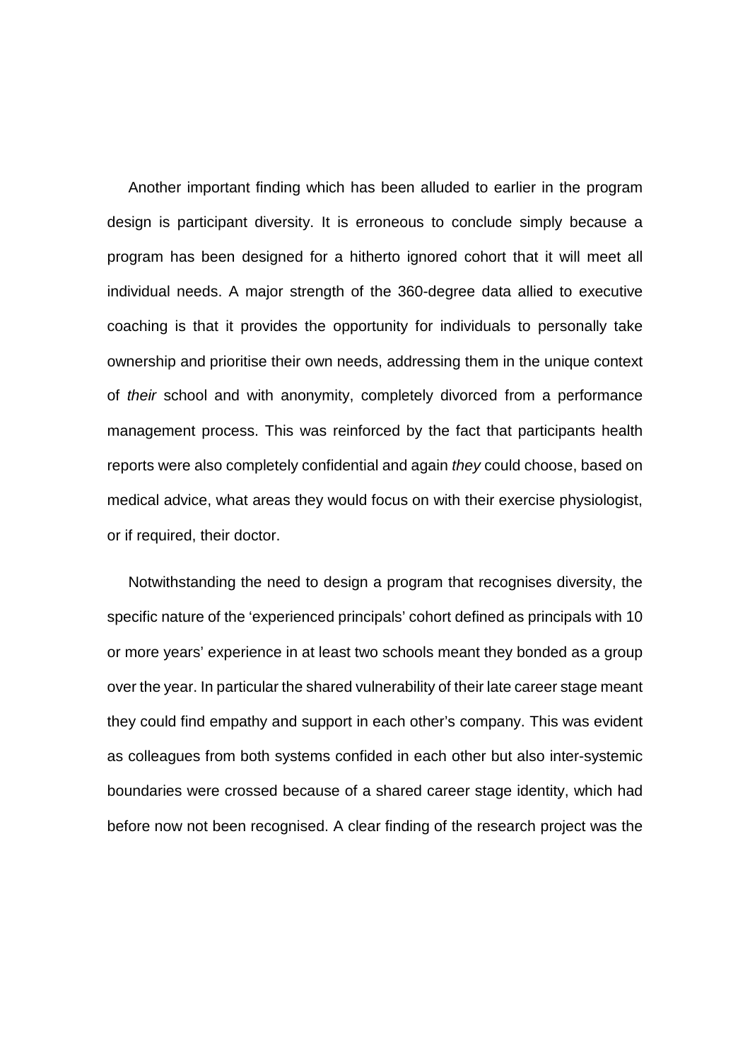Another important finding which has been alluded to earlier in the program design is participant diversity. It is erroneous to conclude simply because a program has been designed for a hitherto ignored cohort that it will meet all individual needs. A major strength of the 360-degree data allied to executive coaching is that it provides the opportunity for individuals to personally take ownership and prioritise their own needs, addressing them in the unique context of *their* school and with anonymity, completely divorced from a performance management process. This was reinforced by the fact that participants health reports were also completely confidential and again *they* could choose, based on medical advice, what areas they would focus on with their exercise physiologist, or if required, their doctor.

Notwithstanding the need to design a program that recognises diversity, the specific nature of the 'experienced principals' cohort defined as principals with 10 or more years' experience in at least two schools meant they bonded as a group over the year. In particular the shared vulnerability of their late career stage meant they could find empathy and support in each other's company. This was evident as colleagues from both systems confided in each other but also inter-systemic boundaries were crossed because of a shared career stage identity, which had before now not been recognised. A clear finding of the research project was the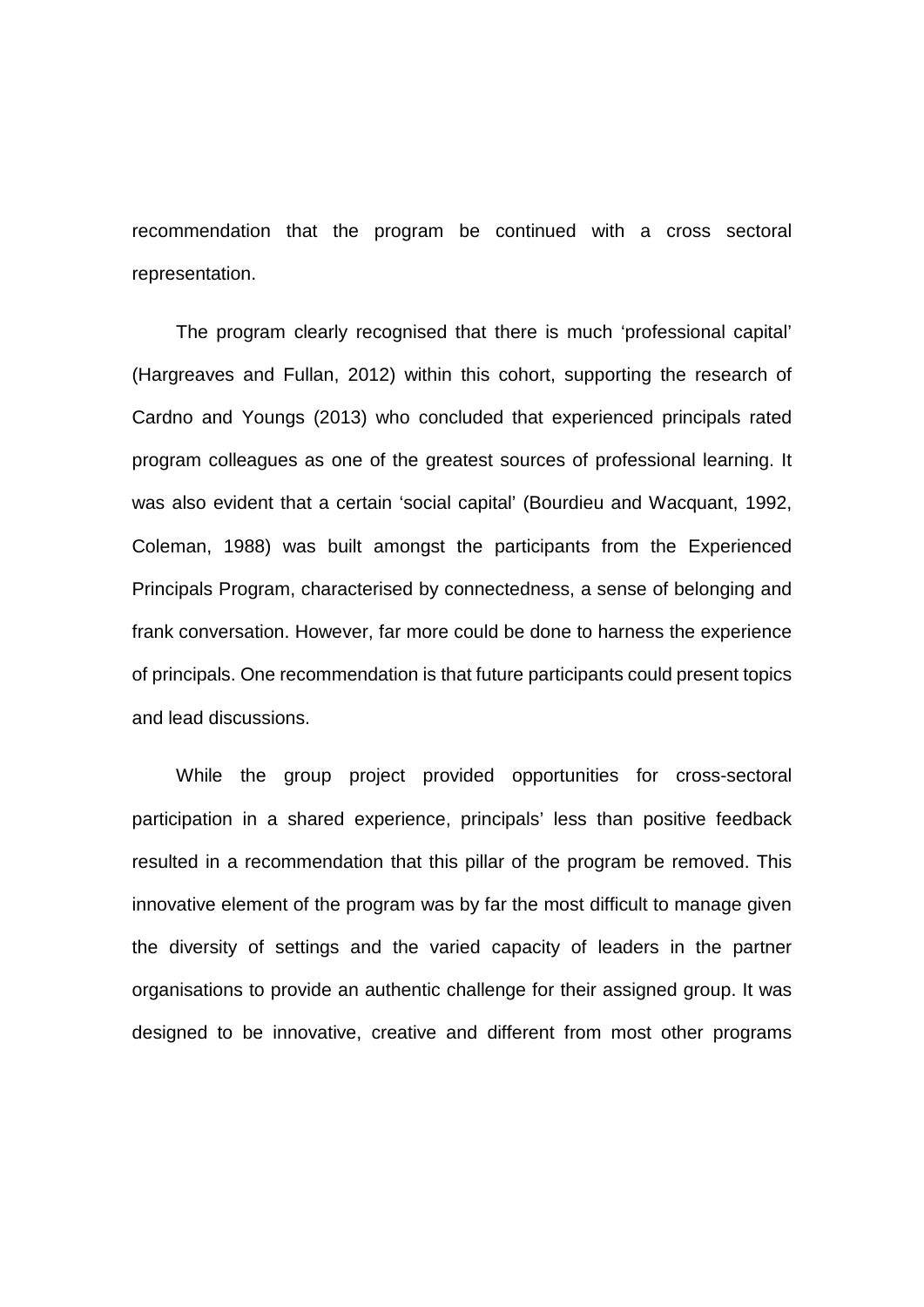recommendation that the program be continued with a cross sectoral representation.

The program clearly recognised that there is much 'professional capital' (Hargreaves and Fullan, 2012) within this cohort, supporting the research of Cardno and Youngs (2013) who concluded that experienced principals rated program colleagues as one of the greatest sources of professional learning. It was also evident that a certain 'social capital' (Bourdieu and Wacquant, 1992, Coleman, 1988) was built amongst the participants from the Experienced Principals Program, characterised by connectedness, a sense of belonging and frank conversation. However, far more could be done to harness the experience of principals. One recommendation is that future participants could present topics and lead discussions.

While the group project provided opportunities for cross-sectoral participation in a shared experience, principals' less than positive feedback resulted in a recommendation that this pillar of the program be removed. This innovative element of the program was by far the most difficult to manage given the diversity of settings and the varied capacity of leaders in the partner organisations to provide an authentic challenge for their assigned group. It was designed to be innovative, creative and different from most other programs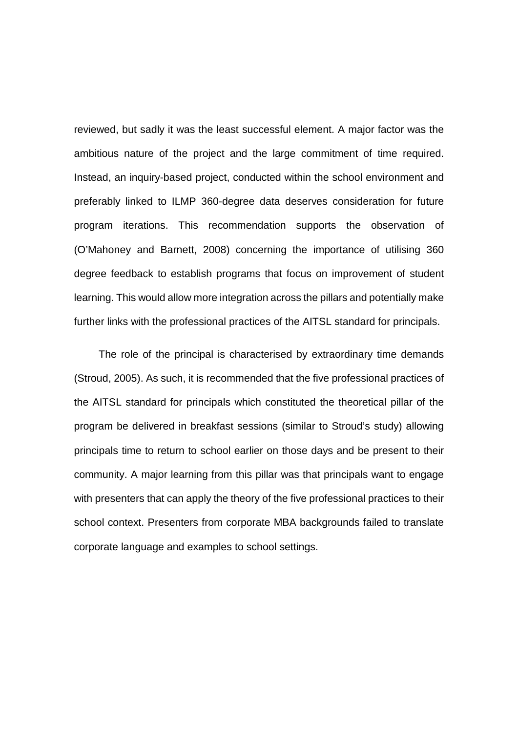reviewed, but sadly it was the least successful element. A major factor was the ambitious nature of the project and the large commitment of time required. Instead, an inquiry-based project, conducted within the school environment and preferably linked to ILMP 360-degree data deserves consideration for future program iterations. This recommendation supports the observation of (O'Mahoney and Barnett, 2008) concerning the importance of utilising 360 degree feedback to establish programs that focus on improvement of student learning. This would allow more integration across the pillars and potentially make further links with the professional practices of the AITSL standard for principals.

The role of the principal is characterised by extraordinary time demands (Stroud, 2005). As such, it is recommended that the five professional practices of the AITSL standard for principals which constituted the theoretical pillar of the program be delivered in breakfast sessions (similar to Stroud's study) allowing principals time to return to school earlier on those days and be present to their community. A major learning from this pillar was that principals want to engage with presenters that can apply the theory of the five professional practices to their school context. Presenters from corporate MBA backgrounds failed to translate corporate language and examples to school settings.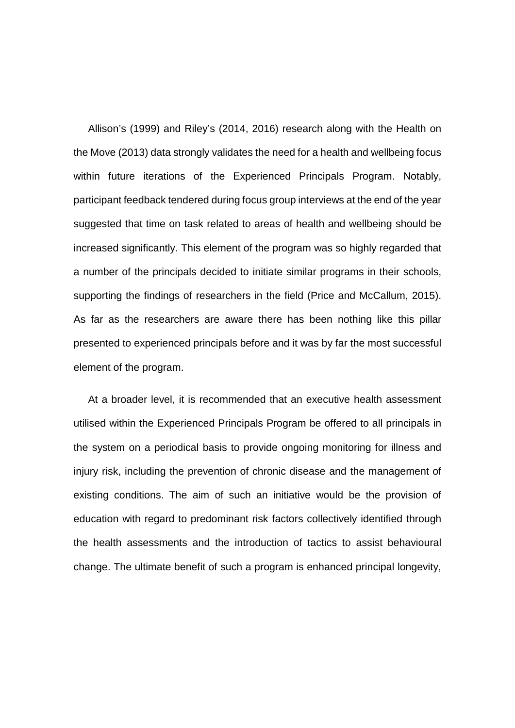Allison's (1999) and Riley's (2014, 2016) research along with the Health on the Move (2013) data strongly validates the need for a health and wellbeing focus within future iterations of the Experienced Principals Program. Notably, participant feedback tendered during focus group interviews at the end of the year suggested that time on task related to areas of health and wellbeing should be increased significantly. This element of the program was so highly regarded that a number of the principals decided to initiate similar programs in their schools, supporting the findings of researchers in the field (Price and McCallum, 2015). As far as the researchers are aware there has been nothing like this pillar presented to experienced principals before and it was by far the most successful element of the program.

At a broader level, it is recommended that an executive health assessment utilised within the Experienced Principals Program be offered to all principals in the system on a periodical basis to provide ongoing monitoring for illness and injury risk, including the prevention of chronic disease and the management of existing conditions. The aim of such an initiative would be the provision of education with regard to predominant risk factors collectively identified through the health assessments and the introduction of tactics to assist behavioural change. The ultimate benefit of such a program is enhanced principal longevity,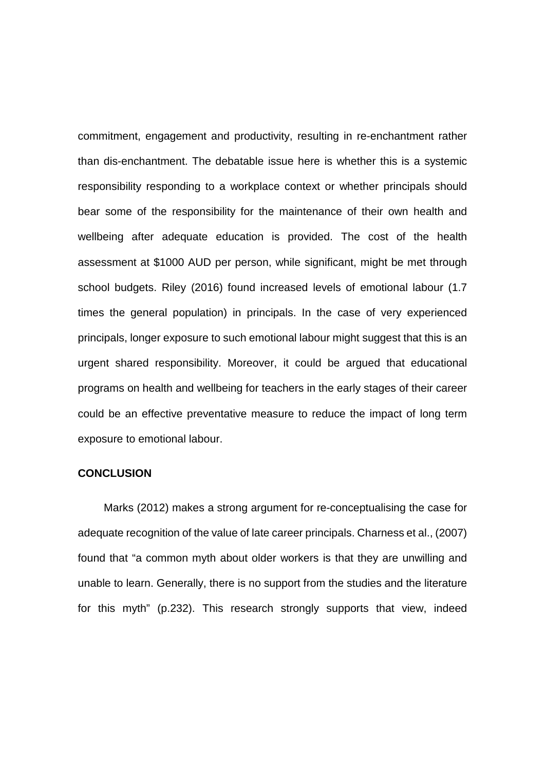commitment, engagement and productivity, resulting in re-enchantment rather than dis-enchantment. The debatable issue here is whether this is a systemic responsibility responding to a workplace context or whether principals should bear some of the responsibility for the maintenance of their own health and wellbeing after adequate education is provided. The cost of the health assessment at $1000 AUD per person, while significant, might be met through school budgets. Riley (2016) found increased levels of emotional labour (1.7 times the general population) in principals. In the case of very experienced principals, longer exposure to such emotional labour might suggest that this is an urgent shared responsibility. Moreover, it could be argued that educational programs on health and wellbeing for teachers in the early stages of their career could be an effective preventative measure to reduce the impact of long term exposure to emotional labour.

## CONCLUSION

Marks (2012) makes a strong argument for re-conceptualising the case for adequate recognition of the value of late career principals. Charness et al., (2007) found that "a common myth about older workers is that they are unwilling and unable to learn. Generally, there is no support from the studies and the literature for this myth" (p.232). This research strongly supports that view, indeed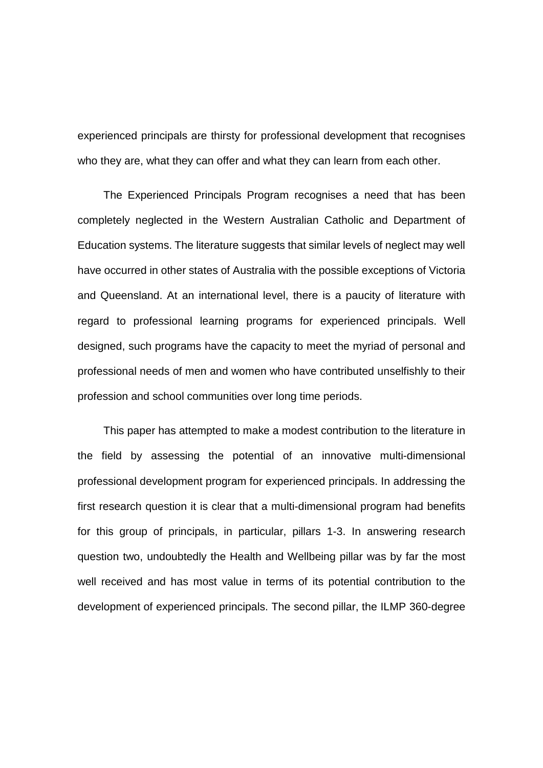experienced principals are thirsty for professional development that recognises who they are, what they can offer and what they can learn from each other.

The Experienced Principals Program recognises a need that has been completely neglected in the Western Australian Catholic and Department of Education systems. The literature suggests that similar levels of neglect may well have occurred in other states of Australia with the possible exceptions of Victoria and Queensland. At an international level, there is a paucity of literature with regard to professional learning programs for experienced principals. Well designed, such programs have the capacity to meet the myriad of personal and professional needs of men and women who have contributed unselfishly to their profession and school communities over long time periods.

This paper has attempted to make a modest contribution to the literature in the field by assessing the potential of an innovative multi-dimensional professional development program for experienced principals. In addressing the first research question it is clear that a multi-dimensional program had benefits for this group of principals, in particular, pillars 1-3. In answering research question two, undoubtedly the Health and Wellbeing pillar was by far the most well received and has most value in terms of its potential contribution to the development of experienced principals. The second pillar, the ILMP 360-degree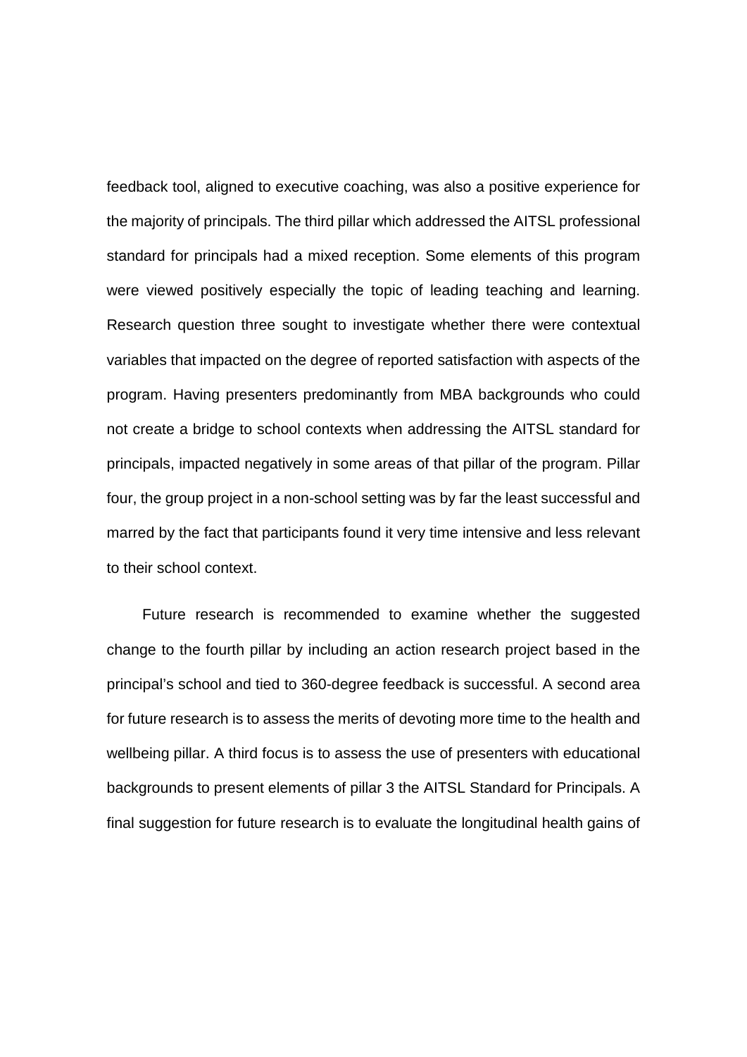feedback tool, aligned to executive coaching, was also a positive experience for the majority of principals. The third pillar which addressed the AITSL professional standard for principals had a mixed reception. Some elements of this program were viewed positively especially the topic of leading teaching and learning. Research question three sought to investigate whether there were contextual variables that impacted on the degree of reported satisfaction with aspects of the program. Having presenters predominantly from MBA backgrounds who could not create a bridge to school contexts when addressing the AITSL standard for principals, impacted negatively in some areas of that pillar of the program. Pillar four, the group project in a non-school setting was by far the least successful and marred by the fact that participants found it very time intensive and less relevant to their school context.

Future research is recommended to examine whether the suggested change to the fourth pillar by including an action research project based in the principal's school and tied to 360-degree feedback is successful. A second area for future research is to assess the merits of devoting more time to the health and wellbeing pillar. A third focus is to assess the use of presenters with educational backgrounds to present elements of pillar 3 the AITSL Standard for Principals. A final suggestion for future research is to evaluate the longitudinal health gains of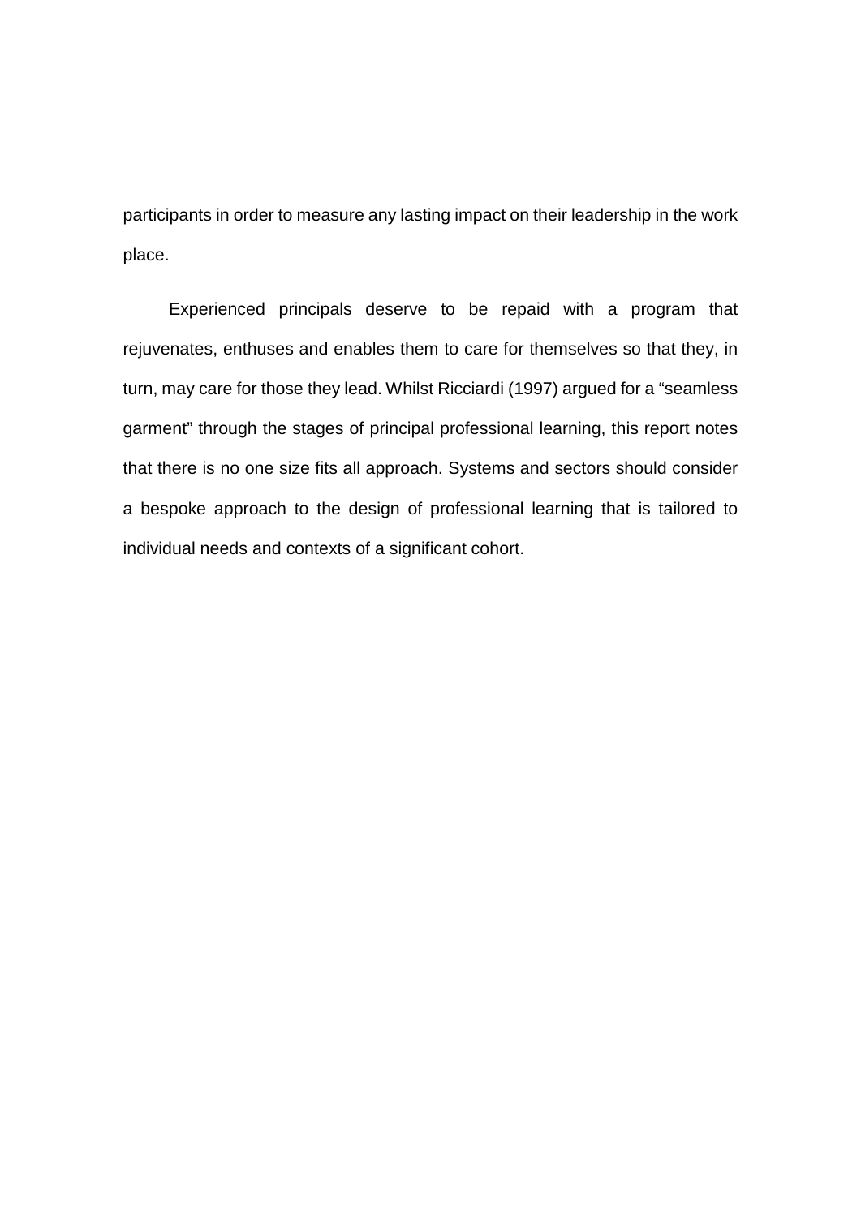participants in order to measure any lasting impact on their leadership in the work place.

Experienced principals deserve to be repaid with a program that rejuvenates, enthuses and enables them to care for themselves so that they, in turn, may care for those they lead. Whilst Ricciardi (1997) argued for a “seamless garment” through the stages of principal professional learning, this report notes that there is no one size fits all approach. Systems and sectors should consider a bespoke approach to the design of professional learning that is tailored to individual needs and contexts of a significant cohort.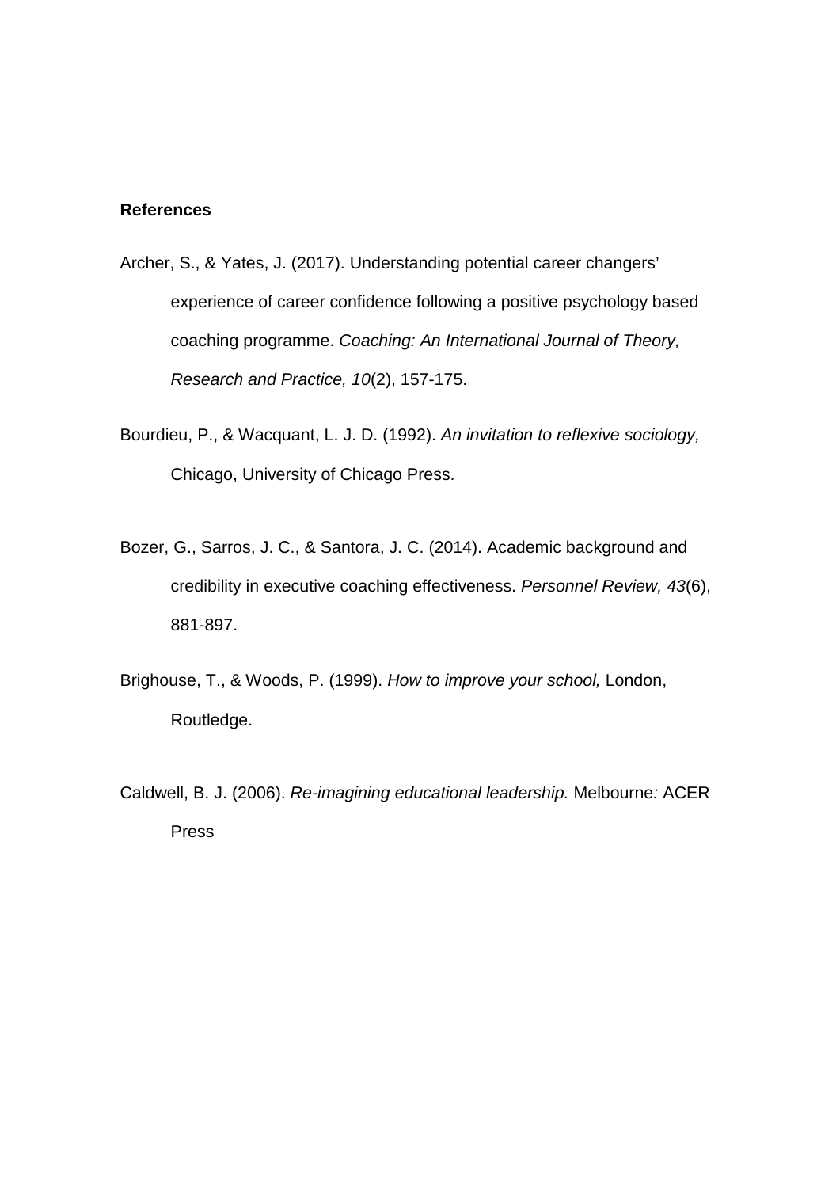**References**

Archer, S., & Yates, J. (2017). Understanding potential career changers' experience of career confidence following a positive psychology based coaching programme. *Coaching: An International Journal of Theory, Research and Practice, 10*(2), 157-175.

Bourdieu, P., & Wacquant, L. J. D. (1992). *An invitation to reflexive sociology,* Chicago, University of Chicago Press.

Bozer, G., Sarros, J. C., & Santora, J. C. (2014). Academic background and credibility in executive coaching effectiveness. *Personnel Review, 43*(6), 881-897.

Brighouse, T., & Woods, P. (1999). *How to improve your school,* London, Routledge.

Caldwell, B. J. (2006). *Re-imagining educational leadership.* Melbourne*:* ACER Press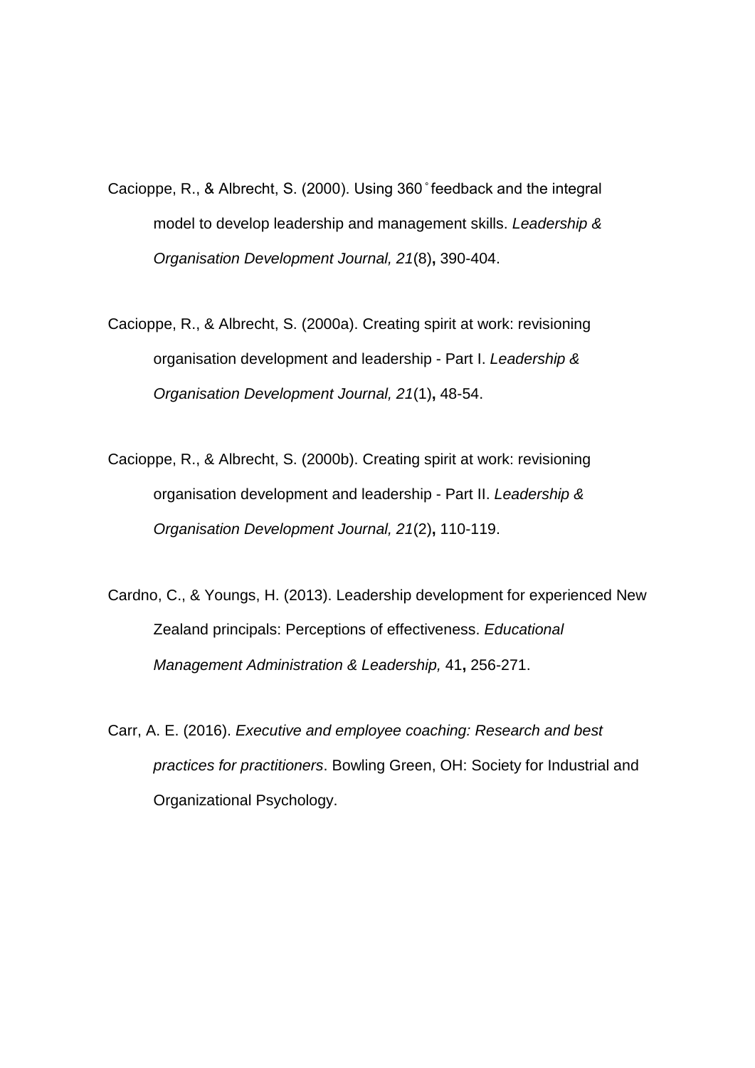Cacioppe, R., & Albrecht, S. (2000). Using 360˚feedback and the integral model to develop leadership and management skills. *Leadership & Organisation Development Journal, 21*(8)**,** 390-404.

Cacioppe, R., & Albrecht, S. (2000a). Creating spirit at work: revisioning organisation development and leadership - Part I. *Leadership & Organisation Development Journal, 21*(1)**,** 48-54.

Cacioppe, R., & Albrecht, S. (2000b). Creating spirit at work: revisioning organisation development and leadership - Part II. *Leadership & Organisation Development Journal, 21*(2)**,** 110-119.

Cardno, C., & Youngs, H. (2013). Leadership development for experienced New Zealand principals: Perceptions of effectiveness. *Educational Management Administration & Leadership,* 41**,** 256-271.

Carr, A. E. (2016). *Executive and employee coaching: Research and best practices for practitioners*. Bowling Green, OH: Society for Industrial and Organizational Psychology.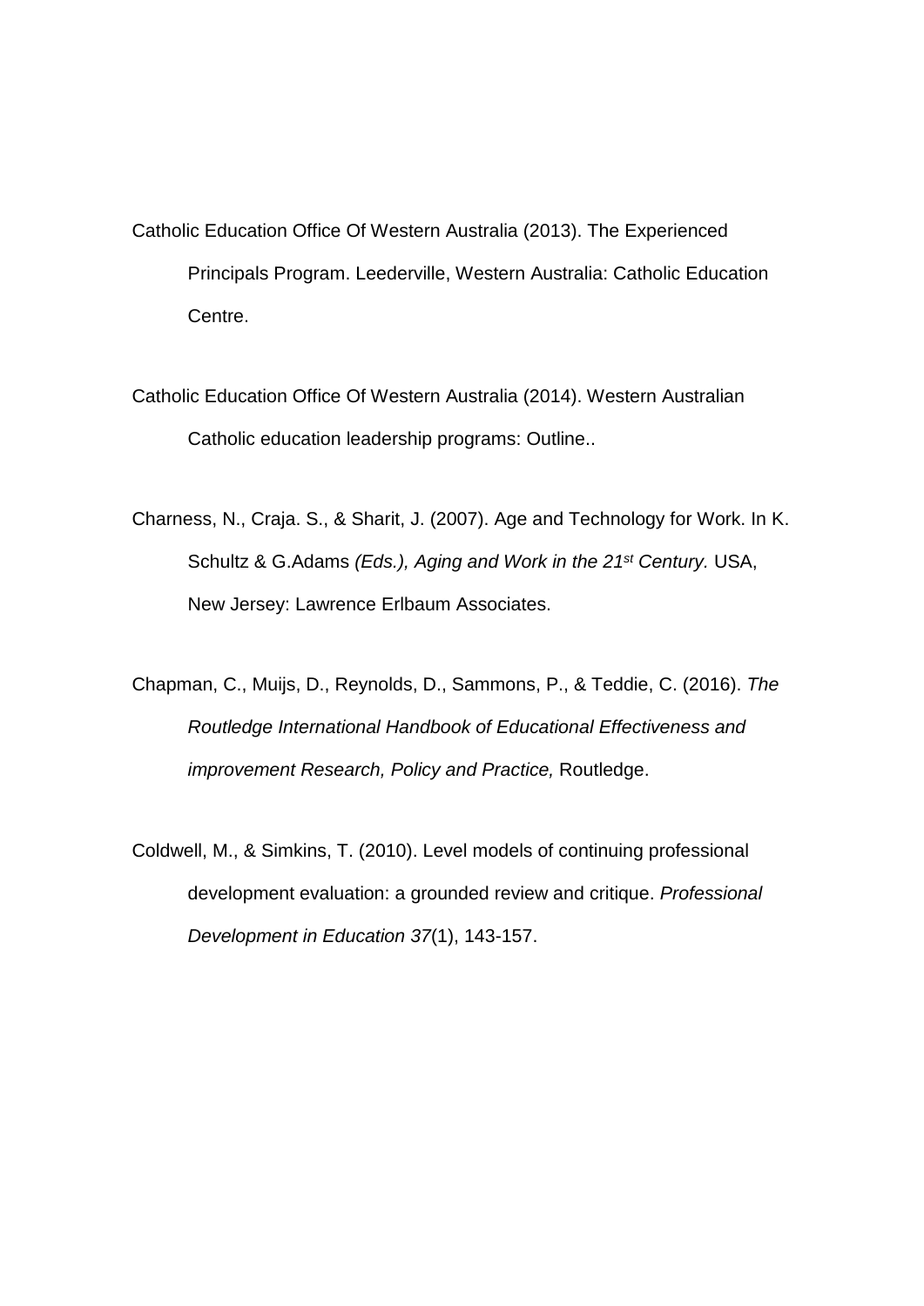Catholic Education Office Of Western Australia (2013). The Experienced Principals Program. Leederville, Western Australia: Catholic Education Centre.

Catholic Education Office Of Western Australia (2014). Western Australian Catholic education leadership programs: Outline..

Charness, N., Craja. S., & Sharit, J. (2007). Age and Technology for Work. In K. Schultz & G.Adams *(Eds.), Aging and Work in the 21st Century.* USA, New Jersey: Lawrence Erlbaum Associates.

Chapman, C., Muijs, D., Reynolds, D., Sammons, P., & Teddie, C. (2016). *The Routledge International Handbook of Educational Effectiveness and improvement Research, Policy and Practice,* Routledge.

Coldwell, M., & Simkins, T. (2010). Level models of continuing professional development evaluation: a grounded review and critique. *Professional Development in Education 37*(1), 143-157.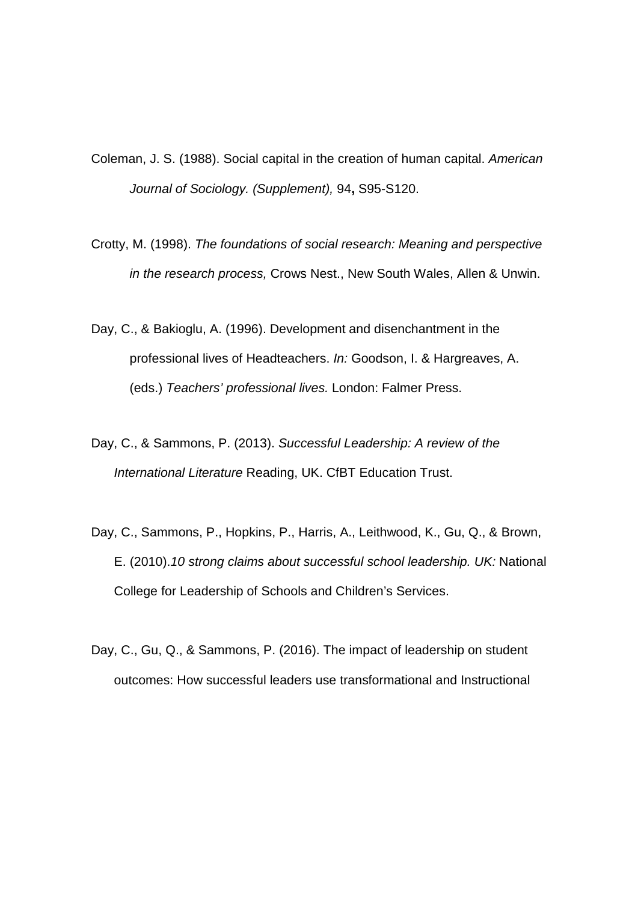Coleman, J. S. (1988). Social capital in the creation of human capital. *American Journal of Sociology. (Supplement),* 94**,** S95-S120.

Crotty, M. (1998). *The foundations of social research: Meaning and perspective in the research process,* Crows Nest., New South Wales, Allen & Unwin.

Day, C., & Bakioglu, A. (1996). Development and disenchantment in the professional lives of Headteachers. *In:* Goodson, I. & Hargreaves, A. (eds.) *Teachers' professional lives.* London: Falmer Press.

Day, C., & Sammons, P. (2013). *Successful Leadership: A review of the International Literature* Reading, UK. CfBT Education Trust.

Day, C., Sammons, P., Hopkins, P., Harris, A., Leithwood, K., Gu, Q., & Brown, E. (2010).*10 strong claims about successful school leadership. UK:* National College for Leadership of Schools and Children's Services.

Day, C., Gu, Q., & Sammons, P. (2016). The impact of leadership on student outcomes: How successful leaders use transformational and Instructional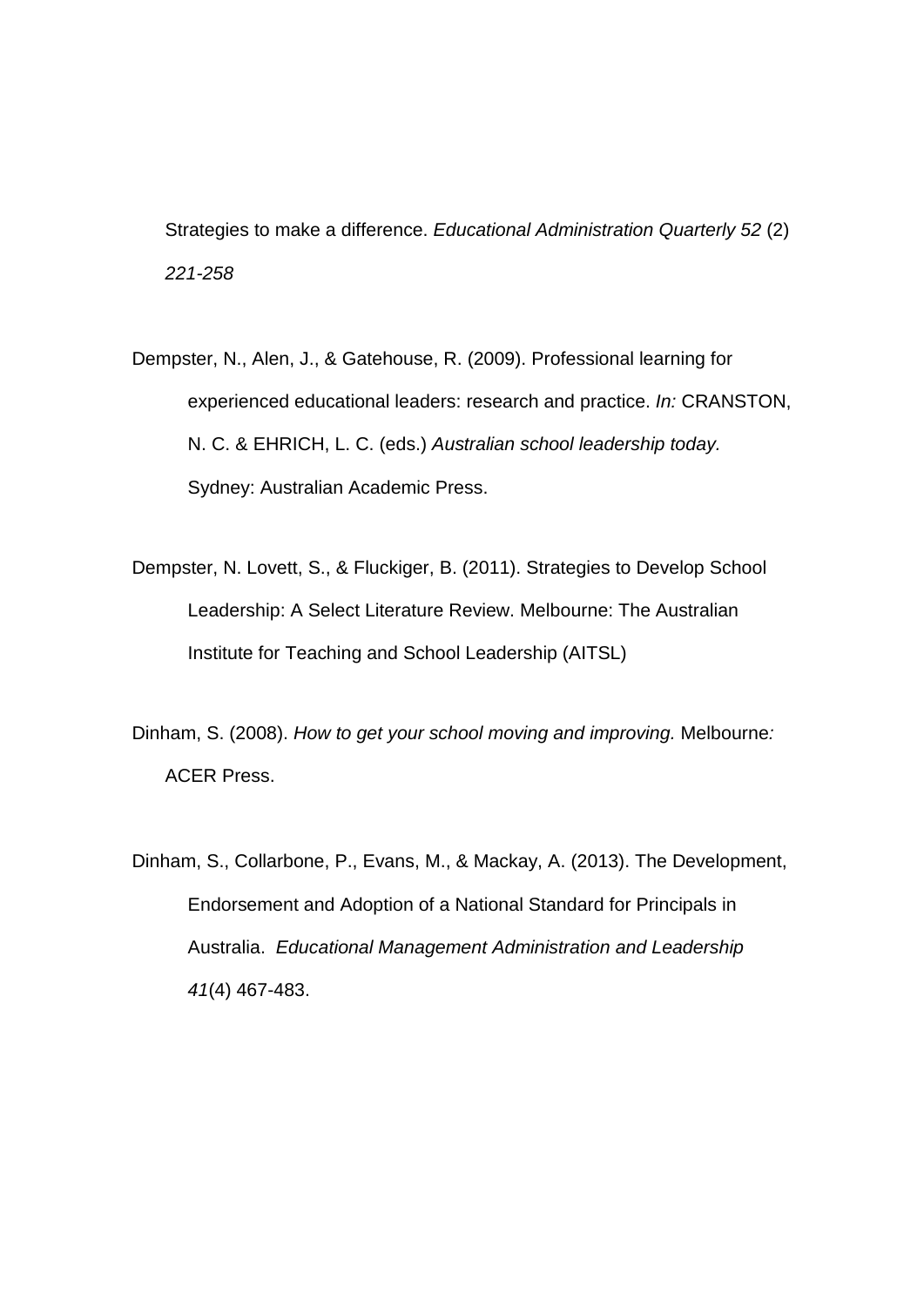Strategies to make a difference. *Educational Administration Quarterly 52* (2) *221-258*

Dempster, N., Alen, J., & Gatehouse, R. (2009). Professional learning for experienced educational leaders: research and practice. *In:* CRANSTON, N. C. & EHRICH, L. C. (eds.) *Australian school leadership today.* Sydney: Australian Academic Press.

Dempster, N. Lovett, S., & Fluckiger, B. (2011). Strategies to Develop School Leadership: A Select Literature Review. Melbourne: The Australian Institute for Teaching and School Leadership (AITSL)

Dinham, S. (2008). *How to get your school moving and improving.* Melbourne*:* ACER Press.

Dinham, S., Collarbone, P., Evans, M., & Mackay, A. (2013). The Development, Endorsement and Adoption of a National Standard for Principals in Australia. *Educational Management Administration and Leadership 41*(4) 467-483.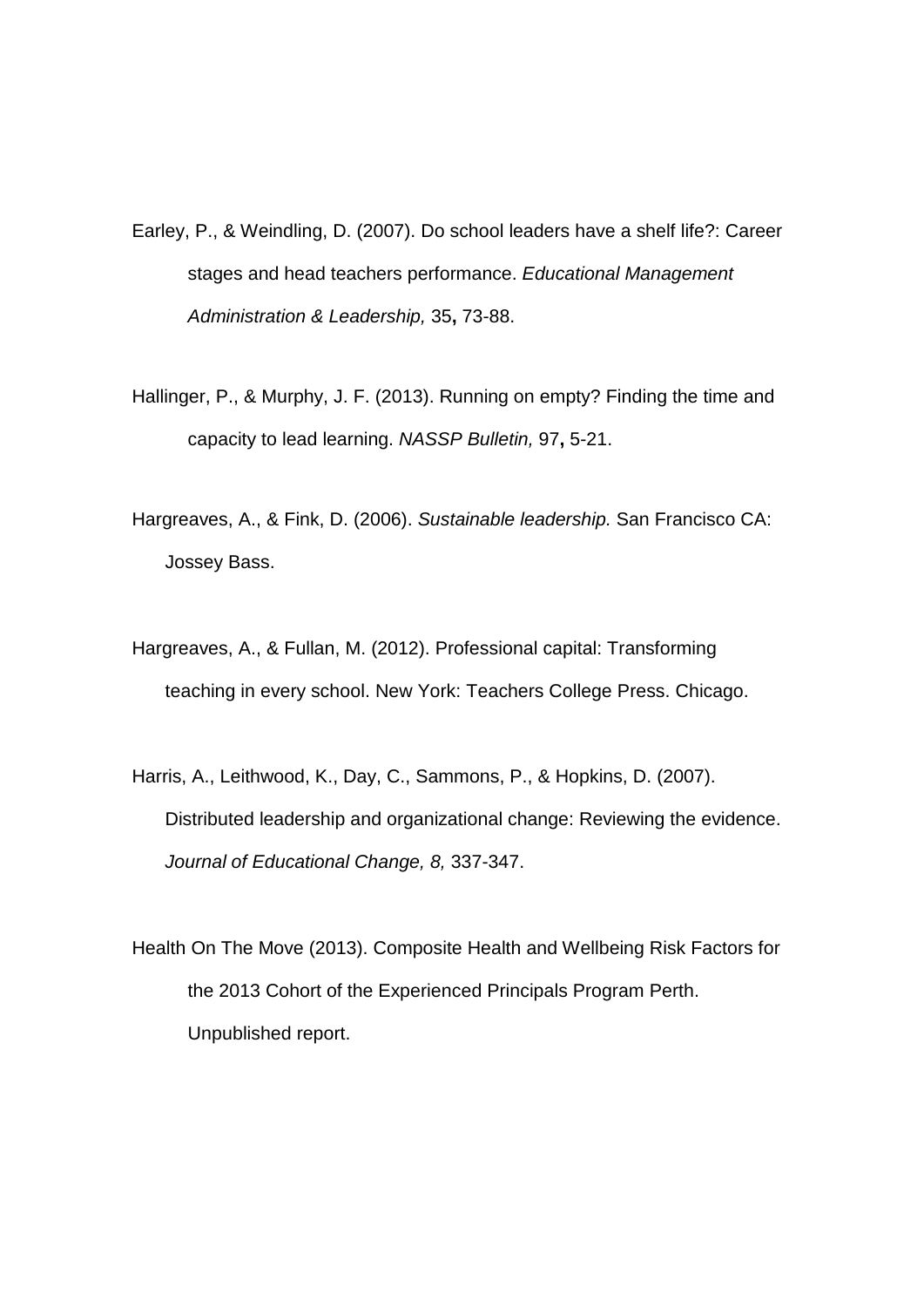Earley, P., & Weindling, D. (2007). Do school leaders have a shelf life?: Career stages and head teachers performance. *Educational Management Administration & Leadership,* 35**,** 73-88.

Hallinger, P., & Murphy, J. F. (2013). Running on empty? Finding the time and capacity to lead learning. *NASSP Bulletin,* 97**,** 5-21.

Hargreaves, A., & Fink, D. (2006). *Sustainable leadership.* San Francisco CA: Jossey Bass.

Hargreaves, A., & Fullan, M. (2012). Professional capital: Transforming teaching in every school. New York: Teachers College Press. Chicago.

Harris, A., Leithwood, K., Day, C., Sammons, P., & Hopkins, D. (2007). Distributed leadership and organizational change: Reviewing the evidence. *Journal of Educational Change, 8,* 337-347.

Health On The Move (2013). Composite Health and Wellbeing Risk Factors for the 2013 Cohort of the Experienced Principals Program Perth. Unpublished report.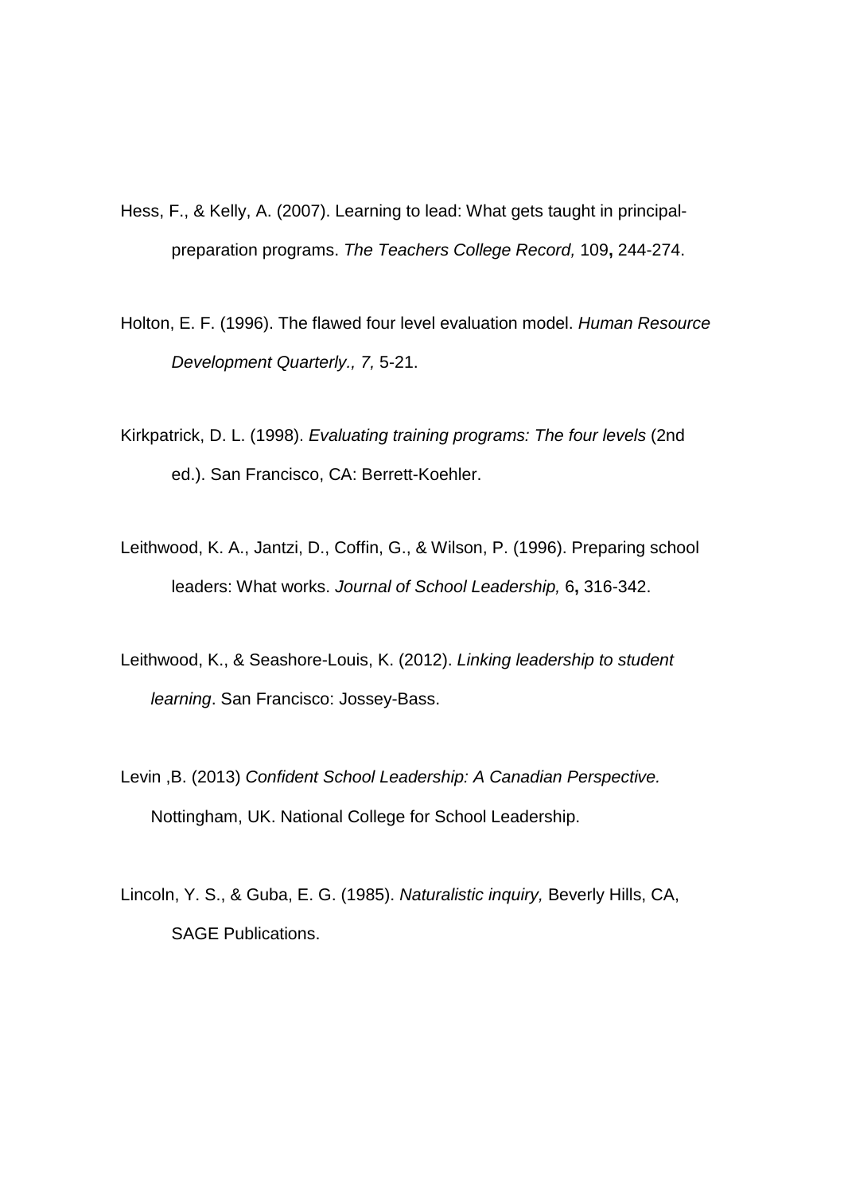Hess, F., & Kelly, A. (2007). Learning to lead: What gets taught in principal-preparation programs. *The Teachers College Record,* 109**,** 244-274.

Holton, E. F. (1996). The flawed four level evaluation model. *Human Resource Development Quarterly., 7,* 5-21.

Kirkpatrick, D. L. (1998). *Evaluating training programs: The four levels* (2nd ed.). San Francisco, CA: Berrett-Koehler.

Leithwood, K. A., Jantzi, D., Coffin, G., & Wilson, P. (1996). Preparing school leaders: What works. *Journal of School Leadership,* 6**,** 316-342.

Leithwood, K., & Seashore-Louis, K. (2012). *Linking leadership to student learning*. San Francisco: Jossey-Bass.

Levin ,B. (2013) *Confident School Leadership: A Canadian Perspective.* Nottingham, UK. National College for School Leadership.

Lincoln, Y. S., & Guba, E. G. (1985). *Naturalistic inquiry,* Beverly Hills, CA, SAGE Publications.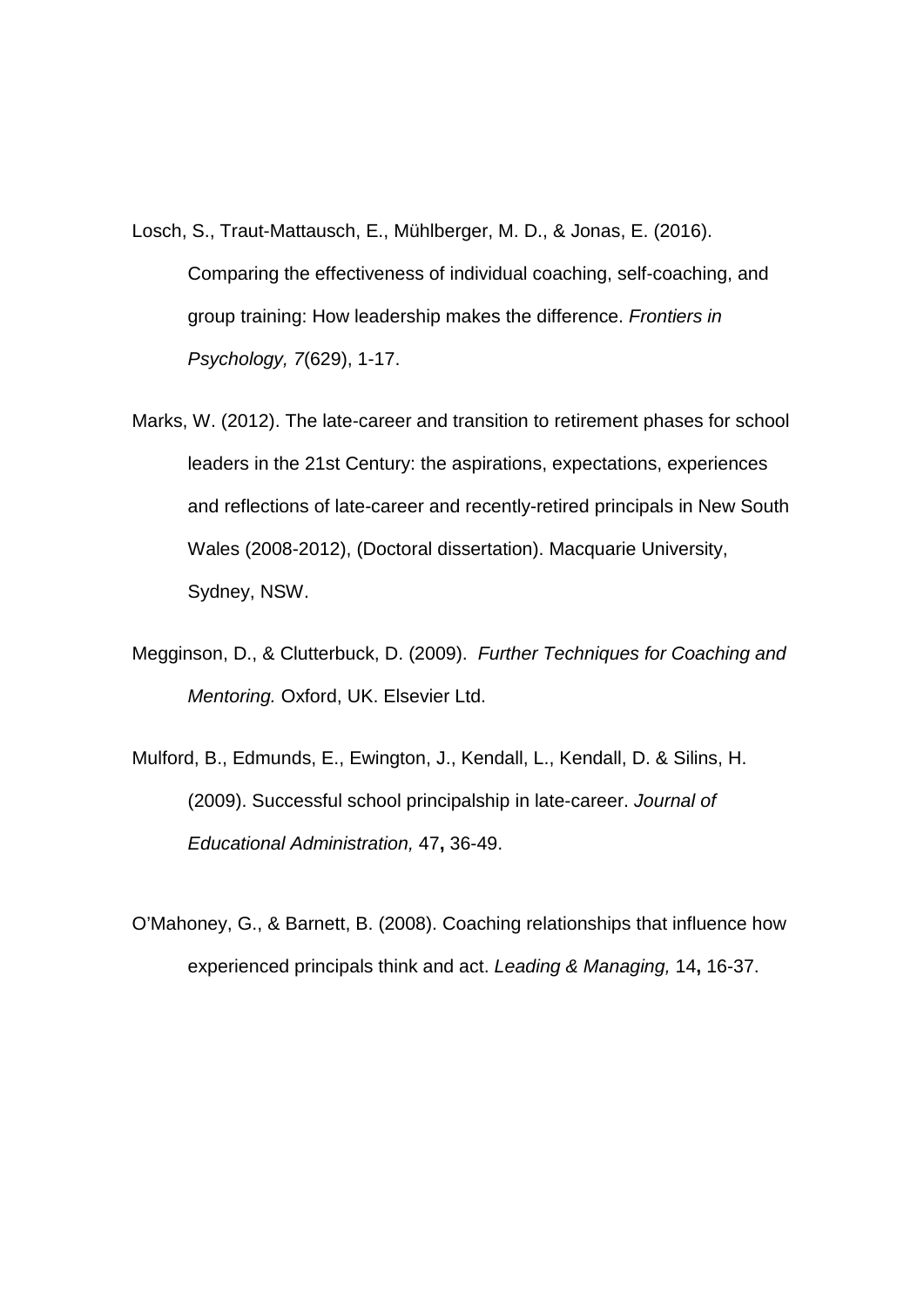Losch, S., Traut-Mattausch, E., Mühlberger, M. D., & Jonas, E. (2016). Comparing the effectiveness of individual coaching, self-coaching, and group training: How leadership makes the difference. *Frontiers in Psychology, 7*(629), 1-17.

Marks, W. (2012). The late-career and transition to retirement phases for school leaders in the 21st Century: the aspirations, expectations, experiences and reflections of late-career and recently-retired principals in New South Wales (2008-2012), (Doctoral dissertation). Macquarie University, Sydney, NSW.

Megginson, D., & Clutterbuck, D. (2009). *Further Techniques for Coaching and Mentoring.* Oxford, UK. Elsevier Ltd.

Mulford, B., Edmunds, E., Ewington, J., Kendall, L., Kendall, D. & Silins, H. (2009). Successful school principalship in late-career. *Journal of Educational Administration,* 47**,** 36-49.

O'Mahoney, G., & Barnett, B. (2008). Coaching relationships that influence how experienced principals think and act. *Leading & Managing,* 14**,** 16-37.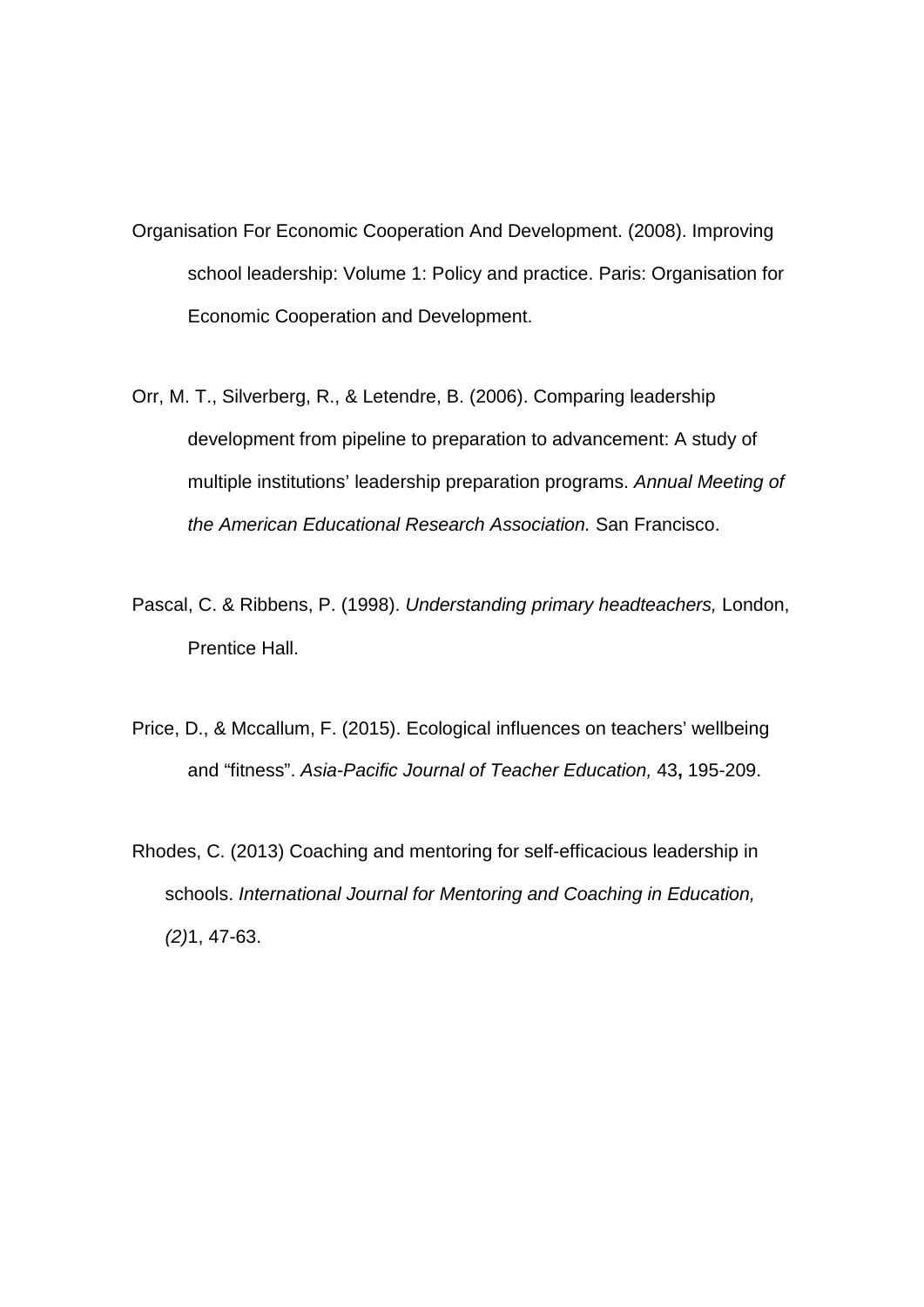Organisation For Economic Cooperation And Development. (2008). Improving school leadership: Volume 1: Policy and practice. Paris: Organisation for Economic Cooperation and Development.

Orr, M. T., Silverberg, R., & Letendre, B. (2006). Comparing leadership development from pipeline to preparation to advancement: A study of multiple institutions' leadership preparation programs. *Annual Meeting of the American Educational Research Association.* San Francisco.

Pascal, C. & Ribbens, P. (1998). *Understanding primary headteachers,* London, Prentice Hall.

Price, D., & Mccallum, F. (2015). Ecological influences on teachers' wellbeing and "fitness". *Asia-Pacific Journal of Teacher Education,* 43**,** 195-209.

Rhodes, C. (2013) Coaching and mentoring for self-efficacious leadership in schools. *International Journal for Mentoring and Coaching in Education, (2)*1, 47-63.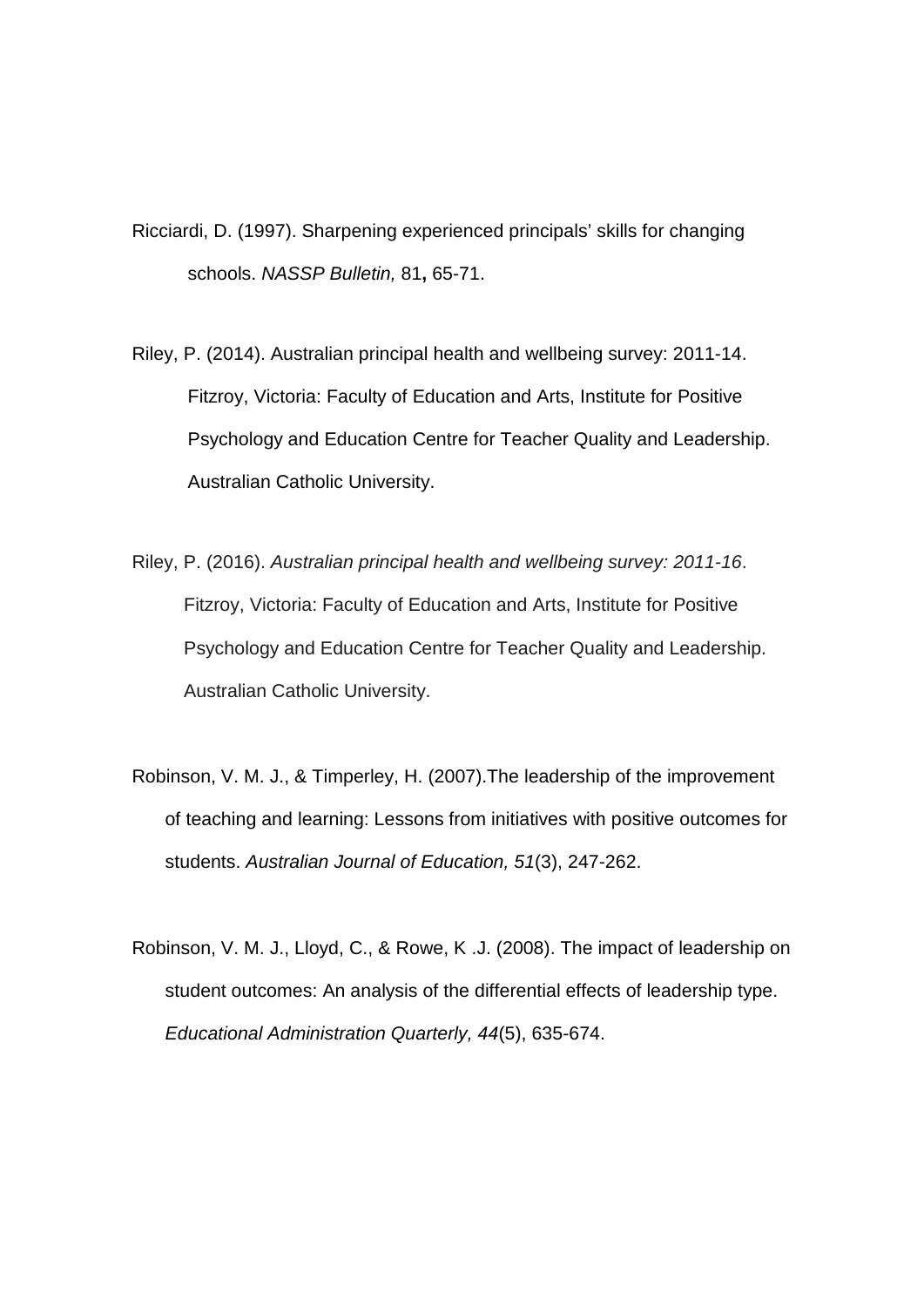Ricciardi, D. (1997). Sharpening experienced principals' skills for changing schools. *NASSP Bulletin,* 81**,** 65-71.

Riley, P. (2014). Australian principal health and wellbeing survey: 2011-14. Fitzroy, Victoria: Faculty of Education and Arts, Institute for Positive Psychology and Education Centre for Teacher Quality and Leadership. Australian Catholic University.

Riley, P. (2016). *Australian principal health and wellbeing survey: 2011-16*. Fitzroy, Victoria: Faculty of Education and Arts, Institute for Positive Psychology and Education Centre for Teacher Quality and Leadership. Australian Catholic University.

Robinson, V. M. J., & Timperley, H. (2007).The leadership of the improvement of teaching and learning: Lessons from initiatives with positive outcomes for students. *Australian Journal of Education, 51*(3), 247-262.

Robinson, V. M. J., Lloyd, C., & Rowe, K .J. (2008). The impact of leadership on student outcomes: An analysis of the differential effects of leadership type. *Educational Administration Quarterly, 44*(5), 635-674.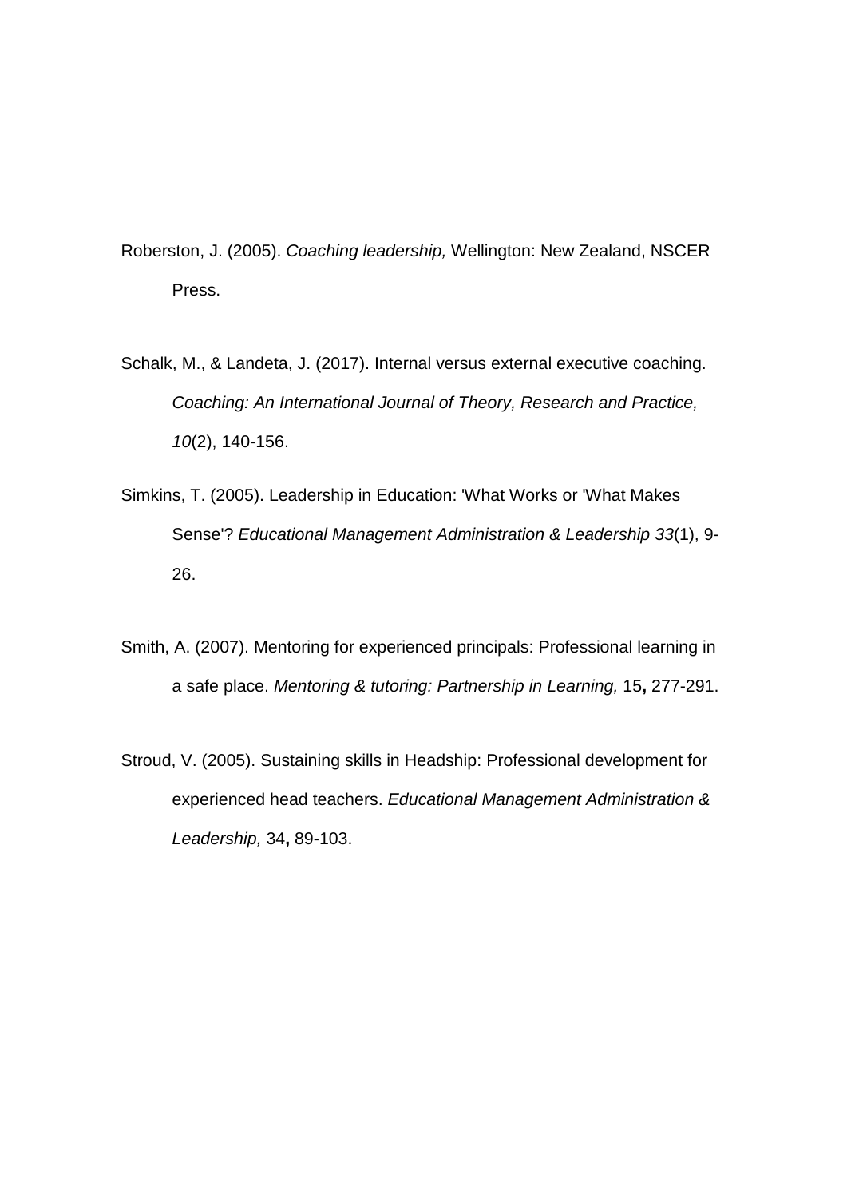Roberston, J. (2005). *Coaching leadership,* Wellington: New Zealand, NSCER Press.

Schalk, M., & Landeta, J. (2017). Internal versus external executive coaching. *Coaching: An International Journal of Theory, Research and Practice, 10*(2), 140-156.

Simkins, T. (2005). Leadership in Education: 'What Works or 'What Makes Sense'? *Educational Management Administration & Leadership 33*(1), 9-26.

Smith, A. (2007). Mentoring for experienced principals: Professional learning in a safe place. *Mentoring & tutoring: Partnership in Learning,* 15**,** 277-291.

Stroud, V. (2005). Sustaining skills in Headship: Professional development for experienced head teachers. *Educational Management Administration & Leadership,* 34**,** 89-103.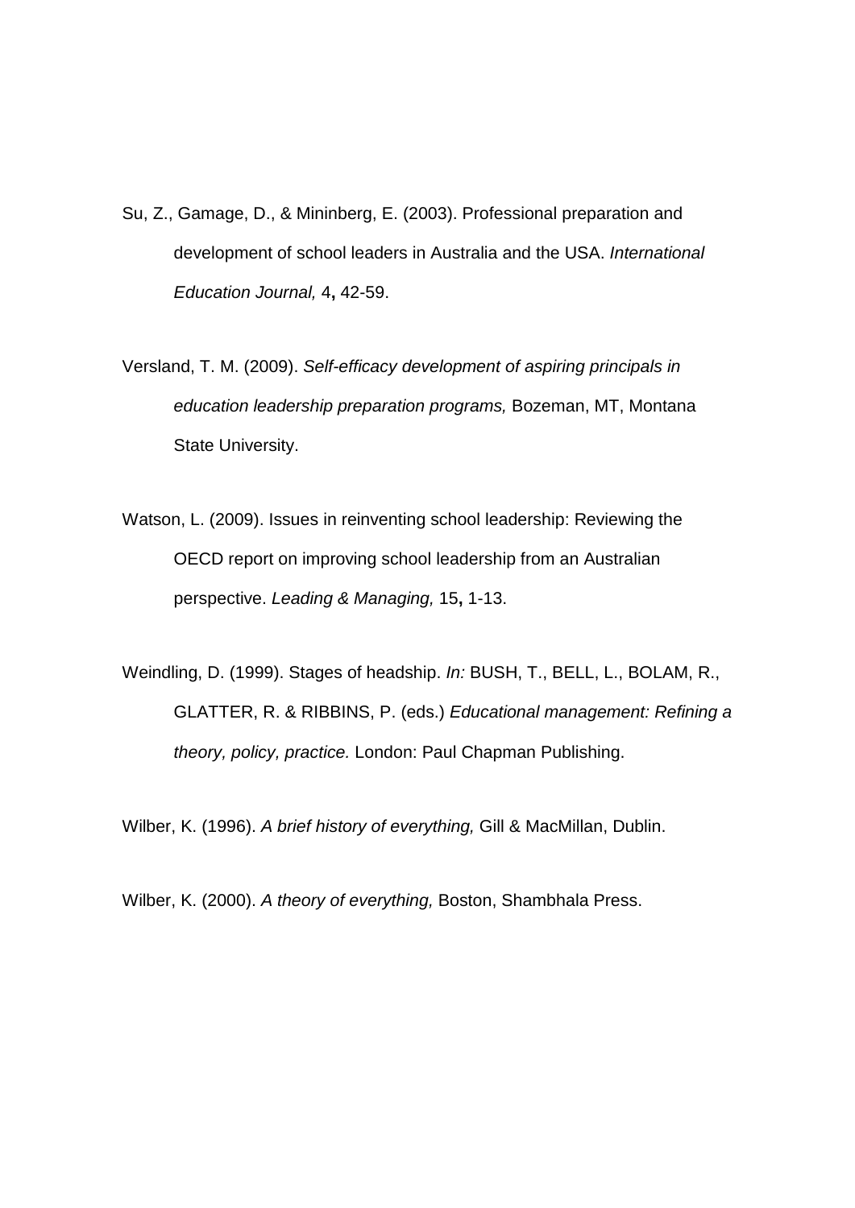Su, Z., Gamage, D., & Mininberg, E. (2003). Professional preparation and development of school leaders in Australia and the USA. *International Education Journal,* 4**,** 42-59.

Versland, T. M. (2009). *Self-efficacy development of aspiring principals in education leadership preparation programs,* Bozeman, MT, Montana State University.

Watson, L. (2009). Issues in reinventing school leadership: Reviewing the OECD report on improving school leadership from an Australian perspective. *Leading & Managing,* 15**,** 1-13.

Weindling, D. (1999). Stages of headship. *In:* BUSH, T., BELL, L., BOLAM, R., GLATTER, R. & RIBBINS, P. (eds.) *Educational management: Refining a theory, policy, practice.* London: Paul Chapman Publishing.

Wilber, K. (1996). *A brief history of everything,* Gill & MacMillan, Dublin.

Wilber, K. (2000). *A theory of everything,* Boston, Shambhala Press.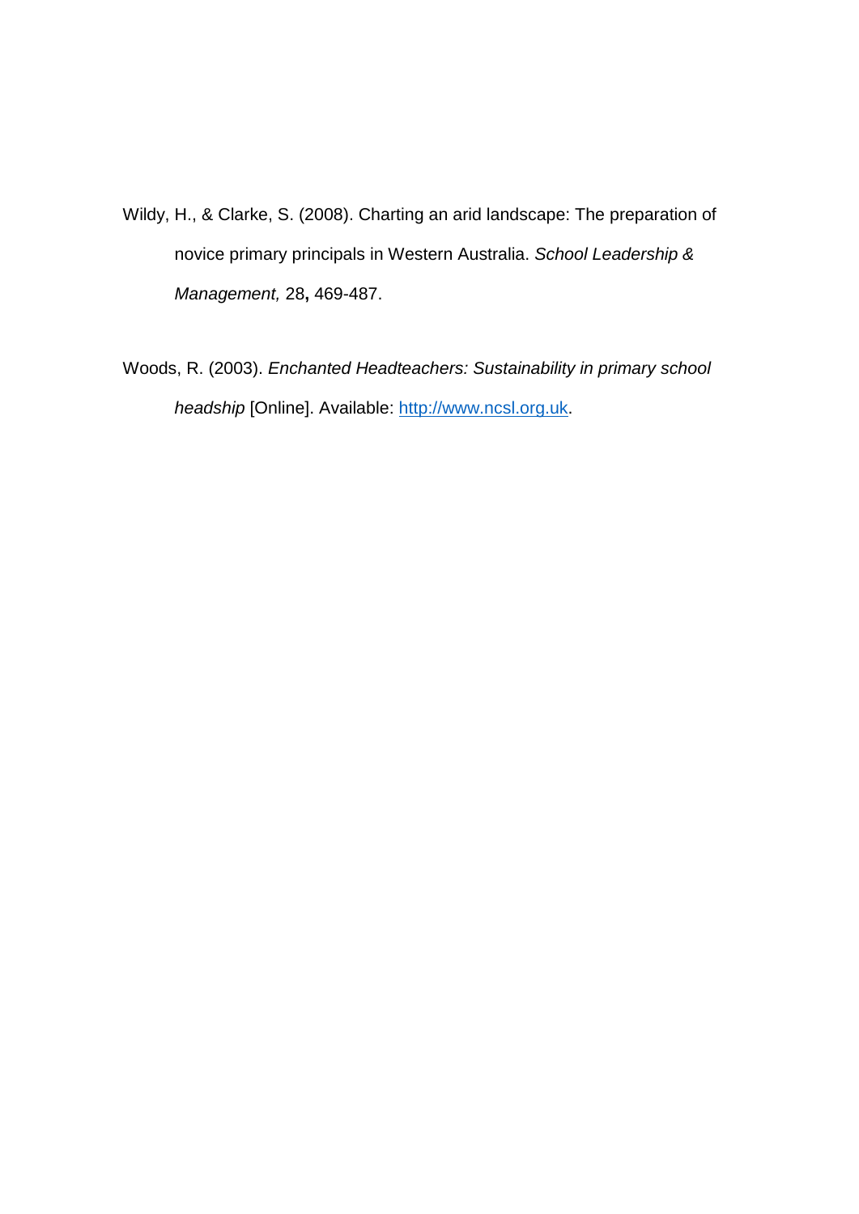Wildy, H., & Clarke, S. (2008). Charting an arid landscape: The preparation of novice primary principals in Western Australia. *School Leadership & Management,* 28**,** 469-487.

Woods, R. (2003). *Enchanted Headteachers: Sustainability in primary school headship* [Online]. Available: http://www.ncsl.org.uk.